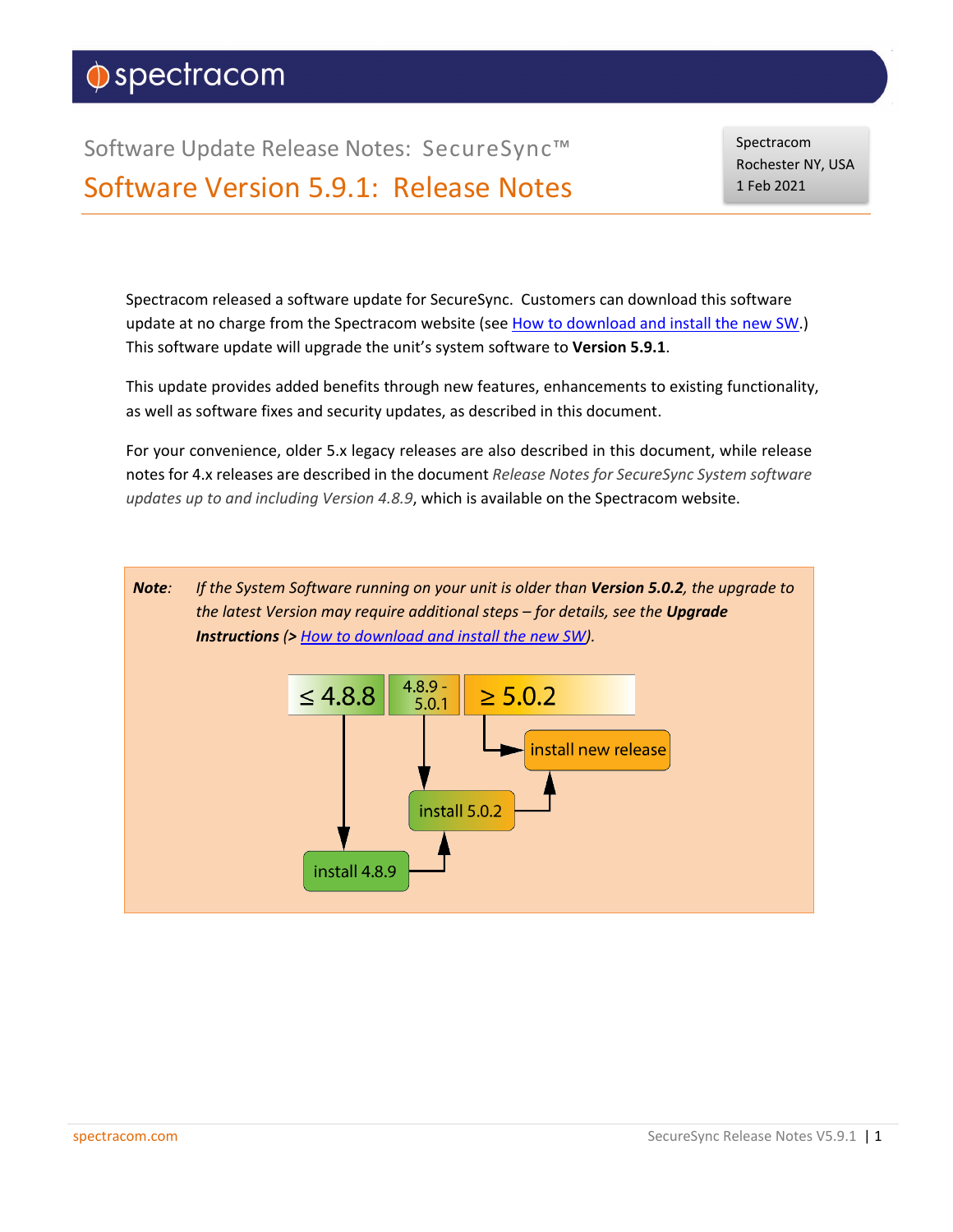spectracom

Software Update Release Notes: SecureSync™

# Software Version 5.9.1: Release Notes

Spectracom
Rochester NY, USA
1 Feb 2021

Spectracom released a software update for SecureSync. Customers can download this software update at no charge from the Spectracom website (see How to download and install the new SW.) This software update will upgrade the unit's system software to **Version 5.9.1**.

This update provides added benefits through new features, enhancements to existing functionality, as well as software fixes and security updates, as described in this document.

For your convenience, older 5.x legacy releases are also described in this document, while release notes for 4.x releases are described in the document *Release Notes for SecureSync System software updates up to and including Version 4.8.9*, which is available on the Spectracom website.

**Note**: *If the System Software running on your unit is older than **Version 5.0.2**, the upgrade to the latest Version may require additional steps – for details, see the **Upgrade Instructions** (> How to download and install the new SW).*

≤ 4.8.8 → install 4.8.9 → install 5.0.2 → install new release

4.8.9 - 5.0.1 → install 5.0.2 → install new release

≥ 5.0.2 → install new release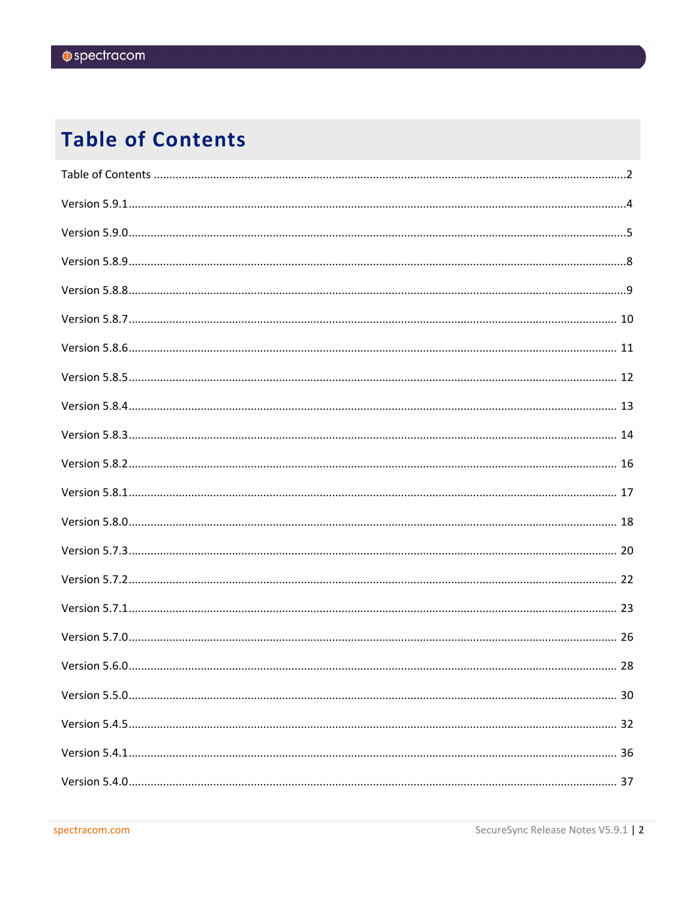# Table of Contents

Table of Contents ..........2

Version 5.9.1 ..........4

Version 5.9.0 ..........5

Version 5.8.9 ..........8

Version 5.8.8 ..........9

Version 5.8.7 ..........10

Version 5.8.6 ..........11

Version 5.8.5 ..........12

Version 5.8.4 ..........13

Version 5.8.3 ..........14

Version 5.8.2 ..........16

Version 5.8.1 ..........17

Version 5.8.0 ..........18

Version 5.7.3 ..........20

Version 5.7.2 ..........22

Version 5.7.1 ..........23

Version 5.7.0 ..........26

Version 5.6.0 ..........28

Version 5.5.0 ..........30

Version 5.4.5 ..........32

Version 5.4.1 ..........36

Version 5.4.0 ..........37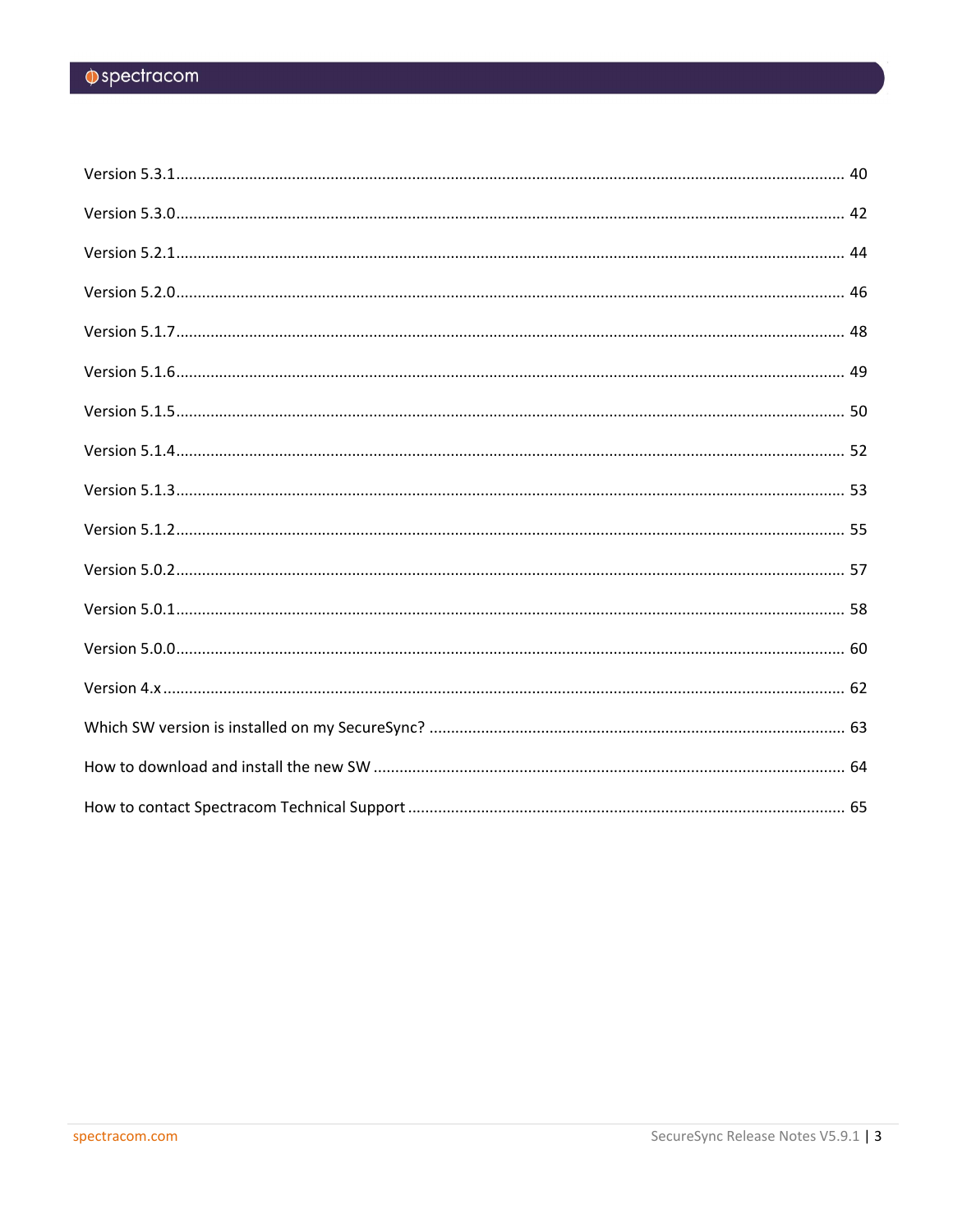Version 5.3.1 ........................................................................................................................................ 40

Version 5.3.0 ........................................................................................................................................ 42

Version 5.2.1 ........................................................................................................................................ 44

Version 5.2.0 ........................................................................................................................................ 46

Version 5.1.7 ........................................................................................................................................ 48

Version 5.1.6 ........................................................................................................................................ 49

Version 5.1.5 ........................................................................................................................................ 50

Version 5.1.4 ........................................................................................................................................ 52

Version 5.1.3 ........................................................................................................................................ 53

Version 5.1.2 ........................................................................................................................................ 55

Version 5.0.2 ........................................................................................................................................ 57

Version 5.0.1 ........................................................................................................................................ 58

Version 5.0.0 ........................................................................................................................................ 60

Version 4.x ............................................................................................................................................ 62

Which SW version is installed on my SecureSync? ................................................................................ 63

How to download and install the new SW ............................................................................................ 64

How to contact Spectracom Technical Support .................................................................................... 65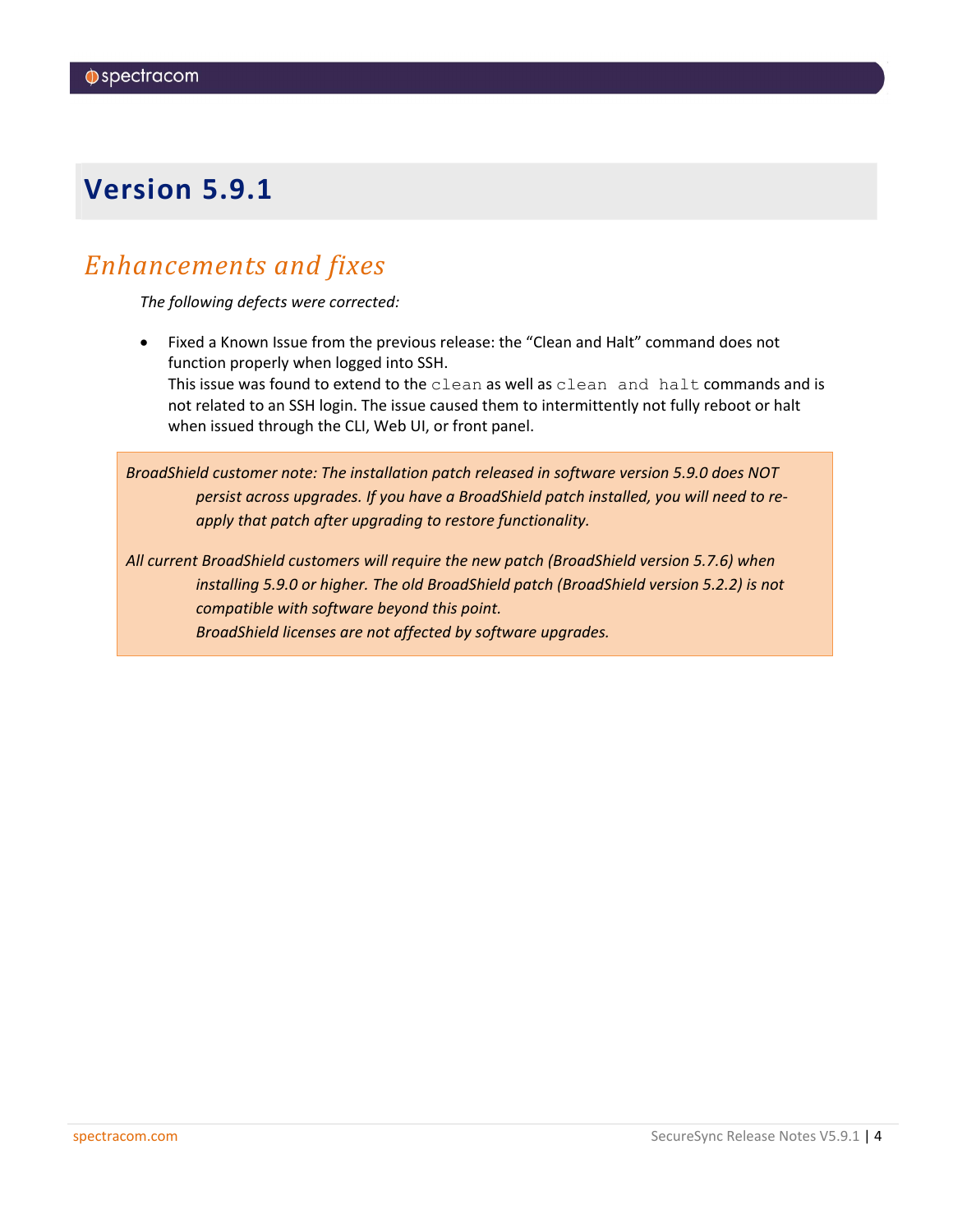# Version 5.9.1

## *Enhancements and fixes*

*The following defects were corrected:*

- Fixed a Known Issue from the previous release: the "Clean and Halt" command does not function properly when logged into SSH.
  This issue was found to extend to the `clean` as well as `clean and halt` commands and is not related to an SSH login. The issue caused them to intermittently not fully reboot or halt when issued through the CLI, Web UI, or front panel.

> *BroadShield customer note: The installation patch released in software version 5.9.0 does NOT persist across upgrades. If you have a BroadShield patch installed, you will need to re-apply that patch after upgrading to restore functionality.*
>
> *All current BroadShield customers will require the new patch (BroadShield version 5.7.6) when installing 5.9.0 or higher. The old BroadShield patch (BroadShield version 5.2.2) is not compatible with software beyond this point.*
> *BroadShield licenses are not affected by software upgrades.*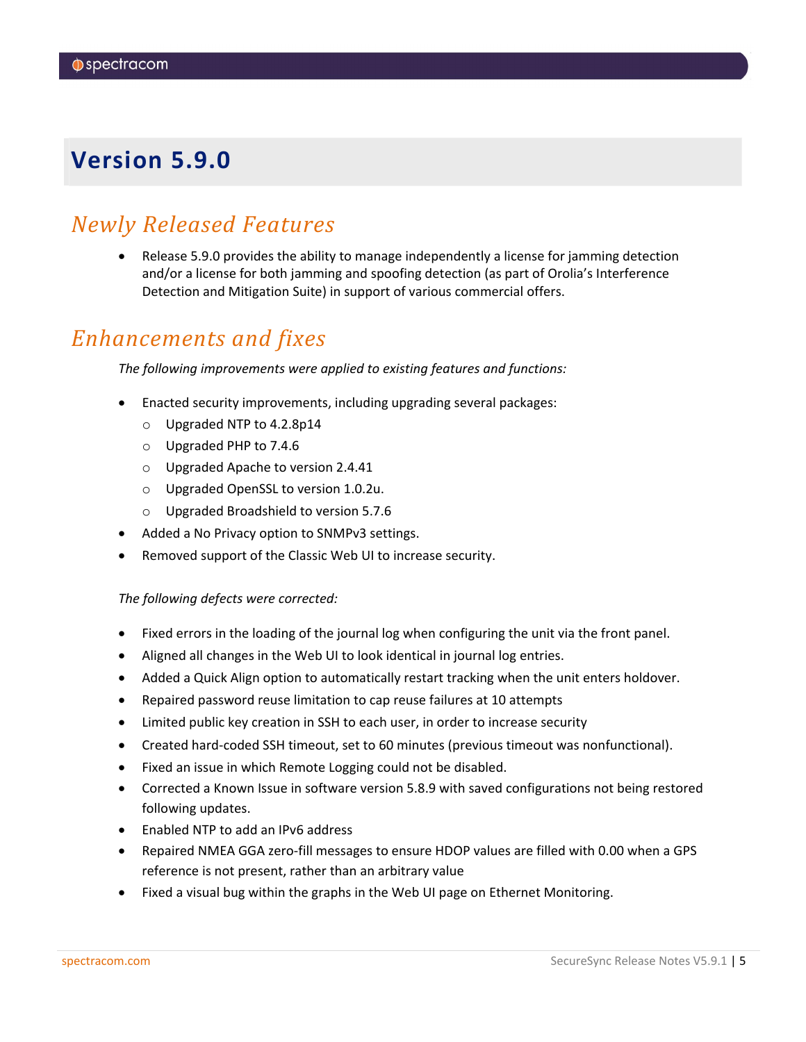# Version 5.9.0

## Newly Released Features

- Release 5.9.0 provides the ability to manage independently a license for jamming detection and/or a license for both jamming and spoofing detection (as part of Orolia's Interference Detection and Mitigation Suite) in support of various commercial offers.

## Enhancements and fixes

*The following improvements were applied to existing features and functions:*

- Enacted security improvements, including upgrading several packages:
  - Upgraded NTP to 4.2.8p14
  - Upgraded PHP to 7.4.6
  - Upgraded Apache to version 2.4.41
  - Upgraded OpenSSL to version 1.0.2u.
  - Upgraded Broadshield to version 5.7.6
- Added a No Privacy option to SNMPv3 settings.
- Removed support of the Classic Web UI to increase security.

*The following defects were corrected:*

- Fixed errors in the loading of the journal log when configuring the unit via the front panel.
- Aligned all changes in the Web UI to look identical in journal log entries.
- Added a Quick Align option to automatically restart tracking when the unit enters holdover.
- Repaired password reuse limitation to cap reuse failures at 10 attempts
- Limited public key creation in SSH to each user, in order to increase security
- Created hard-coded SSH timeout, set to 60 minutes (previous timeout was nonfunctional).
- Fixed an issue in which Remote Logging could not be disabled.
- Corrected a Known Issue in software version 5.8.9 with saved configurations not being restored following updates.
- Enabled NTP to add an IPv6 address
- Repaired NMEA GGA zero-fill messages to ensure HDOP values are filled with 0.00 when a GPS reference is not present, rather than an arbitrary value
- Fixed a visual bug within the graphs in the Web UI page on Ethernet Monitoring.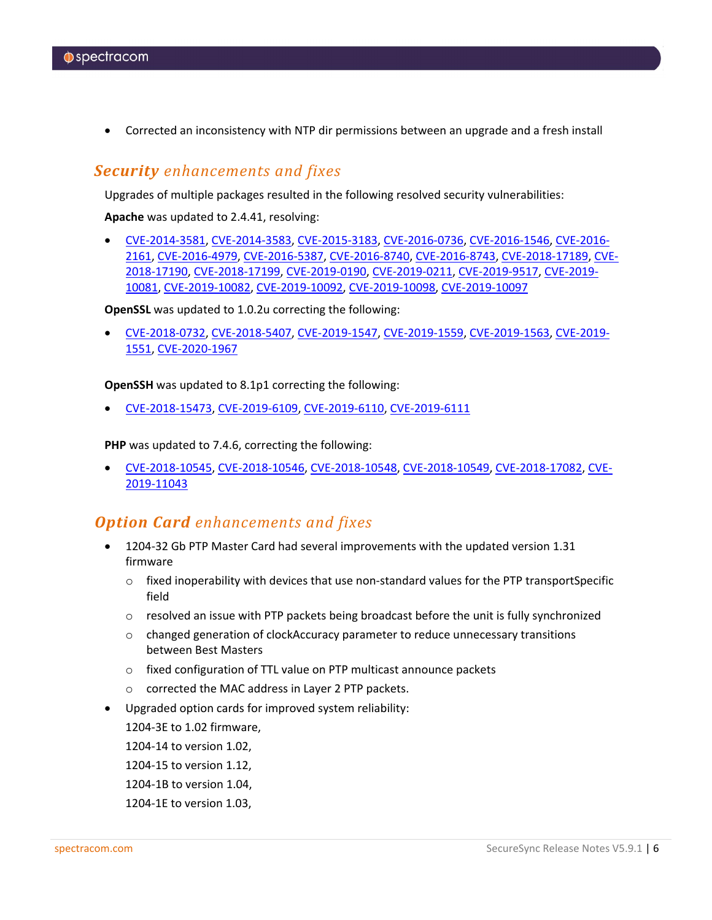- Corrected an inconsistency with NTP dir permissions between an upgrade and a fresh install

## ***Security** enhancements and fixes*

Upgrades of multiple packages resulted in the following resolved security vulnerabilities:

**Apache** was updated to 2.4.41, resolving:

- CVE-2014-3581, CVE-2014-3583, CVE-2015-3183, CVE-2016-0736, CVE-2016-1546, CVE-2016-2161, CVE-2016-4979, CVE-2016-5387, CVE-2016-8740, CVE-2016-8743, CVE-2018-17189, CVE-2018-17190, CVE-2018-17199, CVE-2019-0190, CVE-2019-0211, CVE-2019-9517, CVE-2019-10081, CVE-2019-10082, CVE-2019-10092, CVE-2019-10098, CVE-2019-10097

**OpenSSL** was updated to 1.0.2u correcting the following:

- CVE-2018-0732, CVE-2018-5407, CVE-2019-1547, CVE-2019-1559, CVE-2019-1563, CVE-2019-1551, CVE-2020-1967

**OpenSSH** was updated to 8.1p1 correcting the following:

- CVE-2018-15473, CVE-2019-6109, CVE-2019-6110, CVE-2019-6111

**PHP** was updated to 7.4.6, correcting the following:

- CVE-2018-10545, CVE-2018-10546, CVE-2018-10548, CVE-2018-10549, CVE-2018-17082, CVE-2019-11043

## ***Option Card** enhancements and fixes*

- 1204-32 Gb PTP Master Card had several improvements with the updated version 1.31 firmware
  - fixed inoperability with devices that use non-standard values for the PTP transportSpecific field
  - resolved an issue with PTP packets being broadcast before the unit is fully synchronized
  - changed generation of clockAccuracy parameter to reduce unnecessary transitions between Best Masters
  - fixed configuration of TTL value on PTP multicast announce packets
  - corrected the MAC address in Layer 2 PTP packets.
- Upgraded option cards for improved system reliability:

  1204-3E to 1.02 firmware,

  1204-14 to version 1.02,

  1204-15 to version 1.12,

  1204-1B to version 1.04,

  1204-1E to version 1.03,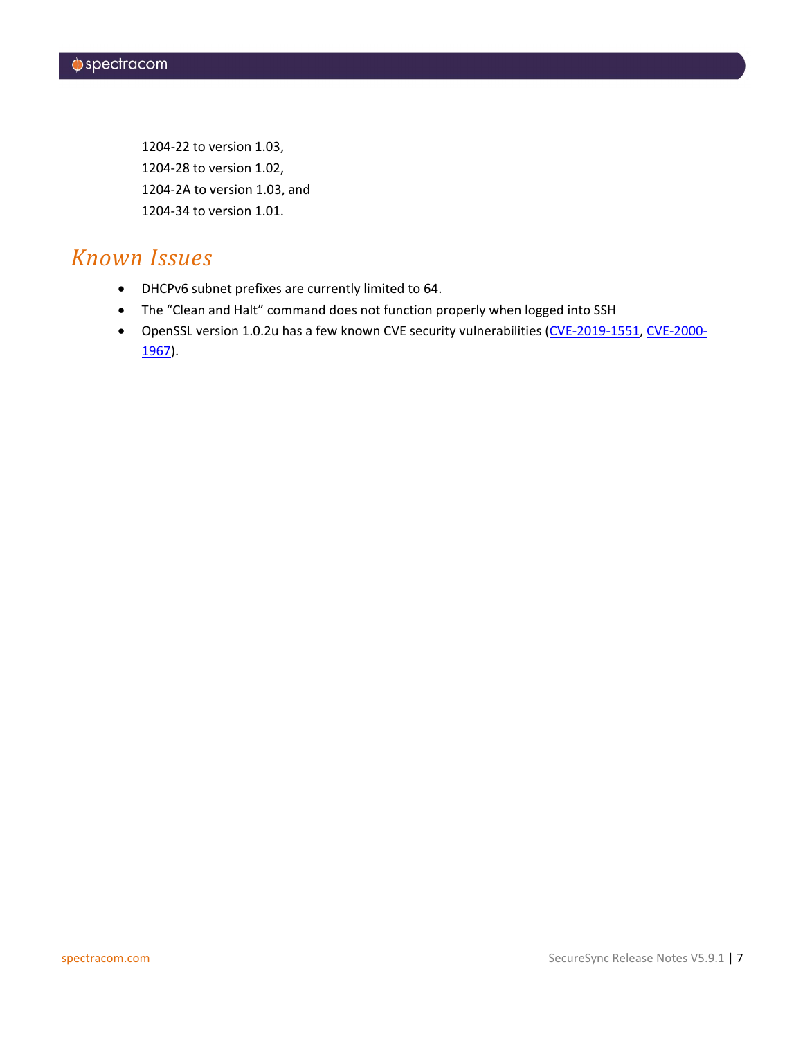1204-22 to version 1.03,

1204-28 to version 1.02,

1204-2A to version 1.03, and

1204-34 to version 1.01.

## Known Issues

- DHCPv6 subnet prefixes are currently limited to 64.
- The “Clean and Halt” command does not function properly when logged into SSH
- OpenSSL version 1.0.2u has a few known CVE security vulnerabilities (CVE-2019-1551, CVE-2000-1967).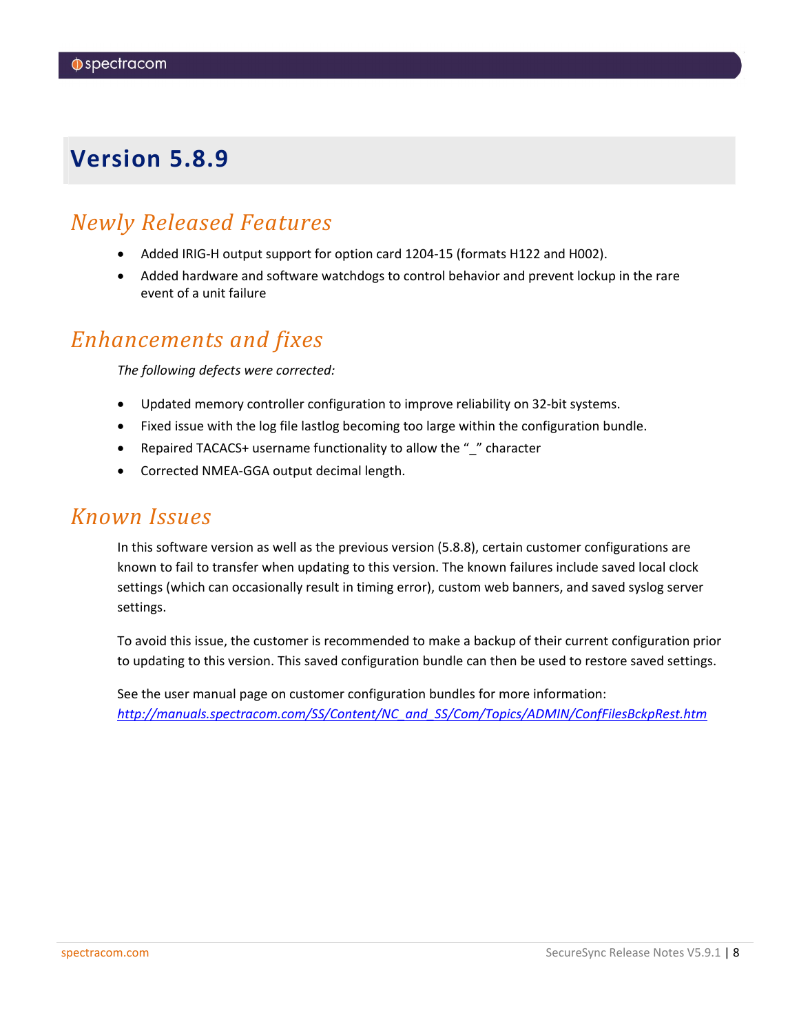# Version 5.8.9

## *Newly Released Features*

- Added IRIG-H output support for option card 1204-15 (formats H122 and H002).
- Added hardware and software watchdogs to control behavior and prevent lockup in the rare event of a unit failure

## *Enhancements and fixes*

*The following defects were corrected:*

- Updated memory controller configuration to improve reliability on 32-bit systems.
- Fixed issue with the log file lastlog becoming too large within the configuration bundle.
- Repaired TACACS+ username functionality to allow the "_" character
- Corrected NMEA-GGA output decimal length.

## *Known Issues*

In this software version as well as the previous version (5.8.8), certain customer configurations are known to fail to transfer when updating to this version. The known failures include saved local clock settings (which can occasionally result in timing error), custom web banners, and saved syslog server settings.

To avoid this issue, the customer is recommended to make a backup of their current configuration prior to updating to this version. This saved configuration bundle can then be used to restore saved settings.

See the user manual page on customer configuration bundles for more information:
*http://manuals.spectracom.com/SS/Content/NC_and_SS/Com/Topics/ADMIN/ConfFilesBckpRest.htm*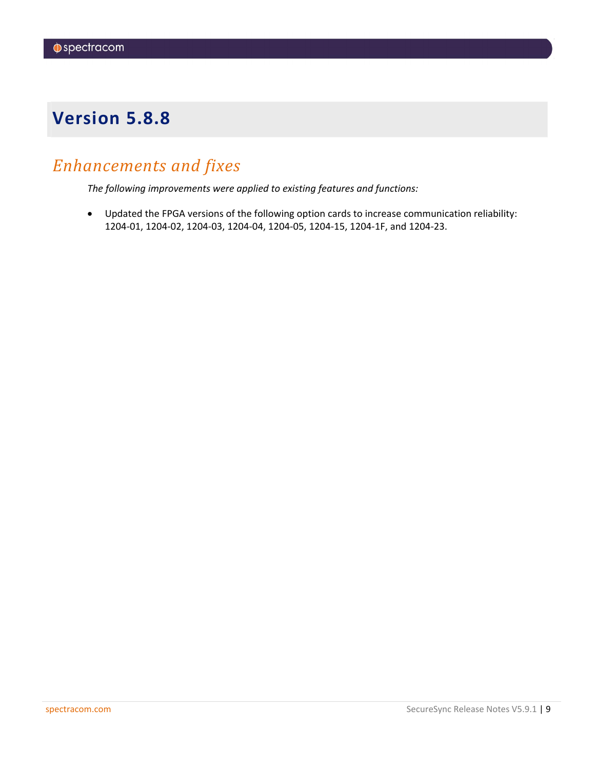# Version 5.8.8

## *Enhancements and fixes*

*The following improvements were applied to existing features and functions:*

- Updated the FPGA versions of the following option cards to increase communication reliability: 1204-01, 1204-02, 1204-03, 1204-04, 1204-05, 1204-15, 1204-1F, and 1204-23.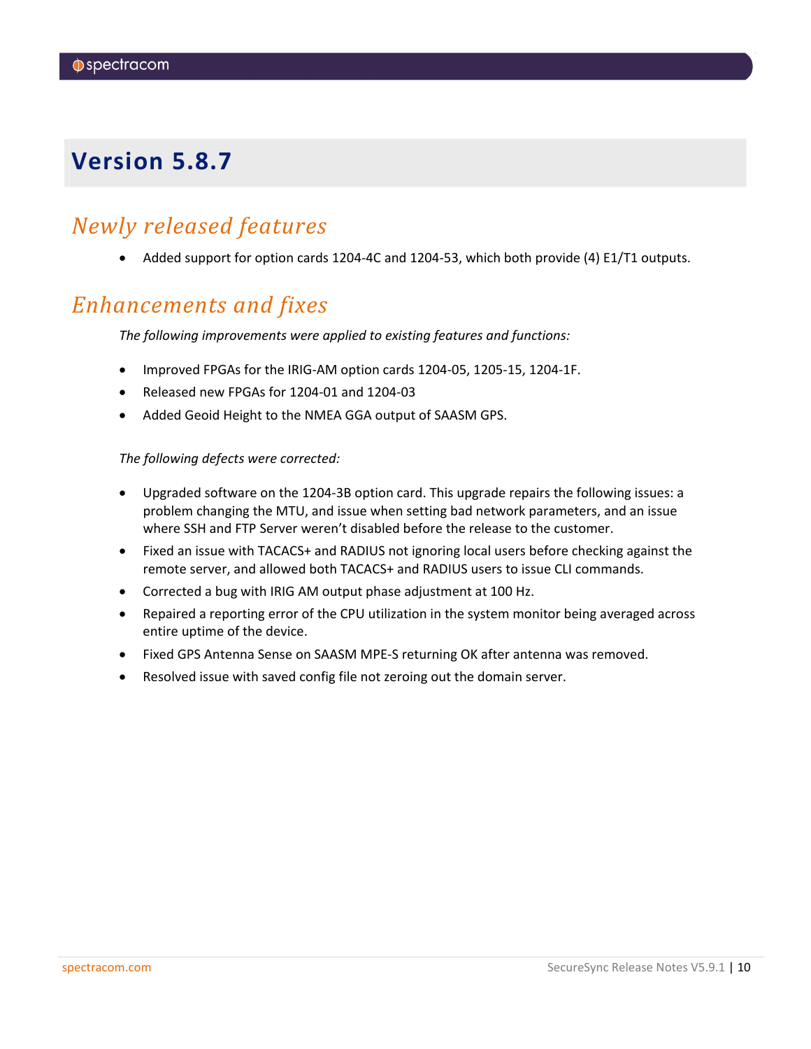# Version 5.8.7

## *Newly released features*

- Added support for option cards 1204-4C and 1204-53, which both provide (4) E1/T1 outputs.

## *Enhancements and fixes*

*The following improvements were applied to existing features and functions:*

- Improved FPGAs for the IRIG-AM option cards 1204-05, 1205-15, 1204-1F.
- Released new FPGAs for 1204-01 and 1204-03
- Added Geoid Height to the NMEA GGA output of SAASM GPS.

*The following defects were corrected:*

- Upgraded software on the 1204-3B option card. This upgrade repairs the following issues: a problem changing the MTU, and issue when setting bad network parameters, and an issue where SSH and FTP Server weren't disabled before the release to the customer.
- Fixed an issue with TACACS+ and RADIUS not ignoring local users before checking against the remote server, and allowed both TACACS+ and RADIUS users to issue CLI commands.
- Corrected a bug with IRIG AM output phase adjustment at 100 Hz.
- Repaired a reporting error of the CPU utilization in the system monitor being averaged across entire uptime of the device.
- Fixed GPS Antenna Sense on SAASM MPE-S returning OK after antenna was removed.
- Resolved issue with saved config file not zeroing out the domain server.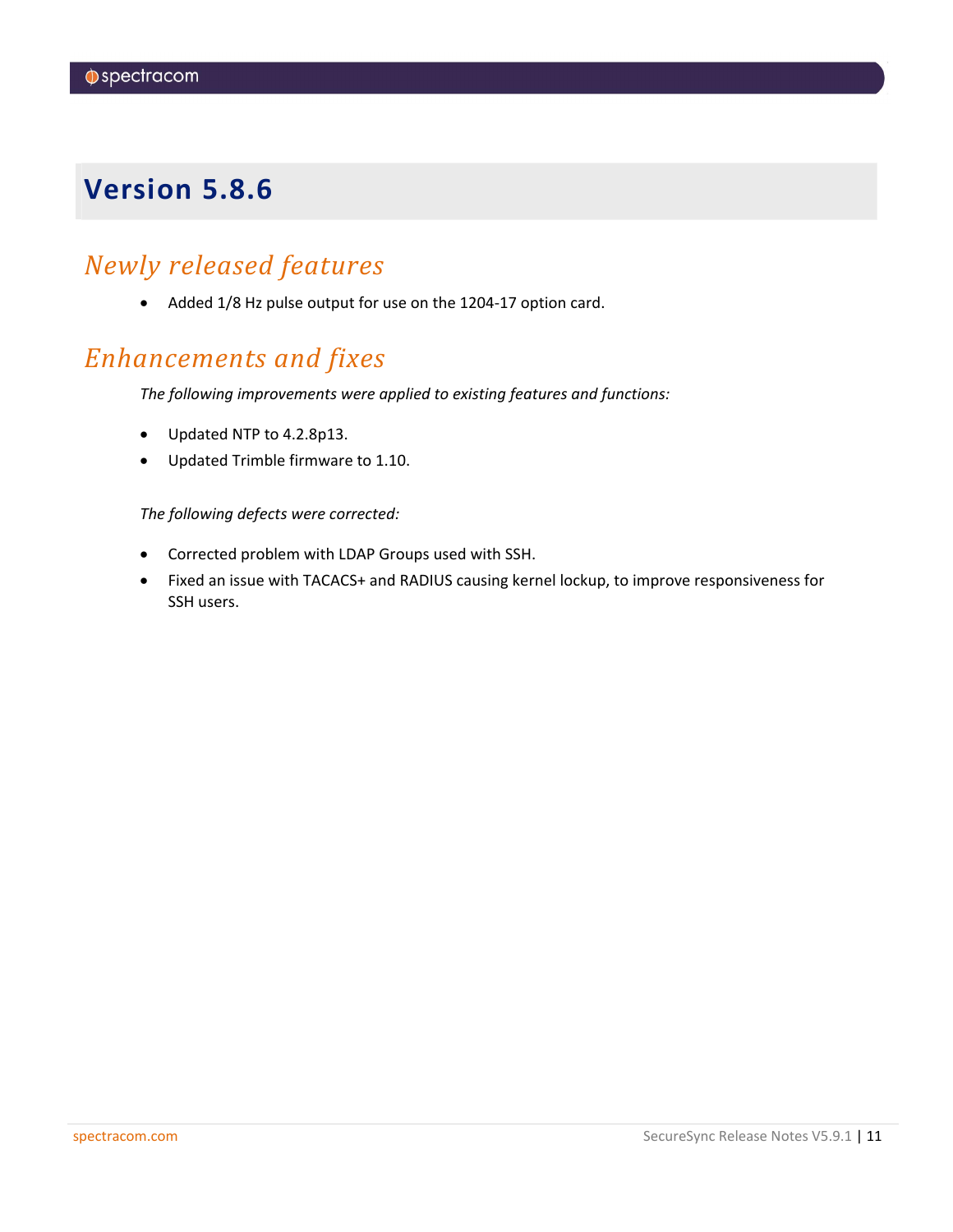# Version 5.8.6

## *Newly released features*

- Added 1/8 Hz pulse output for use on the 1204-17 option card.

## *Enhancements and fixes*

*The following improvements were applied to existing features and functions:*

- Updated NTP to 4.2.8p13.
- Updated Trimble firmware to 1.10.

*The following defects were corrected:*

- Corrected problem with LDAP Groups used with SSH.
- Fixed an issue with TACACS+ and RADIUS causing kernel lockup, to improve responsiveness for SSH users.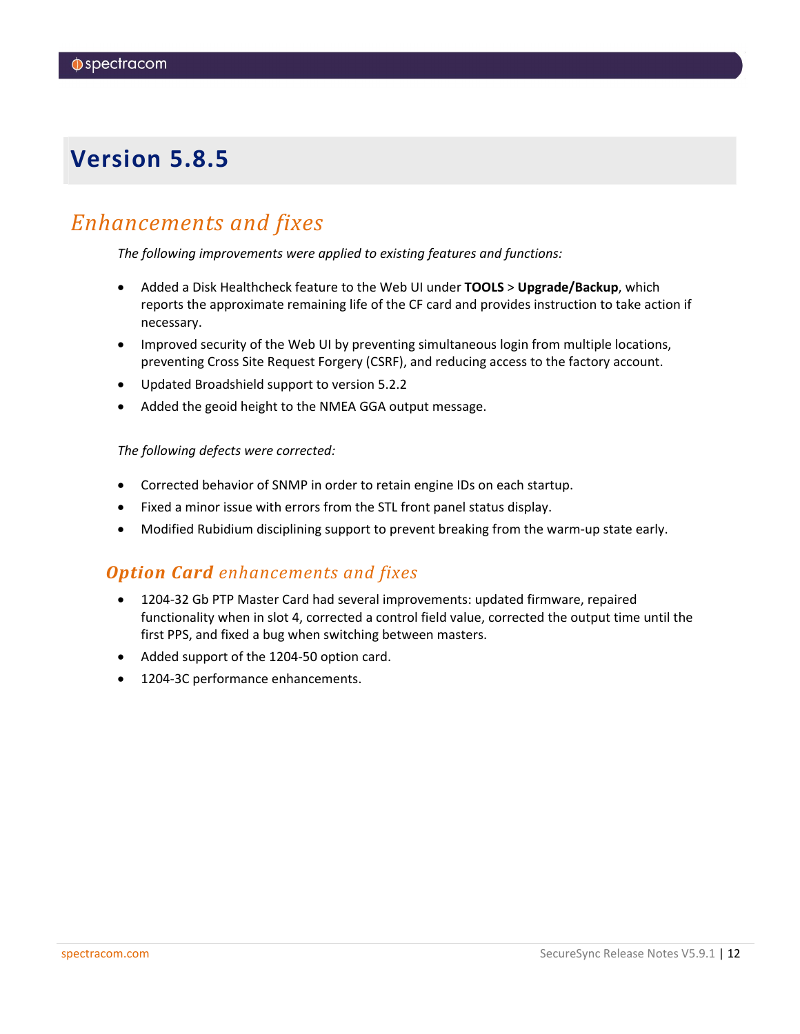# Version 5.8.5

## Enhancements and fixes

*The following improvements were applied to existing features and functions:*

- Added a Disk Healthcheck feature to the Web UI under **TOOLS** > **Upgrade/Backup**, which reports the approximate remaining life of the CF card and provides instruction to take action if necessary.
- Improved security of the Web UI by preventing simultaneous login from multiple locations, preventing Cross Site Request Forgery (CSRF), and reducing access to the factory account.
- Updated Broadshield support to version 5.2.2
- Added the geoid height to the NMEA GGA output message.

*The following defects were corrected:*

- Corrected behavior of SNMP in order to retain engine IDs on each startup.
- Fixed a minor issue with errors from the STL front panel status display.
- Modified Rubidium disciplining support to prevent breaking from the warm-up state early.

### **Option Card** enhancements and fixes

- 1204-32 Gb PTP Master Card had several improvements: updated firmware, repaired functionality when in slot 4, corrected a control field value, corrected the output time until the first PPS, and fixed a bug when switching between masters.
- Added support of the 1204-50 option card.
- 1204-3C performance enhancements.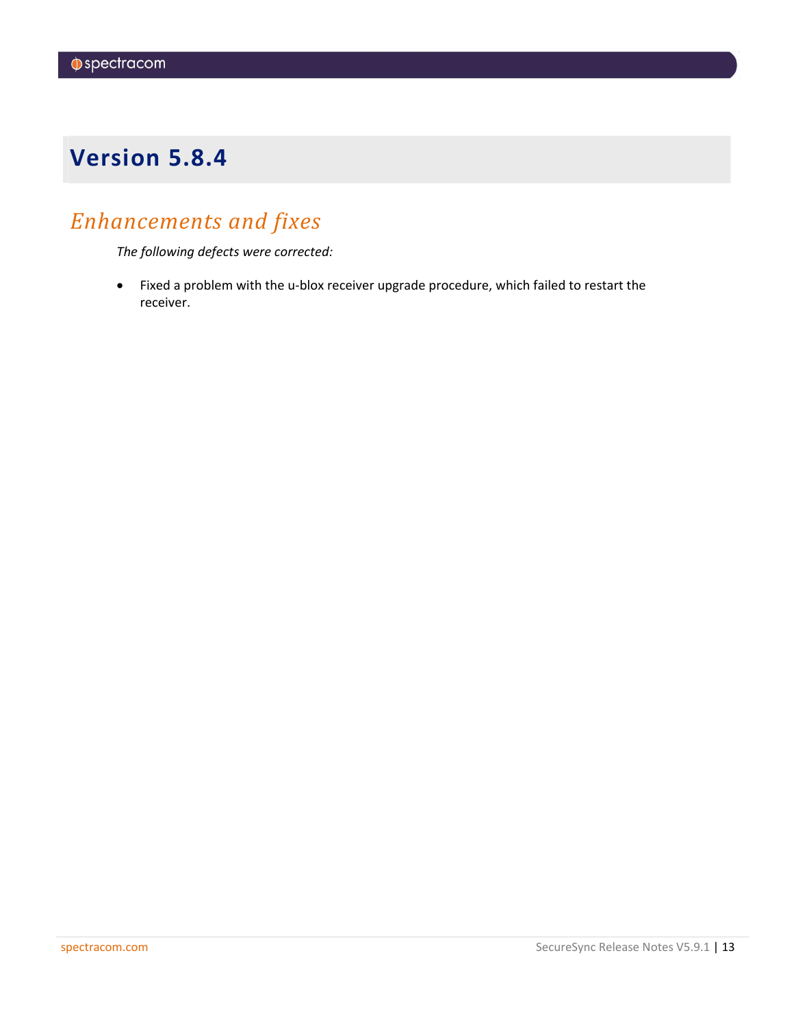# Version 5.8.4

## *Enhancements and fixes*

*The following defects were corrected:*

- Fixed a problem with the u-blox receiver upgrade procedure, which failed to restart the receiver.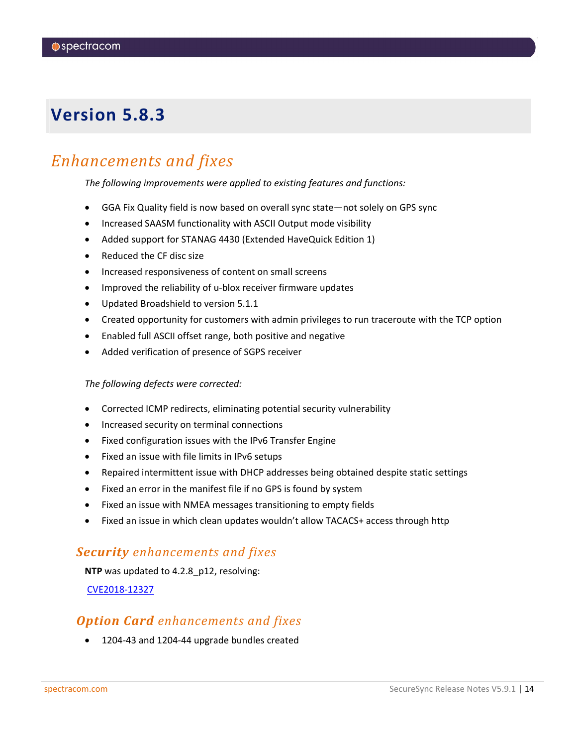# Version 5.8.3

## Enhancements and fixes

*The following improvements were applied to existing features and functions:*

- GGA Fix Quality field is now based on overall sync state—not solely on GPS sync
- Increased SAASM functionality with ASCII Output mode visibility
- Added support for STANAG 4430 (Extended HaveQuick Edition 1)
- Reduced the CF disc size
- Increased responsiveness of content on small screens
- Improved the reliability of u-blox receiver firmware updates
- Updated Broadshield to version 5.1.1
- Created opportunity for customers with admin privileges to run traceroute with the TCP option
- Enabled full ASCII offset range, both positive and negative
- Added verification of presence of SGPS receiver

*The following defects were corrected:*

- Corrected ICMP redirects, eliminating potential security vulnerability
- Increased security on terminal connections
- Fixed configuration issues with the IPv6 Transfer Engine
- Fixed an issue with file limits in IPv6 setups
- Repaired intermittent issue with DHCP addresses being obtained despite static settings
- Fixed an error in the manifest file if no GPS is found by system
- Fixed an issue with NMEA messages transitioning to empty fields
- Fixed an issue in which clean updates wouldn't allow TACACS+ access through http

### **Security** enhancements and fixes

**NTP** was updated to 4.2.8_p12, resolving:

CVE2018-12327

### **Option Card** enhancements and fixes

- 1204-43 and 1204-44 upgrade bundles created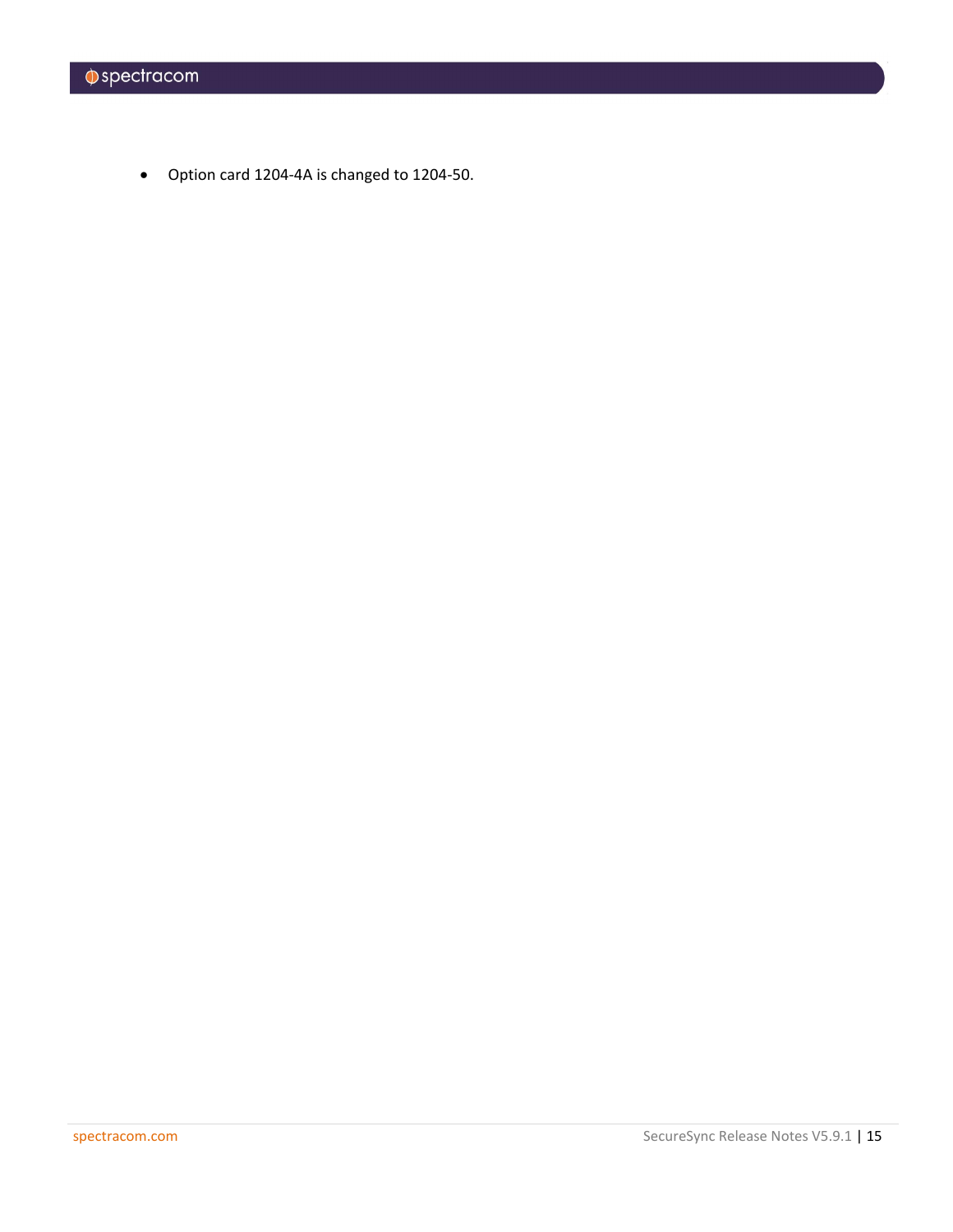- Option card 1204-4A is changed to 1204-50.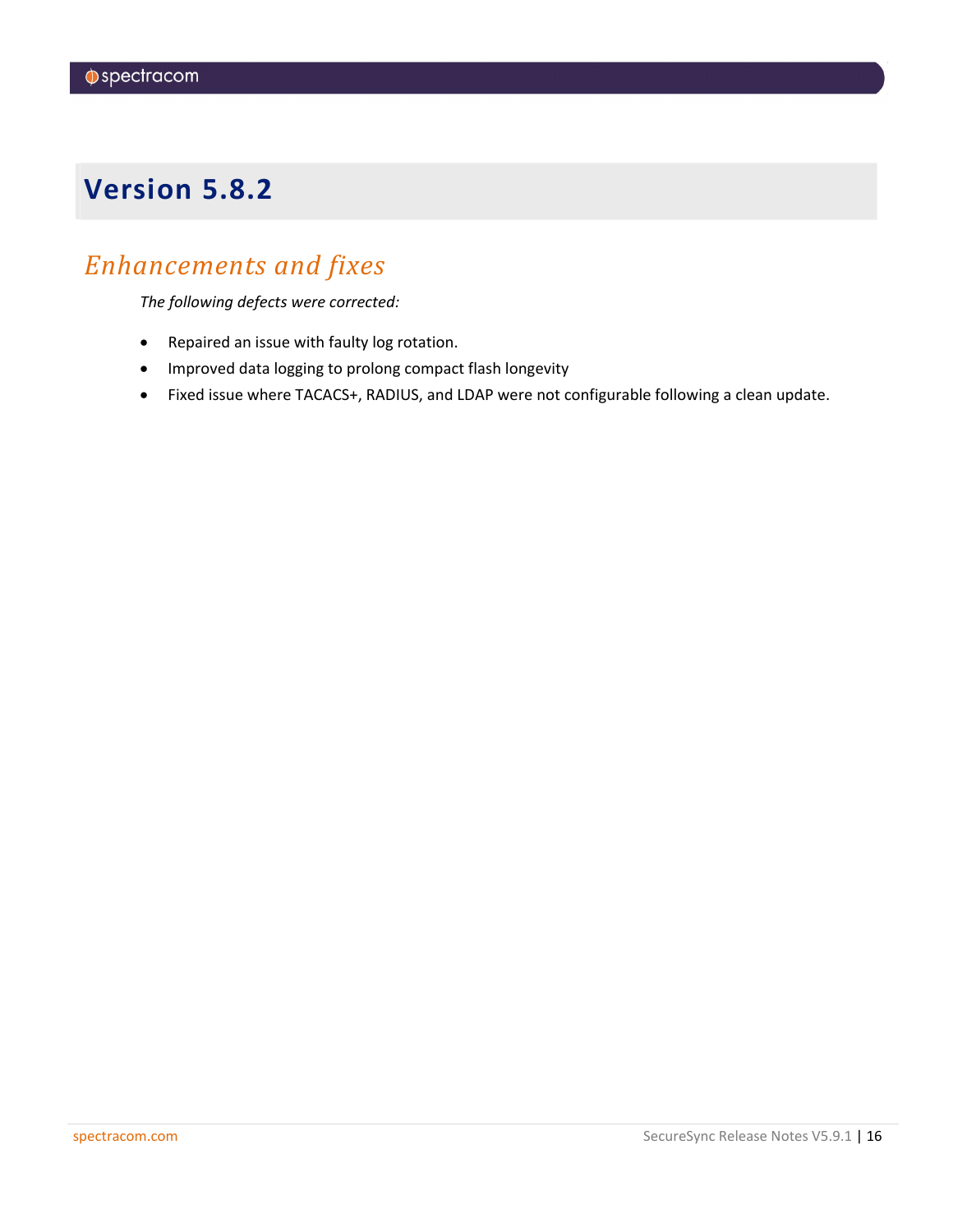# Version 5.8.2

## *Enhancements and fixes*

*The following defects were corrected:*

- Repaired an issue with faulty log rotation.
- Improved data logging to prolong compact flash longevity
- Fixed issue where TACACS+, RADIUS, and LDAP were not configurable following a clean update.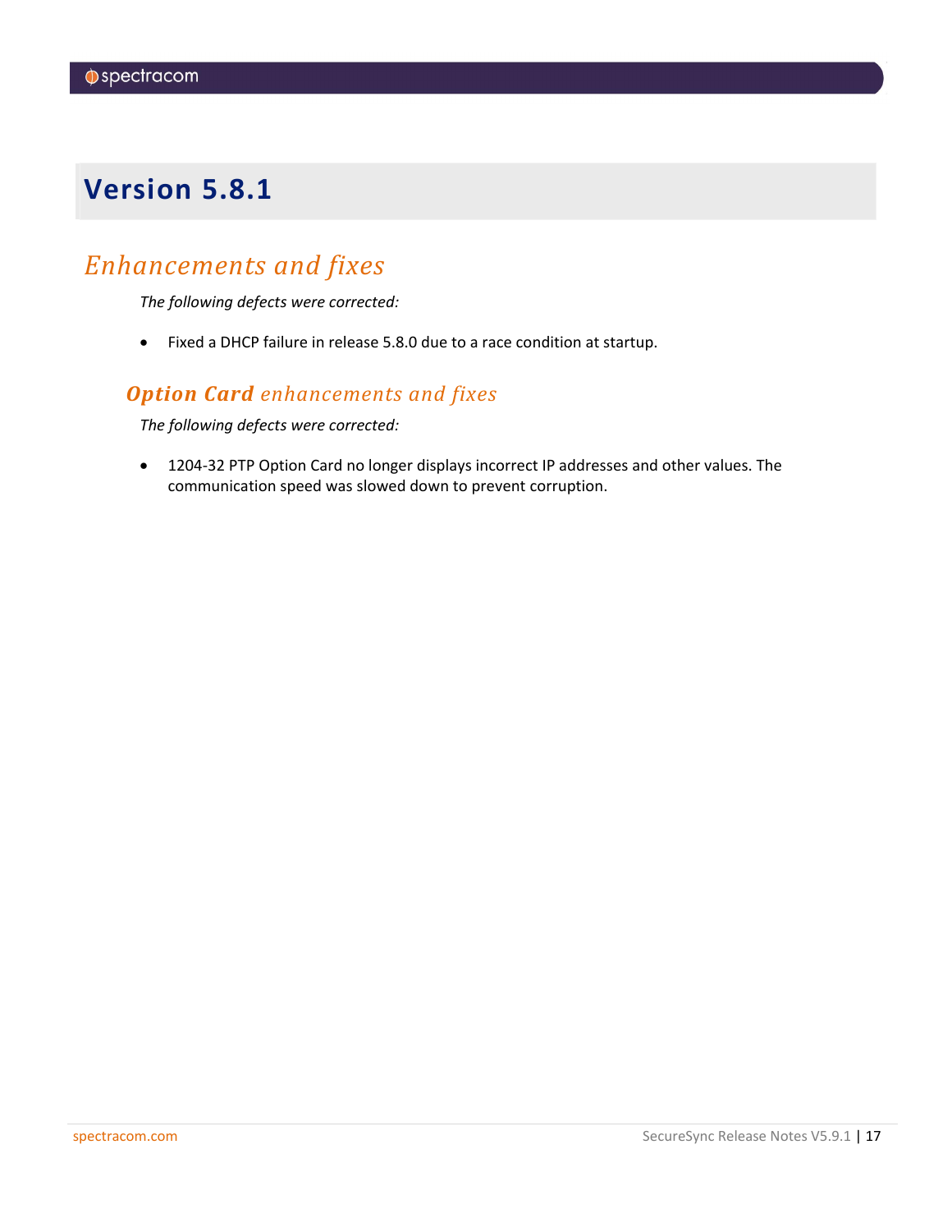# Version 5.8.1

## *Enhancements and fixes*

*The following defects were corrected:*

- Fixed a DHCP failure in release 5.8.0 due to a race condition at startup.

### ***Option Card*** *enhancements and fixes*

*The following defects were corrected:*

- 1204-32 PTP Option Card no longer displays incorrect IP addresses and other values. The communication speed was slowed down to prevent corruption.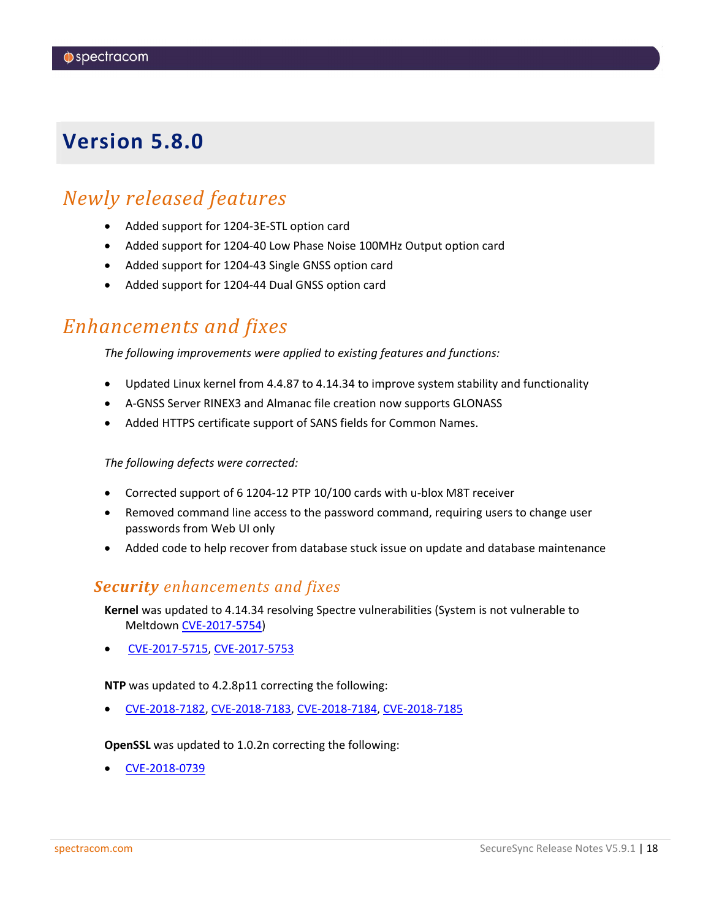# Version 5.8.0

## Newly released features

- Added support for 1204-3E-STL option card
- Added support for 1204-40 Low Phase Noise 100MHz Output option card
- Added support for 1204-43 Single GNSS option card
- Added support for 1204-44 Dual GNSS option card

## Enhancements and fixes

*The following improvements were applied to existing features and functions:*

- Updated Linux kernel from 4.4.87 to 4.14.34 to improve system stability and functionality
- A-GNSS Server RINEX3 and Almanac file creation now supports GLONASS
- Added HTTPS certificate support of SANS fields for Common Names.

*The following defects were corrected:*

- Corrected support of 6 1204-12 PTP 10/100 cards with u-blox M8T receiver
- Removed command line access to the password command, requiring users to change user passwords from Web UI only
- Added code to help recover from database stuck issue on update and database maintenance

### ***Security*** *enhancements and fixes*

**Kernel** was updated to 4.14.34 resolving Spectre vulnerabilities (System is not vulnerable to Meltdown CVE-2017-5754)

- CVE-2017-5715, CVE-2017-5753

**NTP** was updated to 4.2.8p11 correcting the following:

- CVE-2018-7182, CVE-2018-7183, CVE-2018-7184, CVE-2018-7185

**OpenSSL** was updated to 1.0.2n correcting the following:

- CVE-2018-0739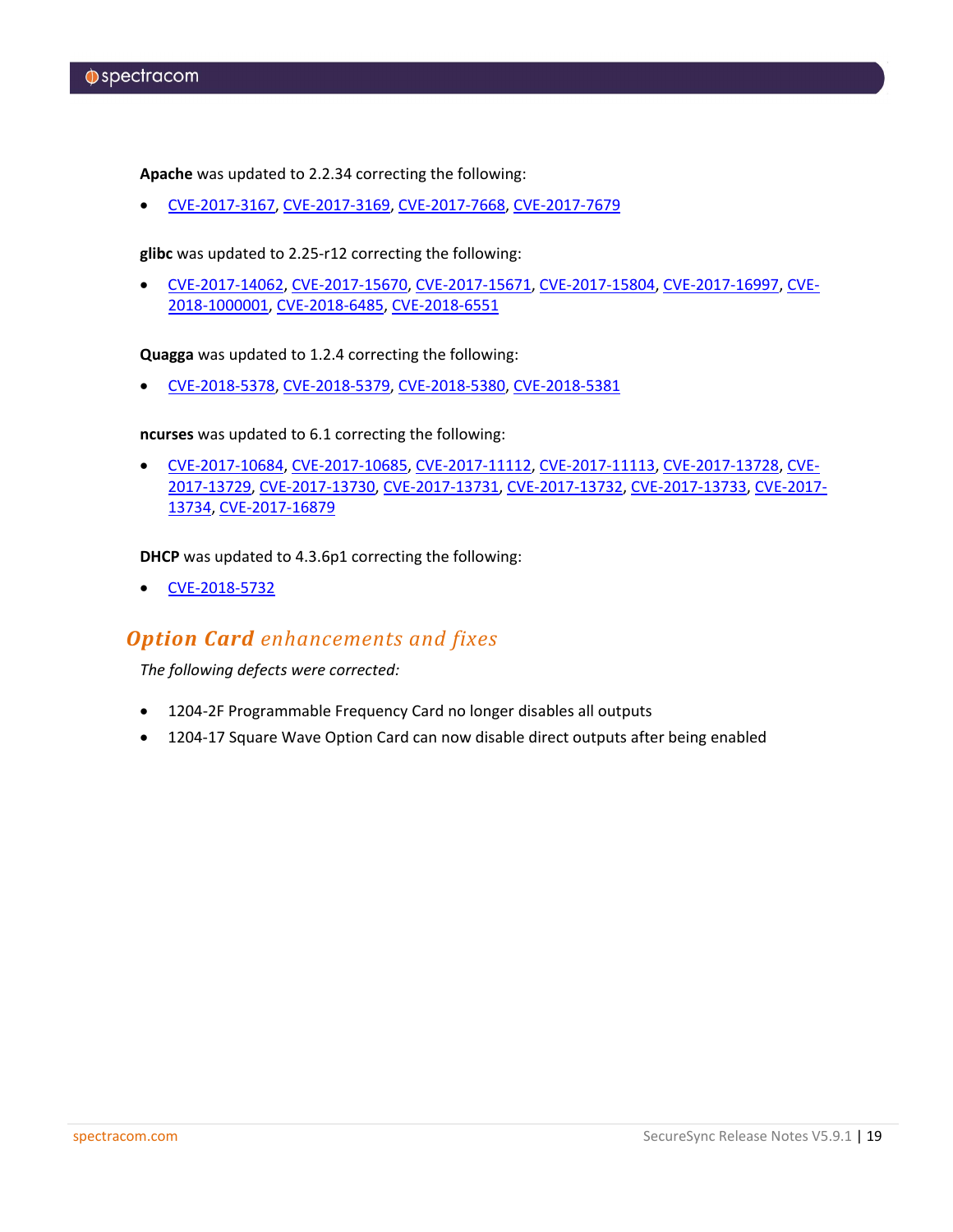**Apache** was updated to 2.2.34 correcting the following:

- CVE-2017-3167, CVE-2017-3169, CVE-2017-7668, CVE-2017-7679

**glibc** was updated to 2.25-r12 correcting the following:

- CVE-2017-14062, CVE-2017-15670, CVE-2017-15671, CVE-2017-15804, CVE-2017-16997, CVE-2018-1000001, CVE-2018-6485, CVE-2018-6551

**Quagga** was updated to 1.2.4 correcting the following:

- CVE-2018-5378, CVE-2018-5379, CVE-2018-5380, CVE-2018-5381

**ncurses** was updated to 6.1 correcting the following:

- CVE-2017-10684, CVE-2017-10685, CVE-2017-11112, CVE-2017-11113, CVE-2017-13728, CVE-2017-13729, CVE-2017-13730, CVE-2017-13731, CVE-2017-13732, CVE-2017-13733, CVE-2017-13734, CVE-2017-16879

**DHCP** was updated to 4.3.6p1 correcting the following:

- CVE-2018-5732

## Option Card enhancements and fixes

*The following defects were corrected:*

- 1204-2F Programmable Frequency Card no longer disables all outputs
- 1204-17 Square Wave Option Card can now disable direct outputs after being enabled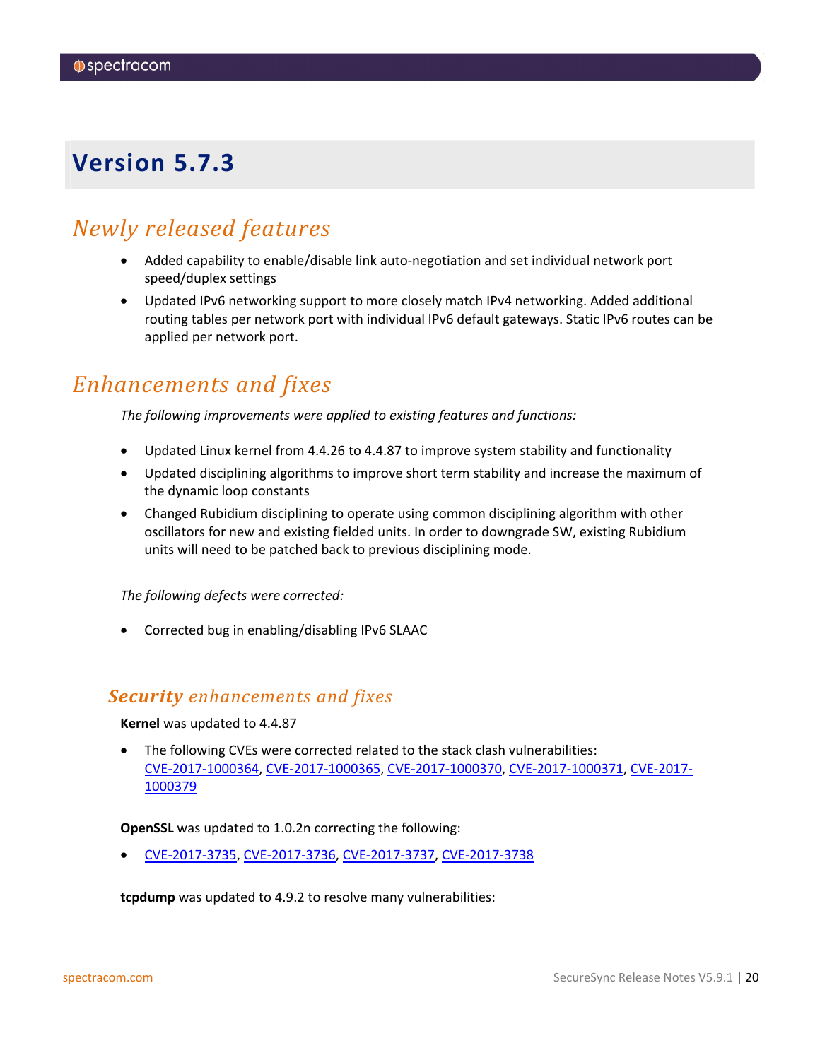# Version 5.7.3

## Newly released features

- Added capability to enable/disable link auto-negotiation and set individual network port speed/duplex settings
- Updated IPv6 networking support to more closely match IPv4 networking. Added additional routing tables per network port with individual IPv6 default gateways. Static IPv6 routes can be applied per network port.

## Enhancements and fixes

*The following improvements were applied to existing features and functions:*

- Updated Linux kernel from 4.4.26 to 4.4.87 to improve system stability and functionality
- Updated disciplining algorithms to improve short term stability and increase the maximum of the dynamic loop constants
- Changed Rubidium disciplining to operate using common disciplining algorithm with other oscillators for new and existing fielded units. In order to downgrade SW, existing Rubidium units will need to be patched back to previous disciplining mode.

*The following defects were corrected:*

- Corrected bug in enabling/disabling IPv6 SLAAC

### ***Security*** *enhancements and fixes*

**Kernel** was updated to 4.4.87

- The following CVEs were corrected related to the stack clash vulnerabilities: CVE-2017-1000364, CVE-2017-1000365, CVE-2017-1000370, CVE-2017-1000371, CVE-2017-1000379

**OpenSSL** was updated to 1.0.2n correcting the following:

- CVE-2017-3735, CVE-2017-3736, CVE-2017-3737, CVE-2017-3738

**tcpdump** was updated to 4.9.2 to resolve many vulnerabilities: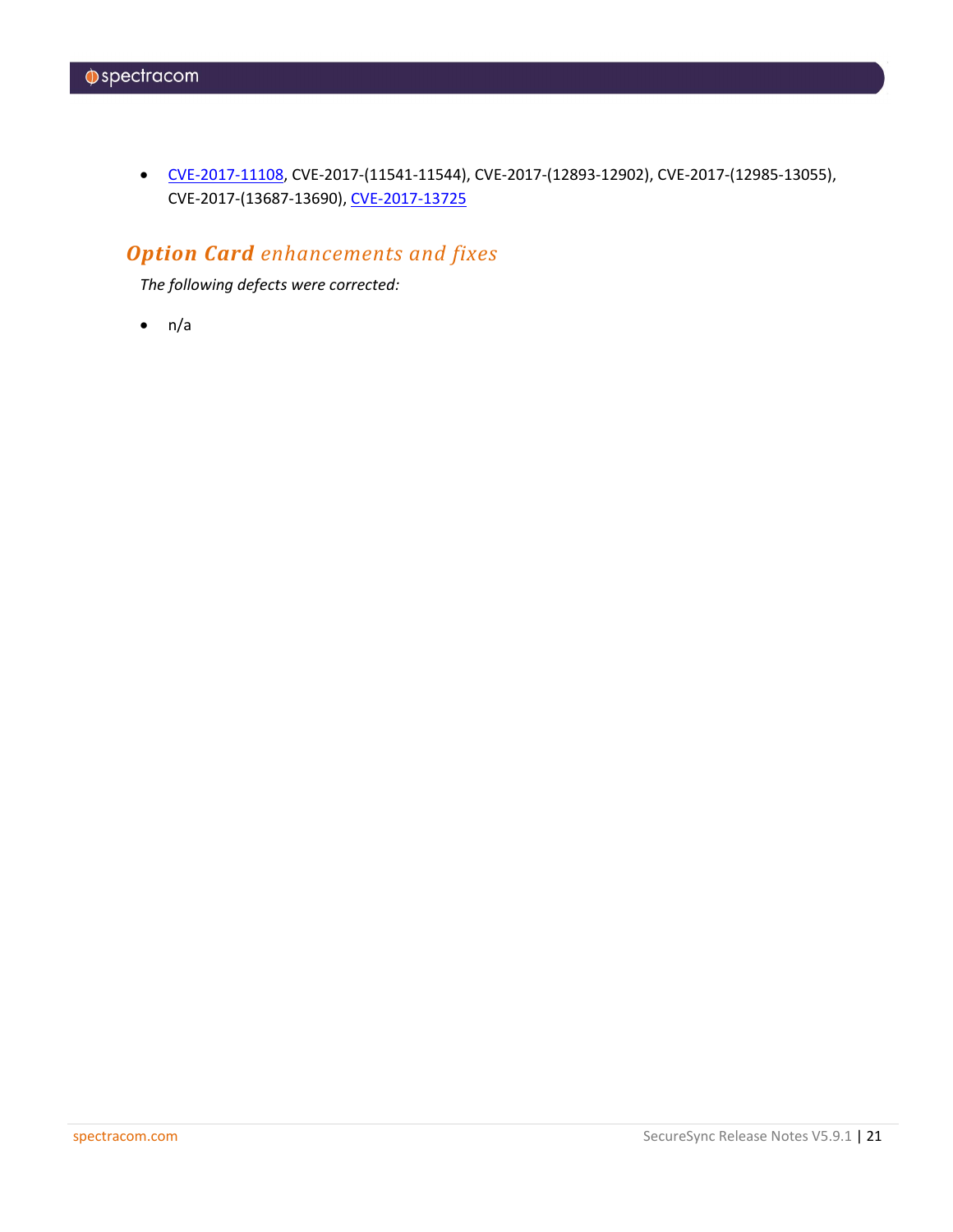- CVE-2017-11108, CVE-2017-(11541-11544), CVE-2017-(12893-12902), CVE-2017-(12985-13055), CVE-2017-(13687-13690), CVE-2017-13725

### ***Option Card*** *enhancements and fixes*

*The following defects were corrected:*

- n/a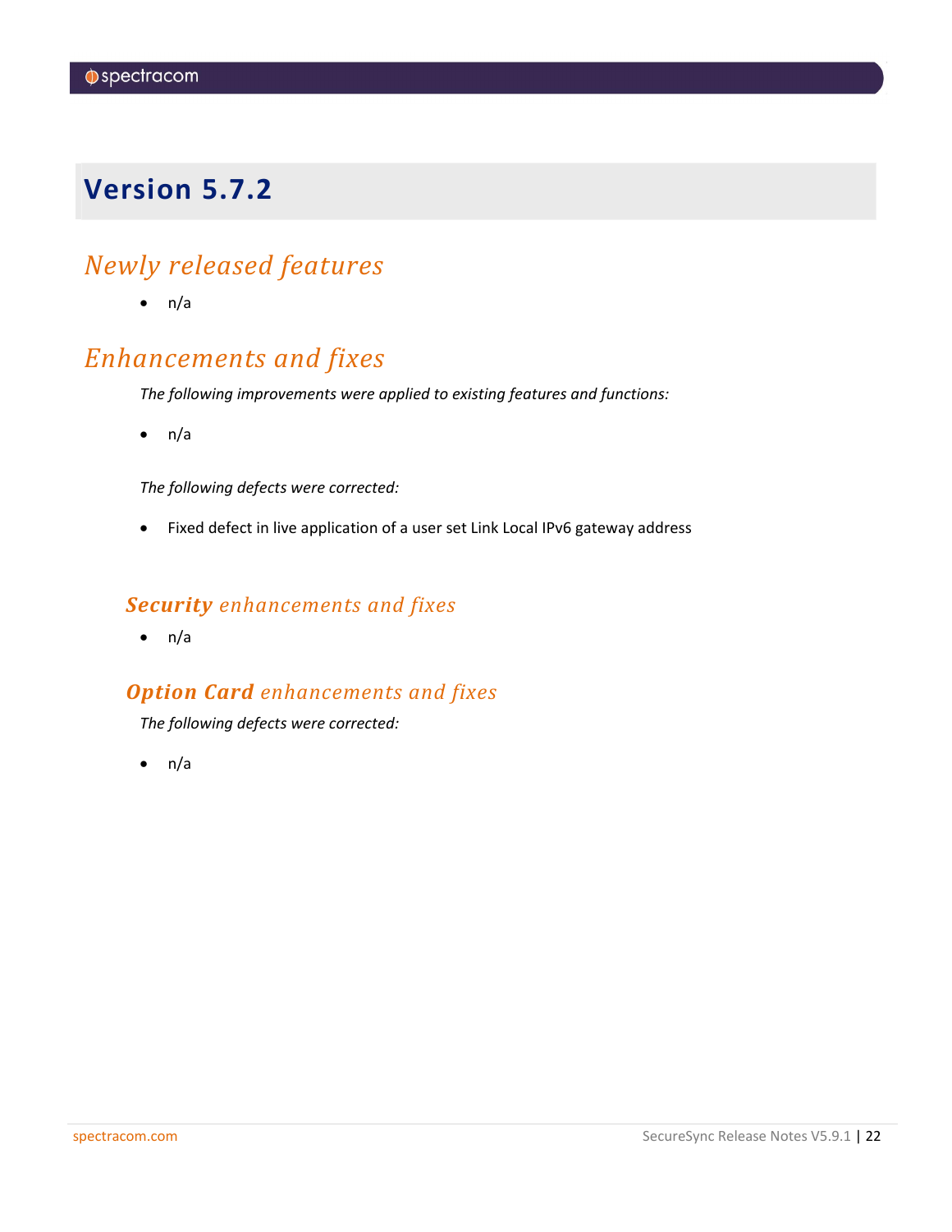# Version 5.7.2

## *Newly released features*

- n/a

## *Enhancements and fixes*

*The following improvements were applied to existing features and functions:*

- n/a

*The following defects were corrected:*

- Fixed defect in live application of a user set Link Local IPv6 gateway address

### ***Security*** *enhancements and fixes*

- n/a

### ***Option Card*** *enhancements and fixes*

*The following defects were corrected:*

- n/a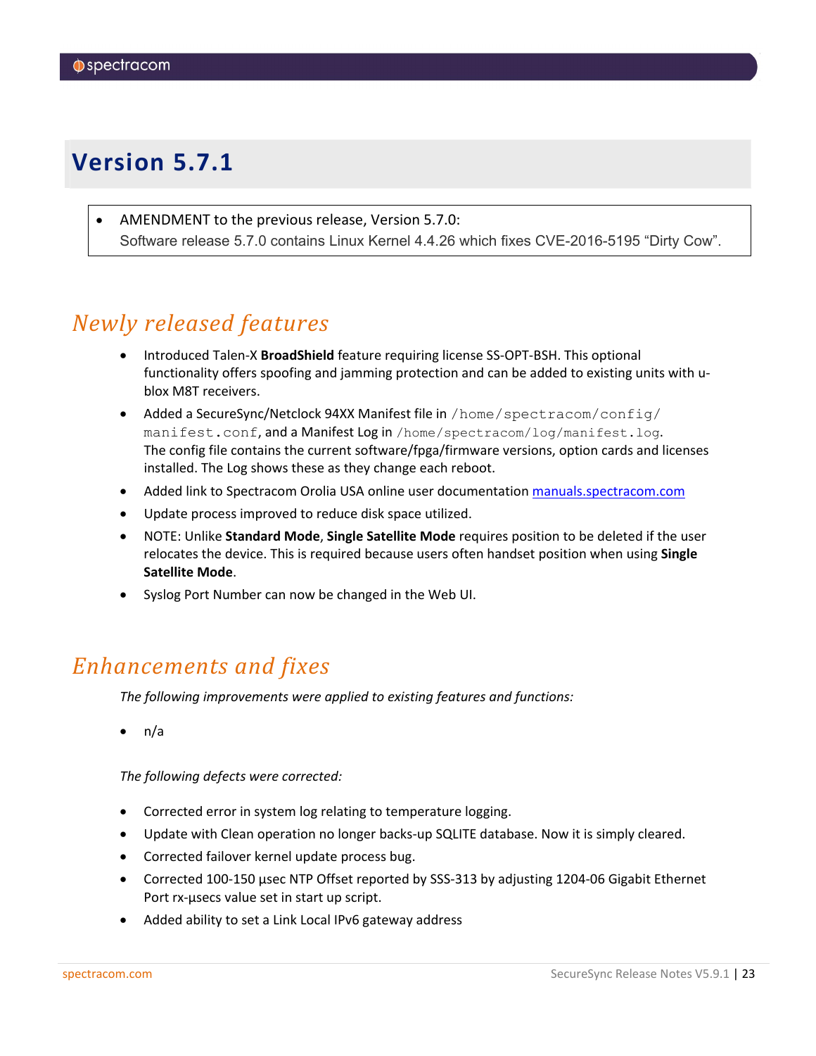# Version 5.7.1

- AMENDMENT to the previous release, Version 5.7.0:
  Software release 5.7.0 contains Linux Kernel 4.4.26 which fixes CVE-2016-5195 "Dirty Cow".

## *Newly released features*

- Introduced Talen-X **BroadShield** feature requiring license SS-OPT-BSH. This optional functionality offers spoofing and jamming protection and can be added to existing units with u-blox M8T receivers.
- Added a SecureSync/Netclock 94XX Manifest file in `/home/spectracom/config/manifest.conf`, and a Manifest Log in `/home/spectracom/log/manifest.log`. The config file contains the current software/fpga/firmware versions, option cards and licenses installed. The Log shows these as they change each reboot.
- Added link to Spectracom Orolia USA online user documentation [manuals.spectracom.com](manuals.spectracom.com)
- Update process improved to reduce disk space utilized.
- NOTE: Unlike **Standard Mode**, **Single Satellite Mode** requires position to be deleted if the user relocates the device. This is required because users often handset position when using **Single Satellite Mode**.
- Syslog Port Number can now be changed in the Web UI.

## *Enhancements and fixes*

*The following improvements were applied to existing features and functions:*

- n/a

*The following defects were corrected:*

- Corrected error in system log relating to temperature logging.
- Update with Clean operation no longer backs-up SQLITE database. Now it is simply cleared.
- Corrected failover kernel update process bug.
- Corrected 100-150 µsec NTP Offset reported by SSS-313 by adjusting 1204-06 Gigabit Ethernet Port rx-µsecs value set in start up script.
- Added ability to set a Link Local IPv6 gateway address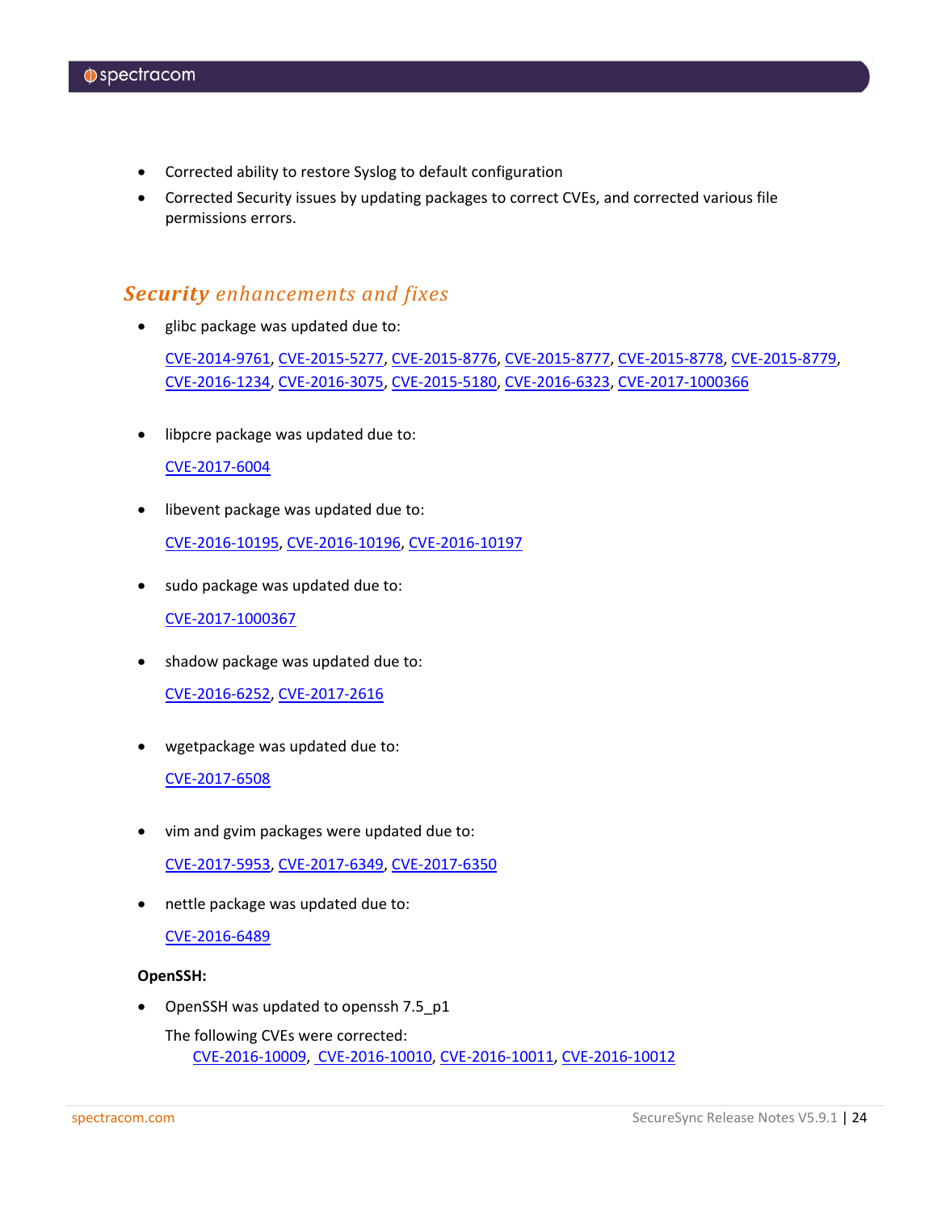- Corrected ability to restore Syslog to default configuration
- Corrected Security issues by updating packages to correct CVEs, and corrected various file permissions errors.

## *Security enhancements and fixes*

- glibc package was updated due to:

  CVE-2014-9761, CVE-2015-5277, CVE-2015-8776, CVE-2015-8777, CVE-2015-8778, CVE-2015-8779, CVE-2016-1234, CVE-2016-3075, CVE-2015-5180, CVE-2016-6323, CVE-2017-1000366

- libpcre package was updated due to:

  CVE-2017-6004

- libevent package was updated due to:

  CVE-2016-10195, CVE-2016-10196, CVE-2016-10197

- sudo package was updated due to:

  CVE-2017-1000367

- shadow package was updated due to:

  CVE-2016-6252, CVE-2017-2616

- wgetpackage was updated due to:

  CVE-2017-6508

- vim and gvim packages were updated due to:

  CVE-2017-5953, CVE-2017-6349, CVE-2017-6350

- nettle package was updated due to:

  CVE-2016-6489

**OpenSSH:**

- OpenSSH was updated to openssh 7.5_p1

  The following CVEs were corrected:

  CVE-2016-10009, CVE-2016-10010, CVE-2016-10011, CVE-2016-10012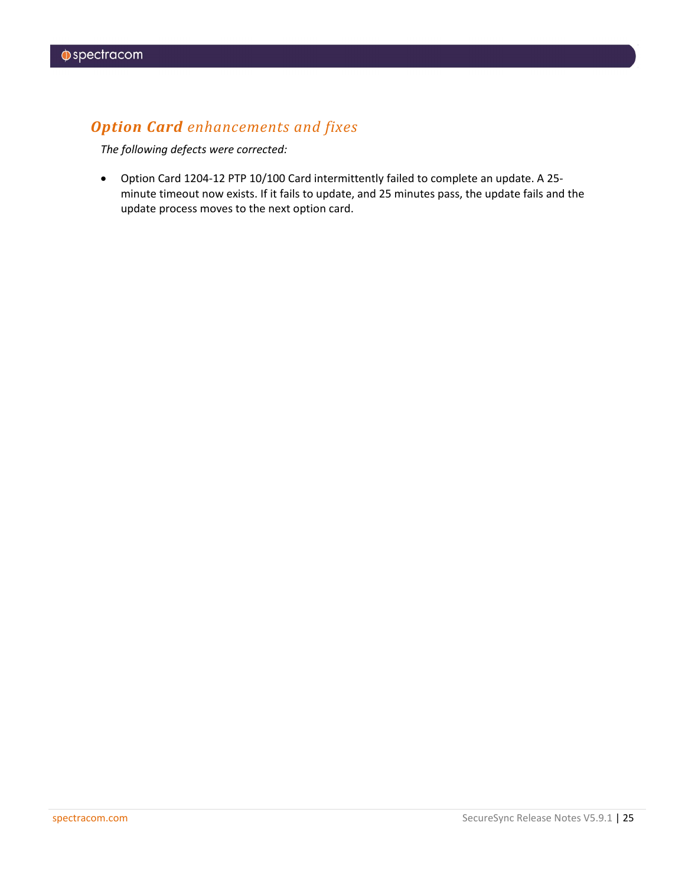## ***Option Card** enhancements and fixes*

*The following defects were corrected:*

- Option Card 1204-12 PTP 10/100 Card intermittently failed to complete an update. A 25-minute timeout now exists. If it fails to update, and 25 minutes pass, the update fails and the update process moves to the next option card.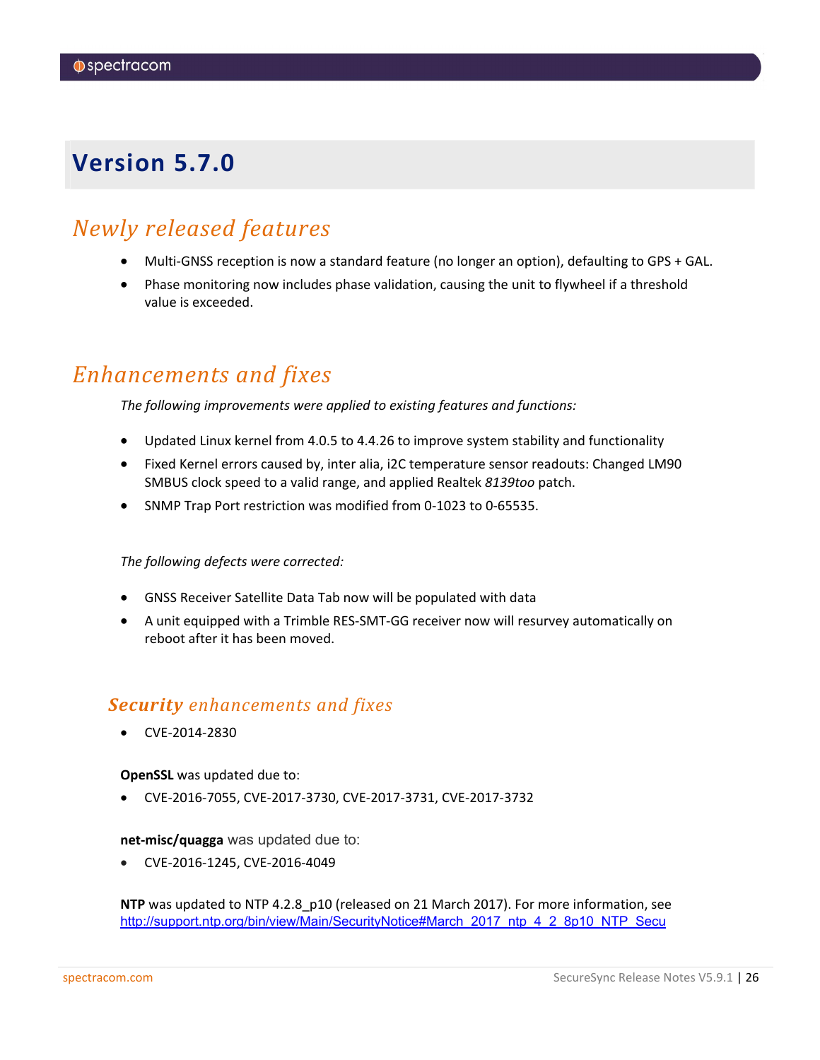# Version 5.7.0

## *Newly released features*

- Multi-GNSS reception is now a standard feature (no longer an option), defaulting to GPS + GAL.
- Phase monitoring now includes phase validation, causing the unit to flywheel if a threshold value is exceeded.

## *Enhancements and fixes*

*The following improvements were applied to existing features and functions:*

- Updated Linux kernel from 4.0.5 to 4.4.26 to improve system stability and functionality
- Fixed Kernel errors caused by, inter alia, i2C temperature sensor readouts: Changed LM90 SMBUS clock speed to a valid range, and applied Realtek *8139too* patch.
- SNMP Trap Port restriction was modified from 0-1023 to 0-65535.

*The following defects were corrected:*

- GNSS Receiver Satellite Data Tab now will be populated with data
- A unit equipped with a Trimble RES-SMT-GG receiver now will resurvey automatically on reboot after it has been moved.

### ***Security** enhancements and fixes*

- CVE-2014-2830

**OpenSSL** was updated due to:

- CVE-2016-7055, CVE-2017-3730, CVE-2017-3731, CVE-2017-3732

**net-misc/quagga** was updated due to:

- CVE-2016-1245, CVE-2016-4049

**NTP** was updated to NTP 4.2.8_p10 (released on 21 March 2017). For more information, see http://support.ntp.org/bin/view/Main/SecurityNotice#March_2017_ntp_4_2_8p10_NTP_Secu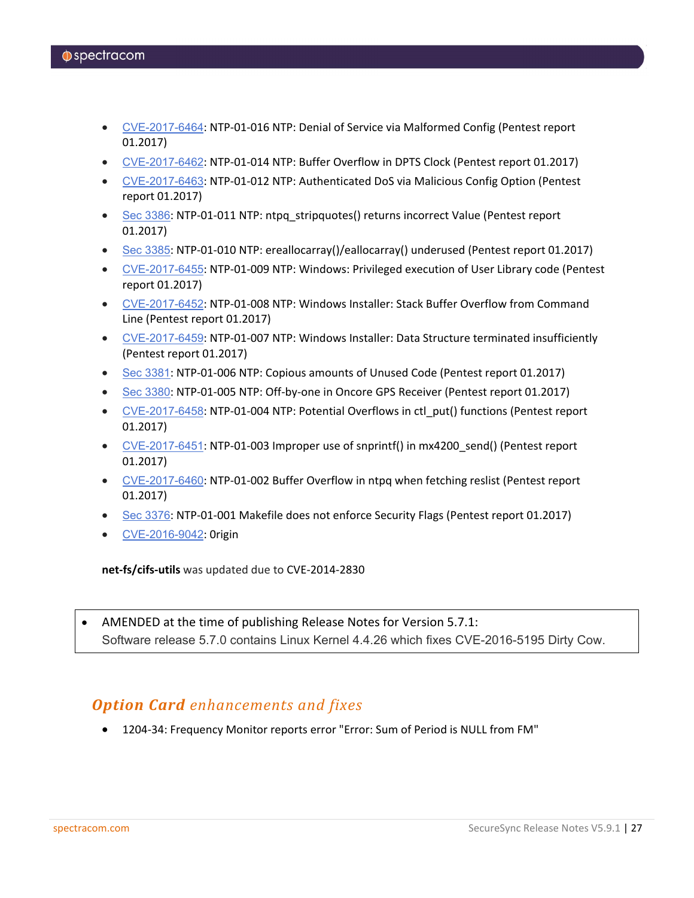- CVE-2017-6464: NTP-01-016 NTP: Denial of Service via Malformed Config (Pentest report 01.2017)
- CVE-2017-6462: NTP-01-014 NTP: Buffer Overflow in DPTS Clock (Pentest report 01.2017)
- CVE-2017-6463: NTP-01-012 NTP: Authenticated DoS via Malicious Config Option (Pentest report 01.2017)
- Sec 3386: NTP-01-011 NTP: ntpq_stripquotes() returns incorrect Value (Pentest report 01.2017)
- Sec 3385: NTP-01-010 NTP: ereallocarray()/eallocarray() underused (Pentest report 01.2017)
- CVE-2017-6455: NTP-01-009 NTP: Windows: Privileged execution of User Library code (Pentest report 01.2017)
- CVE-2017-6452: NTP-01-008 NTP: Windows Installer: Stack Buffer Overflow from Command Line (Pentest report 01.2017)
- CVE-2017-6459: NTP-01-007 NTP: Windows Installer: Data Structure terminated insufficiently (Pentest report 01.2017)
- Sec 3381: NTP-01-006 NTP: Copious amounts of Unused Code (Pentest report 01.2017)
- Sec 3380: NTP-01-005 NTP: Off-by-one in Oncore GPS Receiver (Pentest report 01.2017)
- CVE-2017-6458: NTP-01-004 NTP: Potential Overflows in ctl_put() functions (Pentest report 01.2017)
- CVE-2017-6451: NTP-01-003 Improper use of snprintf() in mx4200_send() (Pentest report 01.2017)
- CVE-2017-6460: NTP-01-002 Buffer Overflow in ntpq when fetching reslist (Pentest report 01.2017)
- Sec 3376: NTP-01-001 Makefile does not enforce Security Flags (Pentest report 01.2017)
- CVE-2016-9042: 0rigin

**net-fs/cifs-utils** was updated due to CVE-2014-2830

- AMENDED at the time of publishing Release Notes for Version 5.7.1:
  Software release 5.7.0 contains Linux Kernel 4.4.26 which fixes CVE-2016-5195 Dirty Cow.

## ***Option Card*** *enhancements and fixes*

- 1204-34: Frequency Monitor reports error "Error: Sum of Period is NULL from FM"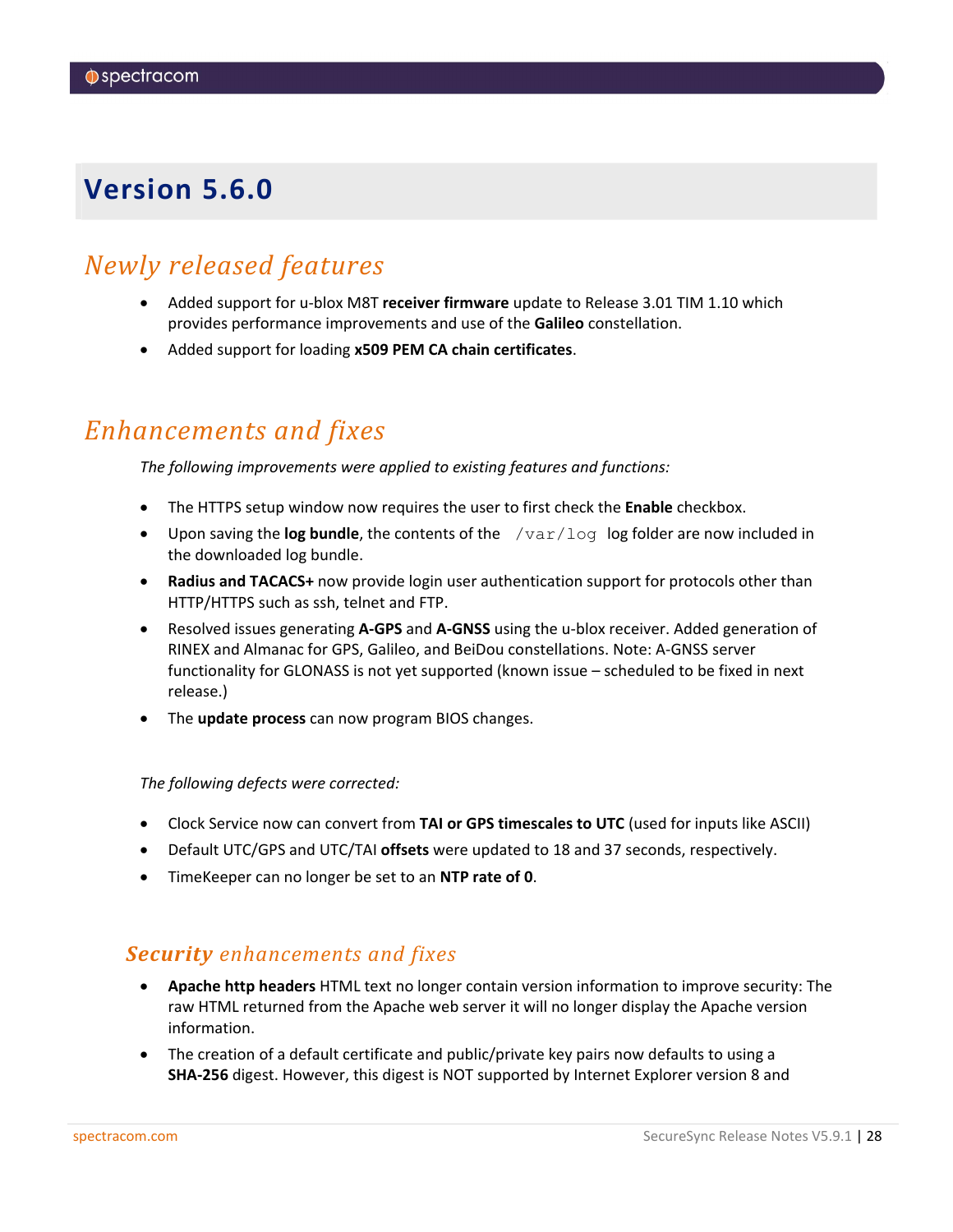# Version 5.6.0

## *Newly released features*

- Added support for u-blox M8T **receiver firmware** update to Release 3.01 TIM 1.10 which provides performance improvements and use of the **Galileo** constellation.
- Added support for loading **x509 PEM CA chain certificates**.

## *Enhancements and fixes*

*The following improvements were applied to existing features and functions:*

- The HTTPS setup window now requires the user to first check the **Enable** checkbox.
- Upon saving the **log bundle**, the contents of the `/var/log` log folder are now included in the downloaded log bundle.
- **Radius and TACACS+** now provide login user authentication support for protocols other than HTTP/HTTPS such as ssh, telnet and FTP.
- Resolved issues generating **A-GPS** and **A-GNSS** using the u-blox receiver. Added generation of RINEX and Almanac for GPS, Galileo, and BeiDou constellations. Note: A-GNSS server functionality for GLONASS is not yet supported (known issue – scheduled to be fixed in next release.)
- The **update process** can now program BIOS changes.

*The following defects were corrected:*

- Clock Service now can convert from **TAI or GPS timescales to UTC** (used for inputs like ASCII)
- Default UTC/GPS and UTC/TAI **offsets** were updated to 18 and 37 seconds, respectively.
- TimeKeeper can no longer be set to an **NTP rate of 0**.

### ***Security*** *enhancements and fixes*

- **Apache http headers** HTML text no longer contain version information to improve security: The raw HTML returned from the Apache web server it will no longer display the Apache version information.
- The creation of a default certificate and public/private key pairs now defaults to using a **SHA-256** digest. However, this digest is NOT supported by Internet Explorer version 8 and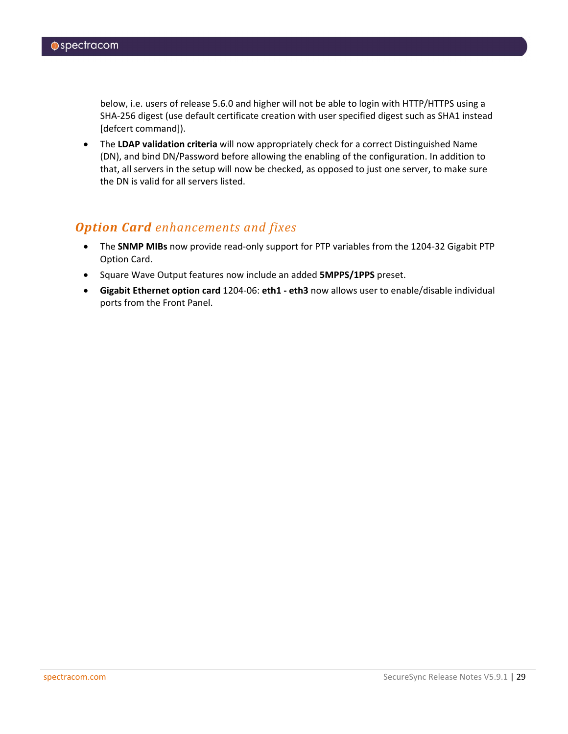below, i.e. users of release 5.6.0 and higher will not be able to login with HTTP/HTTPS using a SHA-256 digest (use default certificate creation with user specified digest such as SHA1 instead [defcert command]).

- The **LDAP validation criteria** will now appropriately check for a correct Distinguished Name (DN), and bind DN/Password before allowing the enabling of the configuration. In addition to that, all servers in the setup will now be checked, as opposed to just one server, to make sure the DN is valid for all servers listed.

## ***Option Card** enhancements and fixes*

- The **SNMP MIBs** now provide read-only support for PTP variables from the 1204-32 Gigabit PTP Option Card.
- Square Wave Output features now include an added **5MPPS/1PPS** preset.
- **Gigabit Ethernet option card** 1204-06: **eth1 - eth3** now allows user to enable/disable individual ports from the Front Panel.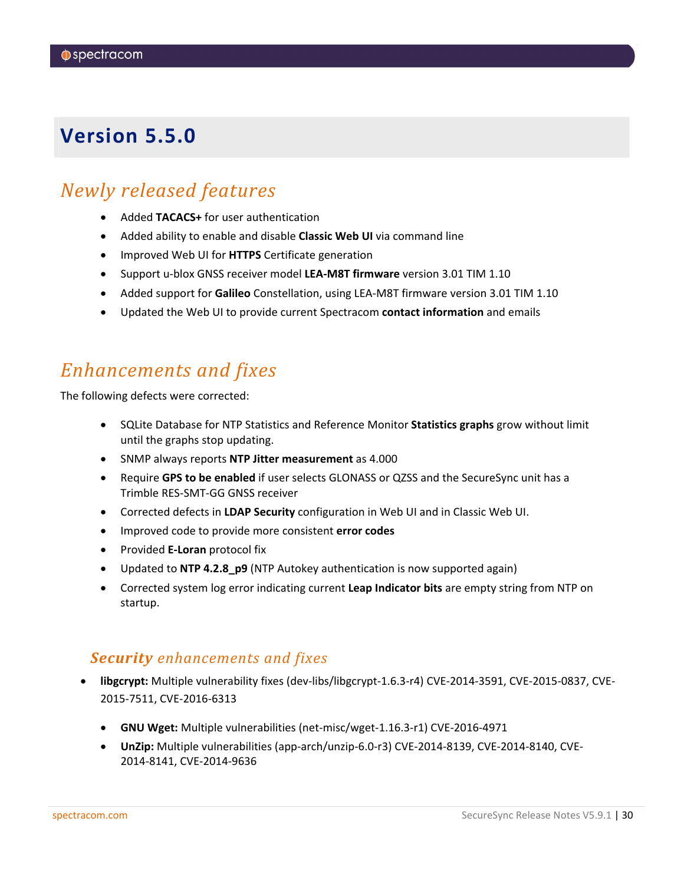# Version 5.5.0

## *Newly released features*

- Added **TACACS+** for user authentication
- Added ability to enable and disable **Classic Web UI** via command line
- Improved Web UI for **HTTPS** Certificate generation
- Support u-blox GNSS receiver model **LEA-M8T firmware** version 3.01 TIM 1.10
- Added support for **Galileo** Constellation, using LEA-M8T firmware version 3.01 TIM 1.10
- Updated the Web UI to provide current Spectracom **contact information** and emails

## *Enhancements and fixes*

The following defects were corrected:

- SQLite Database for NTP Statistics and Reference Monitor **Statistics graphs** grow without limit until the graphs stop updating.
- SNMP always reports **NTP Jitter measurement** as 4.000
- Require **GPS to be enabled** if user selects GLONASS or QZSS and the SecureSync unit has a Trimble RES-SMT-GG GNSS receiver
- Corrected defects in **LDAP Security** configuration in Web UI and in Classic Web UI.
- Improved code to provide more consistent **error codes**
- Provided **E-Loran** protocol fix
- Updated to **NTP 4.2.8_p9** (NTP Autokey authentication is now supported again)
- Corrected system log error indicating current **Leap Indicator bits** are empty string from NTP on startup.

### ***Security*** *enhancements and fixes*

- **libgcrypt:** Multiple vulnerability fixes (dev-libs/libgcrypt-1.6.3-r4) CVE-2014-3591, CVE-2015-0837, CVE-2015-7511, CVE-2016-6313
  - **GNU Wget:** Multiple vulnerabilities (net-misc/wget-1.16.3-r1) CVE-2016-4971
  - **UnZip:** Multiple vulnerabilities (app-arch/unzip-6.0-r3) CVE-2014-8139, CVE-2014-8140, CVE-2014-8141, CVE-2014-9636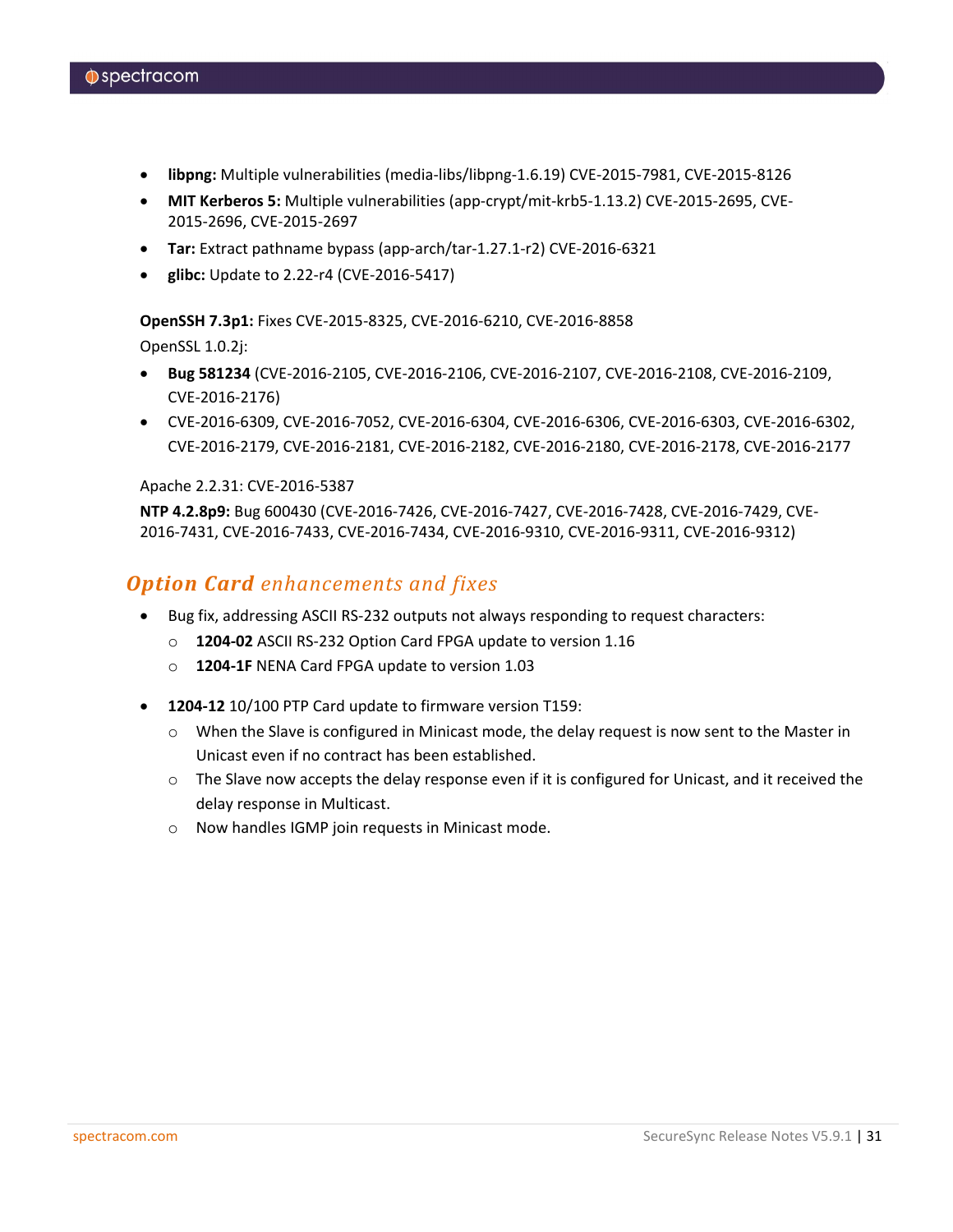- **libpng:** Multiple vulnerabilities (media-libs/libpng-1.6.19) CVE-2015-7981, CVE-2015-8126
- **MIT Kerberos 5:** Multiple vulnerabilities (app-crypt/mit-krb5-1.13.2) CVE-2015-2695, CVE-2015-2696, CVE-2015-2697
- **Tar:** Extract pathname bypass (app-arch/tar-1.27.1-r2) CVE-2016-6321
- **glibc:** Update to 2.22-r4 (CVE-2016-5417)

**OpenSSH 7.3p1:** Fixes CVE-2015-8325, CVE-2016-6210, CVE-2016-8858

OpenSSL 1.0.2j:

- **Bug 581234** (CVE-2016-2105, CVE-2016-2106, CVE-2016-2107, CVE-2016-2108, CVE-2016-2109, CVE-2016-2176)
- CVE-2016-6309, CVE-2016-7052, CVE-2016-6304, CVE-2016-6306, CVE-2016-6303, CVE-2016-6302, CVE-2016-2179, CVE-2016-2181, CVE-2016-2182, CVE-2016-2180, CVE-2016-2178, CVE-2016-2177

Apache 2.2.31: CVE-2016-5387

**NTP 4.2.8p9:** Bug 600430 (CVE-2016-7426, CVE-2016-7427, CVE-2016-7428, CVE-2016-7429, CVE-2016-7431, CVE-2016-7433, CVE-2016-7434, CVE-2016-9310, CVE-2016-9311, CVE-2016-9312)

## ***Option Card** enhancements and fixes*

- Bug fix, addressing ASCII RS-232 outputs not always responding to request characters:
  - **1204-02** ASCII RS-232 Option Card FPGA update to version 1.16
  - **1204-1F** NENA Card FPGA update to version 1.03
- **1204-12** 10/100 PTP Card update to firmware version T159:
  - When the Slave is configured in Minicast mode, the delay request is now sent to the Master in Unicast even if no contract has been established.
  - The Slave now accepts the delay response even if it is configured for Unicast, and it received the delay response in Multicast.
  - Now handles IGMP join requests in Minicast mode.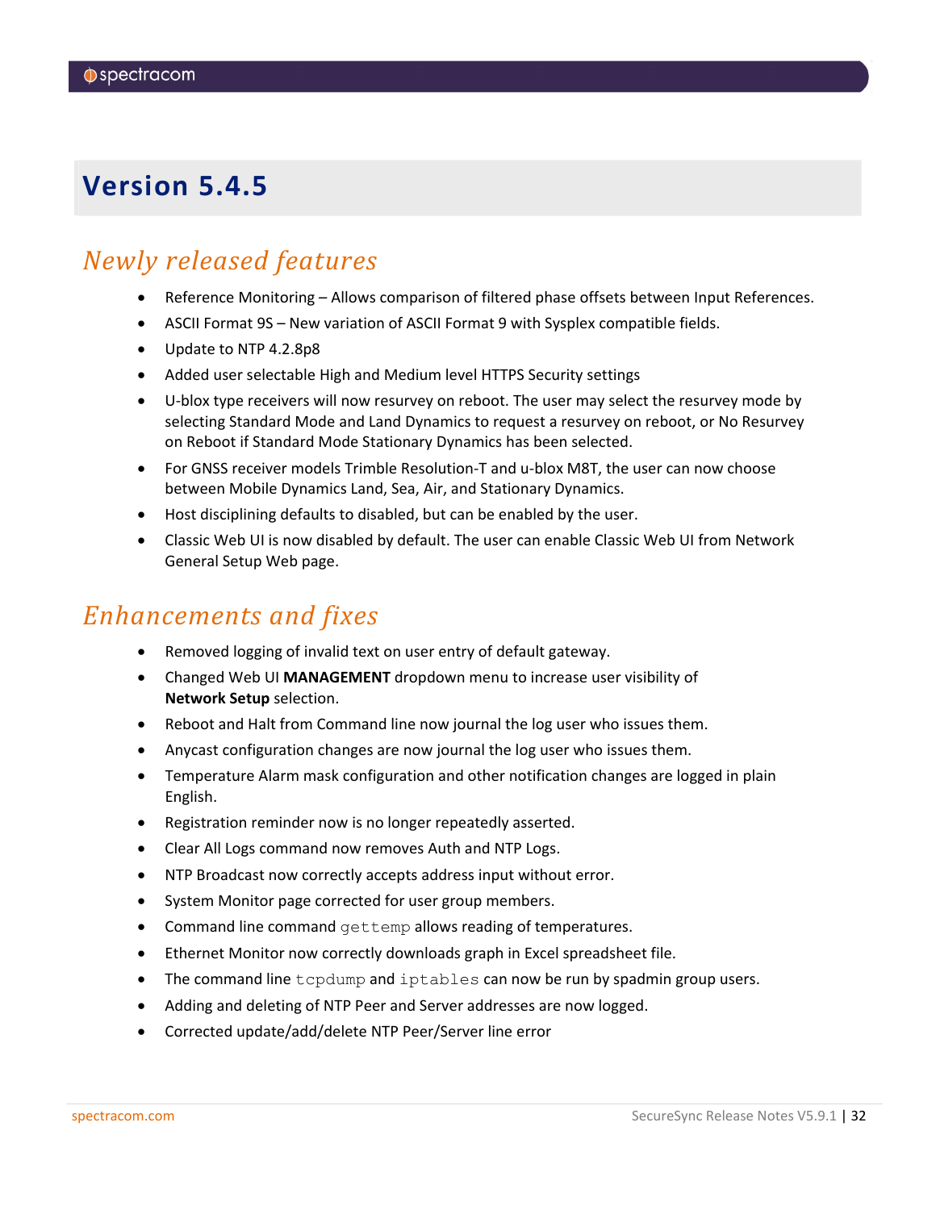# Version 5.4.5

## Newly released features

- Reference Monitoring – Allows comparison of filtered phase offsets between Input References.
- ASCII Format 9S – New variation of ASCII Format 9 with Sysplex compatible fields.
- Update to NTP 4.2.8p8
- Added user selectable High and Medium level HTTPS Security settings
- U-blox type receivers will now resurvey on reboot. The user may select the resurvey mode by selecting Standard Mode and Land Dynamics to request a resurvey on reboot, or No Resurvey on Reboot if Standard Mode Stationary Dynamics has been selected.
- For GNSS receiver models Trimble Resolution-T and u-blox M8T, the user can now choose between Mobile Dynamics Land, Sea, Air, and Stationary Dynamics.
- Host disciplining defaults to disabled, but can be enabled by the user.
- Classic Web UI is now disabled by default. The user can enable Classic Web UI from Network General Setup Web page.

## Enhancements and fixes

- Removed logging of invalid text on user entry of default gateway.
- Changed Web UI **MANAGEMENT** dropdown menu to increase user visibility of **Network Setup** selection.
- Reboot and Halt from Command line now journal the log user who issues them.
- Anycast configuration changes are now journal the log user who issues them.
- Temperature Alarm mask configuration and other notification changes are logged in plain English.
- Registration reminder now is no longer repeatedly asserted.
- Clear All Logs command now removes Auth and NTP Logs.
- NTP Broadcast now correctly accepts address input without error.
- System Monitor page corrected for user group members.
- Command line command `gettemp` allows reading of temperatures.
- Ethernet Monitor now correctly downloads graph in Excel spreadsheet file.
- The command line `tcpdump` and `iptables` can now be run by spadmin group users.
- Adding and deleting of NTP Peer and Server addresses are now logged.
- Corrected update/add/delete NTP Peer/Server line error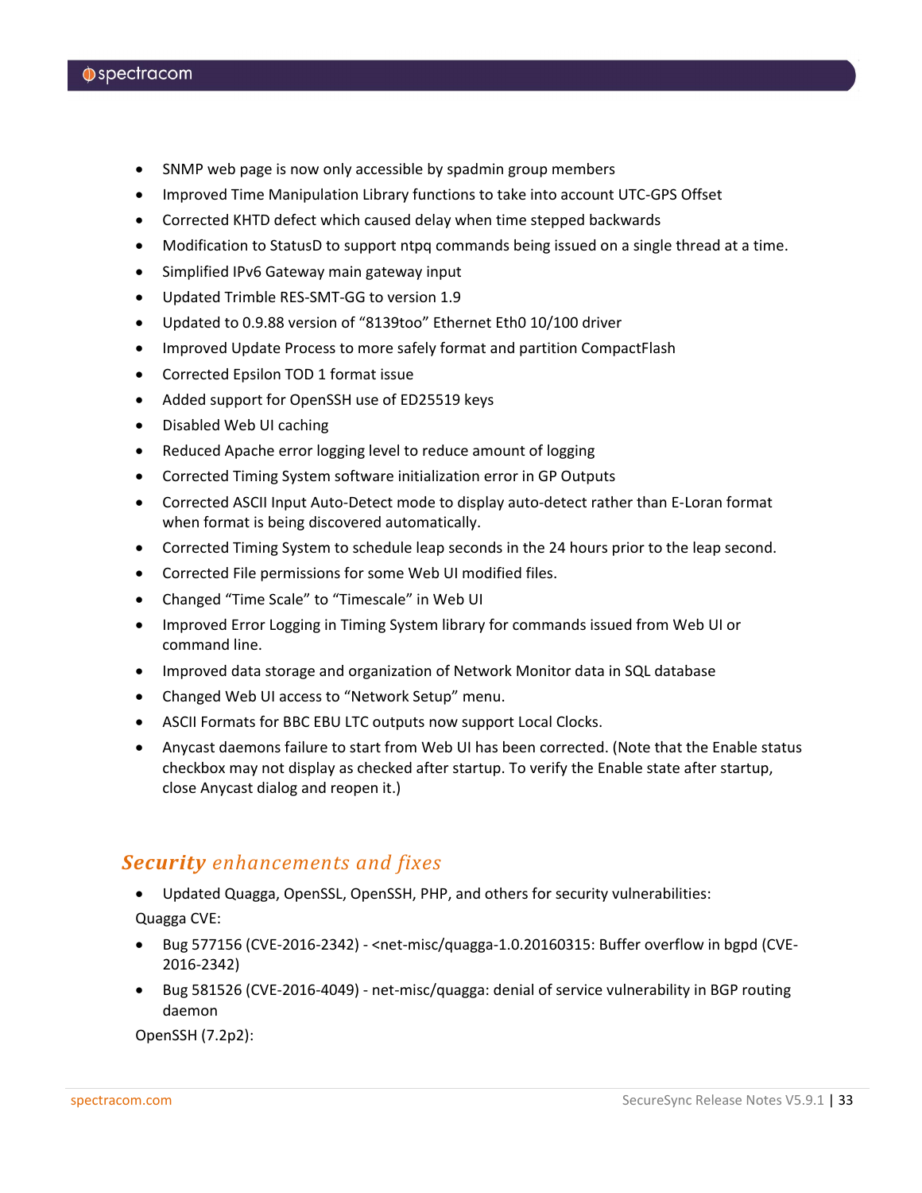- SNMP web page is now only accessible by spadmin group members
- Improved Time Manipulation Library functions to take into account UTC-GPS Offset
- Corrected KHTD defect which caused delay when time stepped backwards
- Modification to StatusD to support ntpq commands being issued on a single thread at a time.
- Simplified IPv6 Gateway main gateway input
- Updated Trimble RES-SMT-GG to version 1.9
- Updated to 0.9.88 version of “8139too” Ethernet Eth0 10/100 driver
- Improved Update Process to more safely format and partition CompactFlash
- Corrected Epsilon TOD 1 format issue
- Added support for OpenSSH use of ED25519 keys
- Disabled Web UI caching
- Reduced Apache error logging level to reduce amount of logging
- Corrected Timing System software initialization error in GP Outputs
- Corrected ASCII Input Auto-Detect mode to display auto-detect rather than E-Loran format when format is being discovered automatically.
- Corrected Timing System to schedule leap seconds in the 24 hours prior to the leap second.
- Corrected File permissions for some Web UI modified files.
- Changed “Time Scale” to “Timescale” in Web UI
- Improved Error Logging in Timing System library for commands issued from Web UI or command line.
- Improved data storage and organization of Network Monitor data in SQL database
- Changed Web UI access to “Network Setup” menu.
- ASCII Formats for BBC EBU LTC outputs now support Local Clocks.
- Anycast daemons failure to start from Web UI has been corrected. (Note that the Enable status checkbox may not display as checked after startup. To verify the Enable state after startup, close Anycast dialog and reopen it.)

## ***Security** enhancements and fixes*

- Updated Quagga, OpenSSL, OpenSSH, PHP, and others for security vulnerabilities:

Quagga CVE:

- Bug 577156 (CVE-2016-2342) - <net-misc/quagga-1.0.20160315: Buffer overflow in bgpd (CVE-2016-2342)
- Bug 581526 (CVE-2016-4049) - net-misc/quagga: denial of service vulnerability in BGP routing daemon

OpenSSH (7.2p2):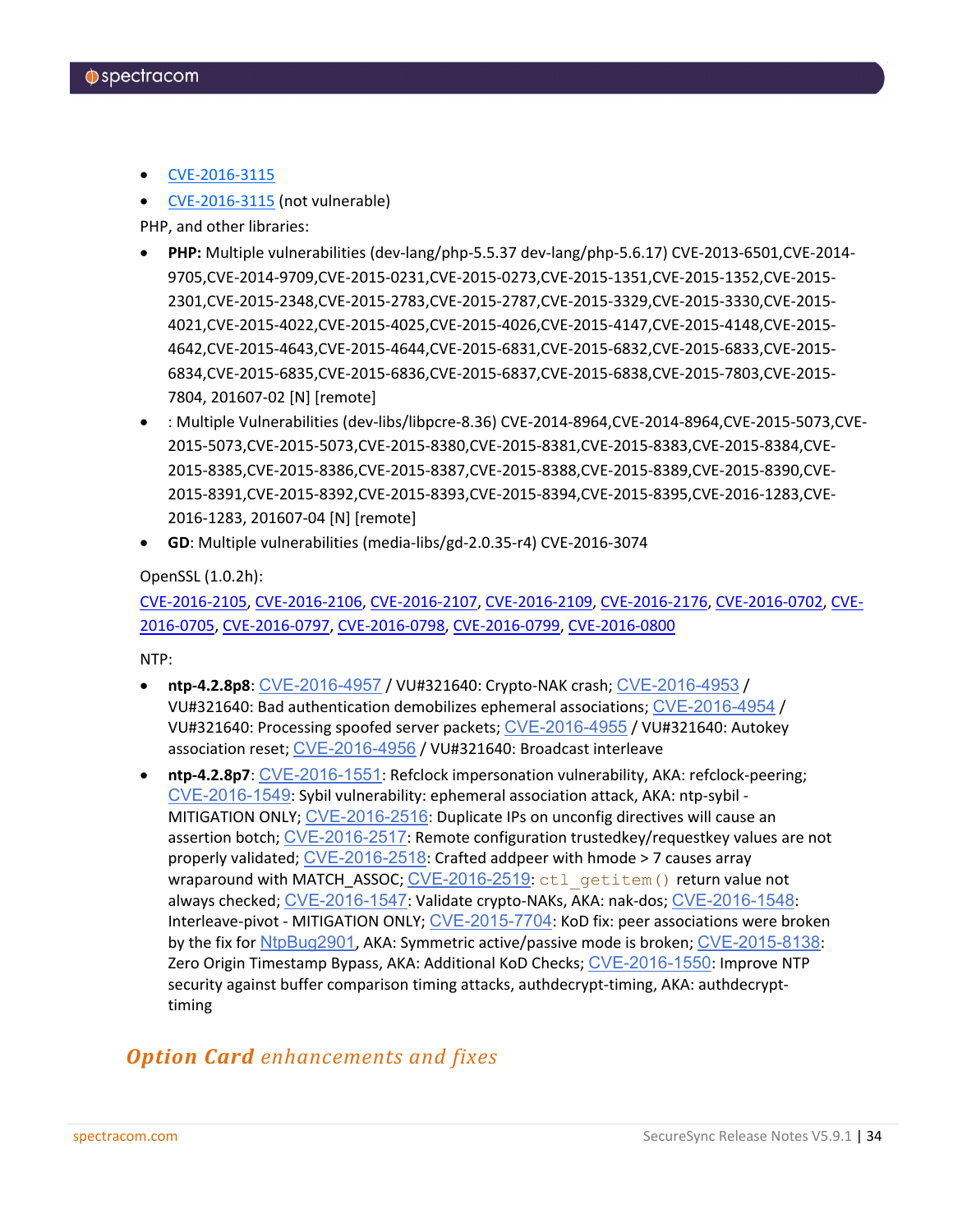- CVE-2016-3115
- CVE-2016-3115 (not vulnerable)

PHP, and other libraries:

- **PHP:** Multiple vulnerabilities (dev-lang/php-5.5.37 dev-lang/php-5.6.17) CVE-2013-6501,CVE-2014-9705,CVE-2014-9709,CVE-2015-0231,CVE-2015-0273,CVE-2015-1351,CVE-2015-1352,CVE-2015-2301,CVE-2015-2348,CVE-2015-2783,CVE-2015-2787,CVE-2015-3329,CVE-2015-3330,CVE-2015-4021,CVE-2015-4022,CVE-2015-4025,CVE-2015-4026,CVE-2015-4147,CVE-2015-4148,CVE-2015-4642,CVE-2015-4643,CVE-2015-4644,CVE-2015-6831,CVE-2015-6832,CVE-2015-6833,CVE-2015-6834,CVE-2015-6835,CVE-2015-6836,CVE-2015-6837,CVE-2015-6838,CVE-2015-7803,CVE-2015-7804, 201607-02 [N] [remote]
- : Multiple Vulnerabilities (dev-libs/libpcre-8.36) CVE-2014-8964,CVE-2014-8964,CVE-2015-5073,CVE-2015-5073,CVE-2015-5073,CVE-2015-8380,CVE-2015-8381,CVE-2015-8383,CVE-2015-8384,CVE-2015-8385,CVE-2015-8386,CVE-2015-8387,CVE-2015-8388,CVE-2015-8389,CVE-2015-8390,CVE-2015-8391,CVE-2015-8392,CVE-2015-8393,CVE-2015-8394,CVE-2015-8395,CVE-2016-1283,CVE-2016-1283, 201607-04 [N] [remote]
- **GD**: Multiple vulnerabilities (media-libs/gd-2.0.35-r4) CVE-2016-3074

OpenSSL (1.0.2h):

CVE-2016-2105, CVE-2016-2106, CVE-2016-2107, CVE-2016-2109, CVE-2016-2176, CVE-2016-0702, CVE-2016-0705, CVE-2016-0797, CVE-2016-0798, CVE-2016-0799, CVE-2016-0800

NTP:

- **ntp-4.2.8p8**: CVE-2016-4957 / VU#321640: Crypto-NAK crash; CVE-2016-4953 / VU#321640: Bad authentication demobilizes ephemeral associations; CVE-2016-4954 / VU#321640: Processing spoofed server packets; CVE-2016-4955 / VU#321640: Autokey association reset; CVE-2016-4956 / VU#321640: Broadcast interleave
- **ntp-4.2.8p7**: CVE-2016-1551: Refclock impersonation vulnerability, AKA: refclock-peering; CVE-2016-1549: Sybil vulnerability: ephemeral association attack, AKA: ntp-sybil - MITIGATION ONLY; CVE-2016-2516: Duplicate IPs on unconfig directives will cause an assertion botch; CVE-2016-2517: Remote configuration trustedkey/requestkey values are not properly validated; CVE-2016-2518: Crafted addpeer with hmode > 7 causes array wraparound with MATCH_ASSOC; CVE-2016-2519: `ctl_getitem()` return value not always checked; CVE-2016-1547: Validate crypto-NAKs, AKA: nak-dos; CVE-2016-1548: Interleave-pivot - MITIGATION ONLY; CVE-2015-7704: KoD fix: peer associations were broken by the fix for NtpBug2901, AKA: Symmetric active/passive mode is broken; CVE-2015-8138: Zero Origin Timestamp Bypass, AKA: Additional KoD Checks; CVE-2016-1550: Improve NTP security against buffer comparison timing attacks, authdecrypt-timing, AKA: authdecrypt-timing

## ***Option Card*** *enhancements and fixes*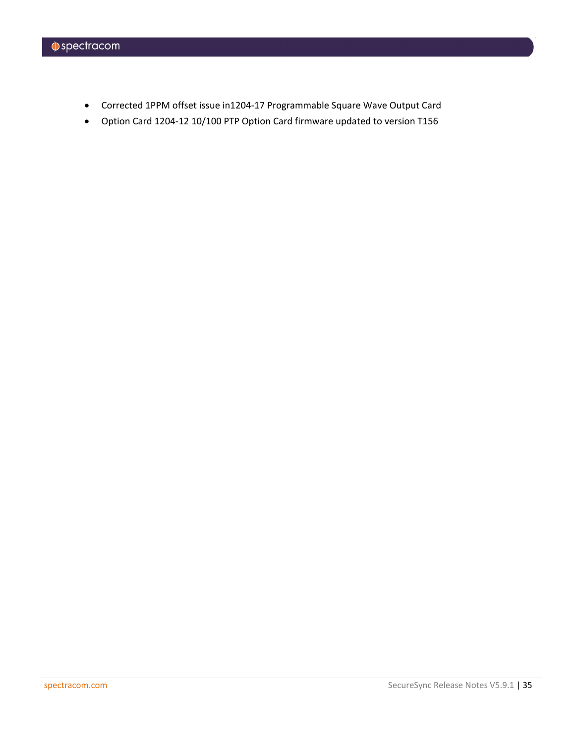- Corrected 1PPM offset issue in1204-17 Programmable Square Wave Output Card
- Option Card 1204-12 10/100 PTP Option Card firmware updated to version T156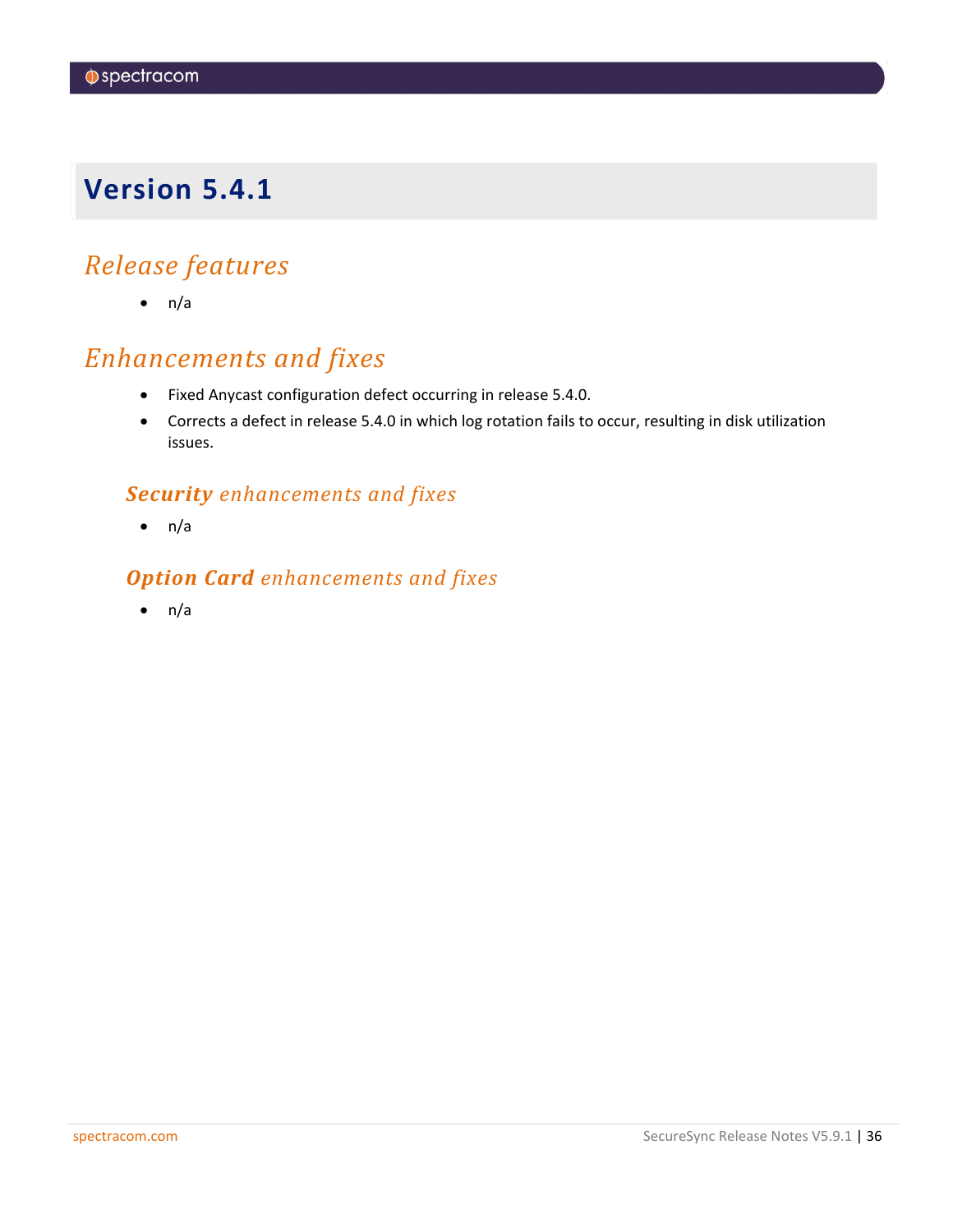# Version 5.4.1

## Release features

- n/a

## Enhancements and fixes

- Fixed Anycast configuration defect occurring in release 5.4.0.
- Corrects a defect in release 5.4.0 in which log rotation fails to occur, resulting in disk utilization issues.

### ***Security*** *enhancements and fixes*

- n/a

### ***Option Card*** *enhancements and fixes*

- n/a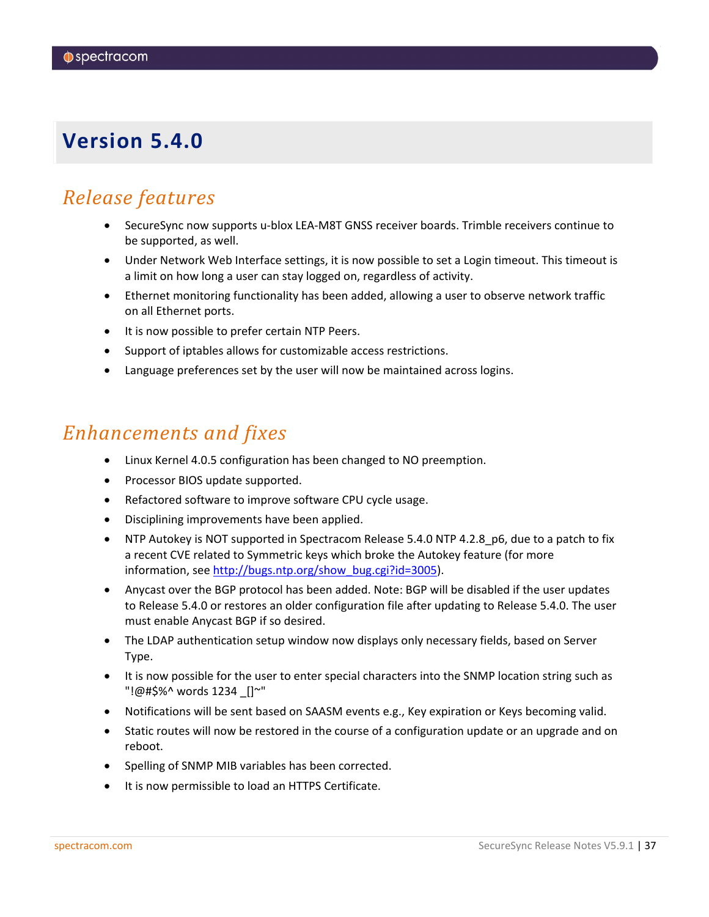# Version 5.4.0

## *Release features*

- SecureSync now supports u-blox LEA-M8T GNSS receiver boards. Trimble receivers continue to be supported, as well.
- Under Network Web Interface settings, it is now possible to set a Login timeout. This timeout is a limit on how long a user can stay logged on, regardless of activity.
- Ethernet monitoring functionality has been added, allowing a user to observe network traffic on all Ethernet ports.
- It is now possible to prefer certain NTP Peers.
- Support of iptables allows for customizable access restrictions.
- Language preferences set by the user will now be maintained across logins.

## *Enhancements and fixes*

- Linux Kernel 4.0.5 configuration has been changed to NO preemption.
- Processor BIOS update supported.
- Refactored software to improve software CPU cycle usage.
- Disciplining improvements have been applied.
- NTP Autokey is NOT supported in Spectracom Release 5.4.0 NTP 4.2.8_p6, due to a patch to fix a recent CVE related to Symmetric keys which broke the Autokey feature (for more information, see [http://bugs.ntp.org/show_bug.cgi?id=3005](http://bugs.ntp.org/show_bug.cgi?id=3005)).
- Anycast over the BGP protocol has been added. Note: BGP will be disabled if the user updates to Release 5.4.0 or restores an older configuration file after updating to Release 5.4.0. The user must enable Anycast BGP if so desired.
- The LDAP authentication setup window now displays only necessary fields, based on Server Type.
- It is now possible for the user to enter special characters into the SNMP location string such as "!@#$%^ words 1234 _[]~"
- Notifications will be sent based on SAASM events e.g., Key expiration or Keys becoming valid.
- Static routes will now be restored in the course of a configuration update or an upgrade and on reboot.
- Spelling of SNMP MIB variables has been corrected.
- It is now permissible to load an HTTPS Certificate.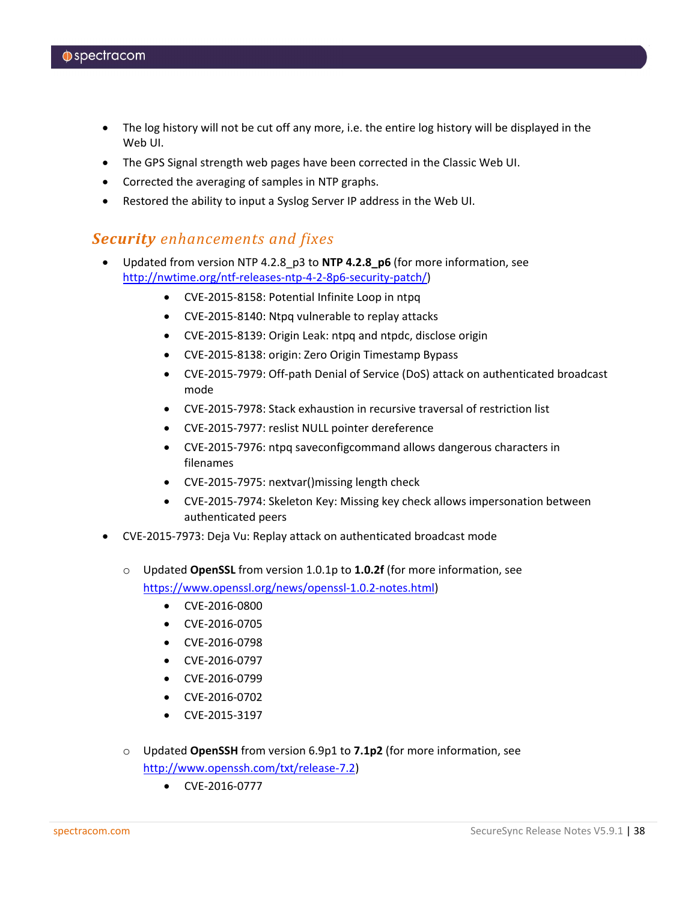- The log history will not be cut off any more, i.e. the entire log history will be displayed in the Web UI.
- The GPS Signal strength web pages have been corrected in the Classic Web UI.
- Corrected the averaging of samples in NTP graphs.
- Restored the ability to input a Syslog Server IP address in the Web UI.

### ***Security** enhancements and fixes*

- Updated from version NTP 4.2.8_p3 to **NTP 4.2.8_p6** (for more information, see http://nwtime.org/ntf-releases-ntp-4-2-8p6-security-patch/)
    - CVE-2015-8158: Potential Infinite Loop in ntpq
    - CVE-2015-8140: Ntpq vulnerable to replay attacks
    - CVE-2015-8139: Origin Leak: ntpq and ntpdc, disclose origin
    - CVE-2015-8138: origin: Zero Origin Timestamp Bypass
    - CVE-2015-7979: Off-path Denial of Service (DoS) attack on authenticated broadcast mode
    - CVE-2015-7978: Stack exhaustion in recursive traversal of restriction list
    - CVE-2015-7977: reslist NULL pointer dereference
    - CVE-2015-7976: ntpq saveconfigcommand allows dangerous characters in filenames
    - CVE-2015-7975: nextvar()missing length check
    - CVE-2015-7974: Skeleton Key: Missing key check allows impersonation between authenticated peers
- CVE-2015-7973: Deja Vu: Replay attack on authenticated broadcast mode
    - Updated **OpenSSL** from version 1.0.1p to **1.0.2f** (for more information, see https://www.openssl.org/news/openssl-1.0.2-notes.html)
        - CVE-2016-0800
        - CVE-2016-0705
        - CVE-2016-0798
        - CVE-2016-0797
        - CVE-2016-0799
        - CVE-2016-0702
        - CVE-2015-3197
    - Updated **OpenSSH** from version 6.9p1 to **7.1p2** (for more information, see http://www.openssh.com/txt/release-7.2)
        - CVE-2016-0777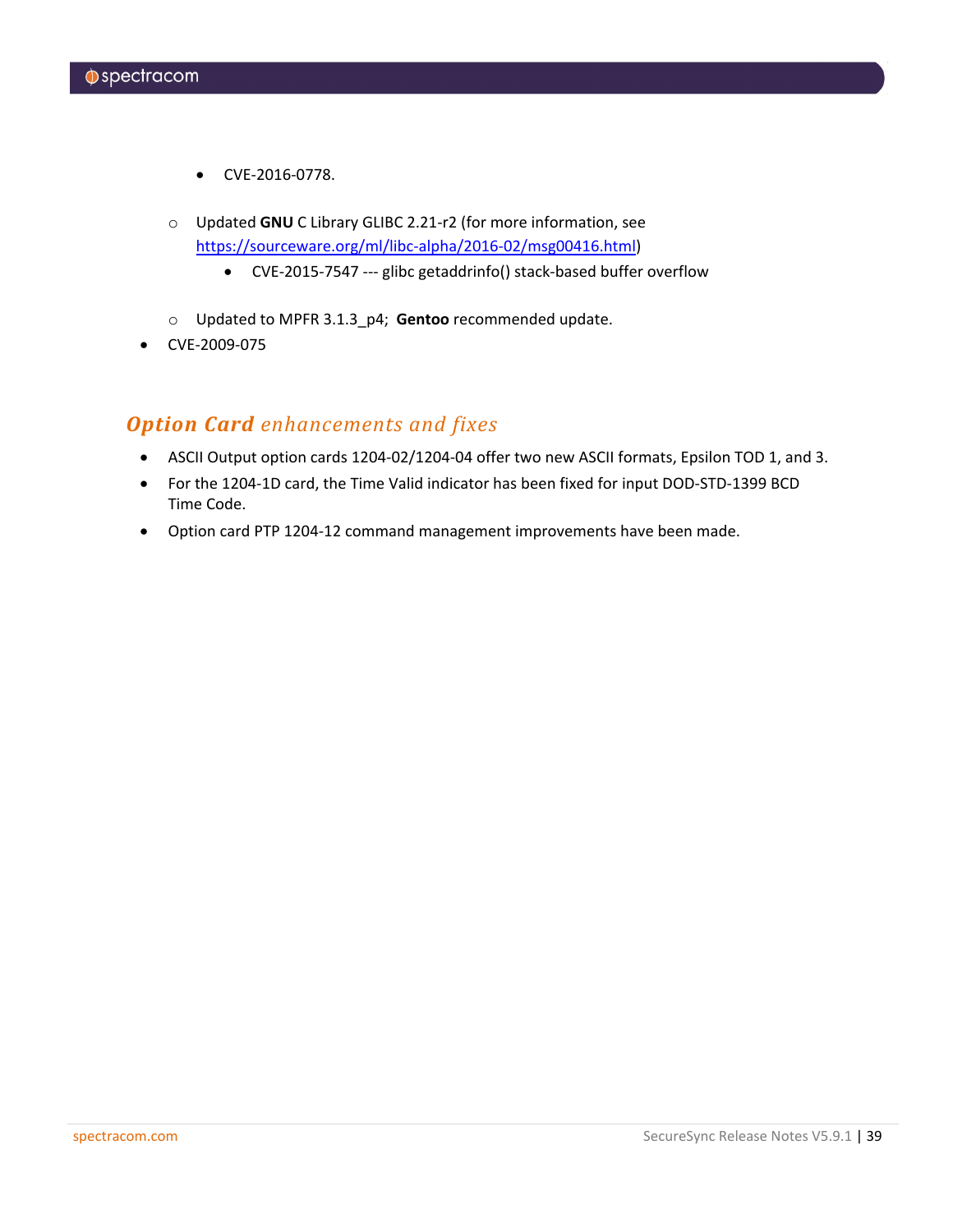- CVE-2016-0778.

    - Updated **GNU** C Library GLIBC 2.21-r2 (for more information, see [https://sourceware.org/ml/libc-alpha/2016-02/msg00416.html](https://sourceware.org/ml/libc-alpha/2016-02/msg00416.html))
        - CVE-2015-7547 --- glibc getaddrinfo() stack-based buffer overflow

    - Updated to MPFR 3.1.3_p4; **Gentoo** recommended update.
- CVE-2009-075

## ***Option Card*** *enhancements and fixes*

- ASCII Output option cards 1204-02/1204-04 offer two new ASCII formats, Epsilon TOD 1, and 3.
- For the 1204-1D card, the Time Valid indicator has been fixed for input DOD-STD-1399 BCD Time Code.
- Option card PTP 1204-12 command management improvements have been made.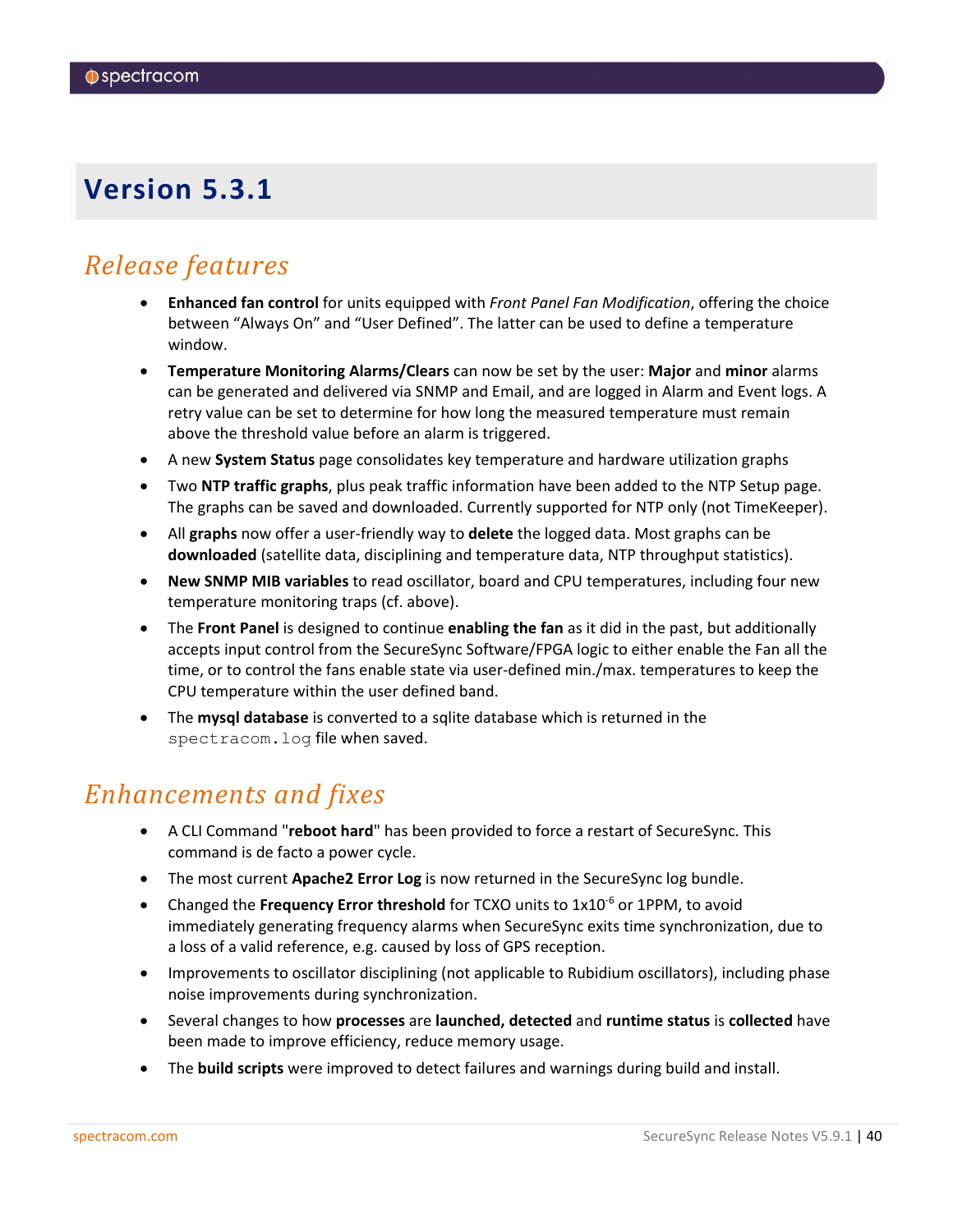# Version 5.3.1

## Release features

- **Enhanced fan control** for units equipped with *Front Panel Fan Modification*, offering the choice between “Always On” and “User Defined”. The latter can be used to define a temperature window.
- **Temperature Monitoring Alarms/Clears** can now be set by the user: **Major** and **minor** alarms can be generated and delivered via SNMP and Email, and are logged in Alarm and Event logs. A retry value can be set to determine for how long the measured temperature must remain above the threshold value before an alarm is triggered.
- A new **System Status** page consolidates key temperature and hardware utilization graphs
- Two **NTP traffic graphs**, plus peak traffic information have been added to the NTP Setup page. The graphs can be saved and downloaded. Currently supported for NTP only (not TimeKeeper).
- All **graphs** now offer a user-friendly way to **delete** the logged data. Most graphs can be **downloaded** (satellite data, disciplining and temperature data, NTP throughput statistics).
- **New SNMP MIB variables** to read oscillator, board and CPU temperatures, including four new temperature monitoring traps (cf. above).
- The **Front Panel** is designed to continue **enabling the fan** as it did in the past, but additionally accepts input control from the SecureSync Software/FPGA logic to either enable the Fan all the time, or to control the fans enable state via user-defined min./max. temperatures to keep the CPU temperature within the user defined band.
- The **mysql database** is converted to a sqlite database which is returned in the `spectracom.log` file when saved.

## Enhancements and fixes

- A CLI Command "**reboot hard**" has been provided to force a restart of SecureSync. This command is de facto a power cycle.
- The most current **Apache2 Error Log** is now returned in the SecureSync log bundle.
- Changed the **Frequency Error threshold** for TCXO units to $1x10^{-6}$ or 1PPM, to avoid immediately generating frequency alarms when SecureSync exits time synchronization, due to a loss of a valid reference, e.g. caused by loss of GPS reception.
- Improvements to oscillator disciplining (not applicable to Rubidium oscillators), including phase noise improvements during synchronization.
- Several changes to how **processes** are **launched, detected** and **runtime status** is **collected** have been made to improve efficiency, reduce memory usage.
- The **build scripts** were improved to detect failures and warnings during build and install.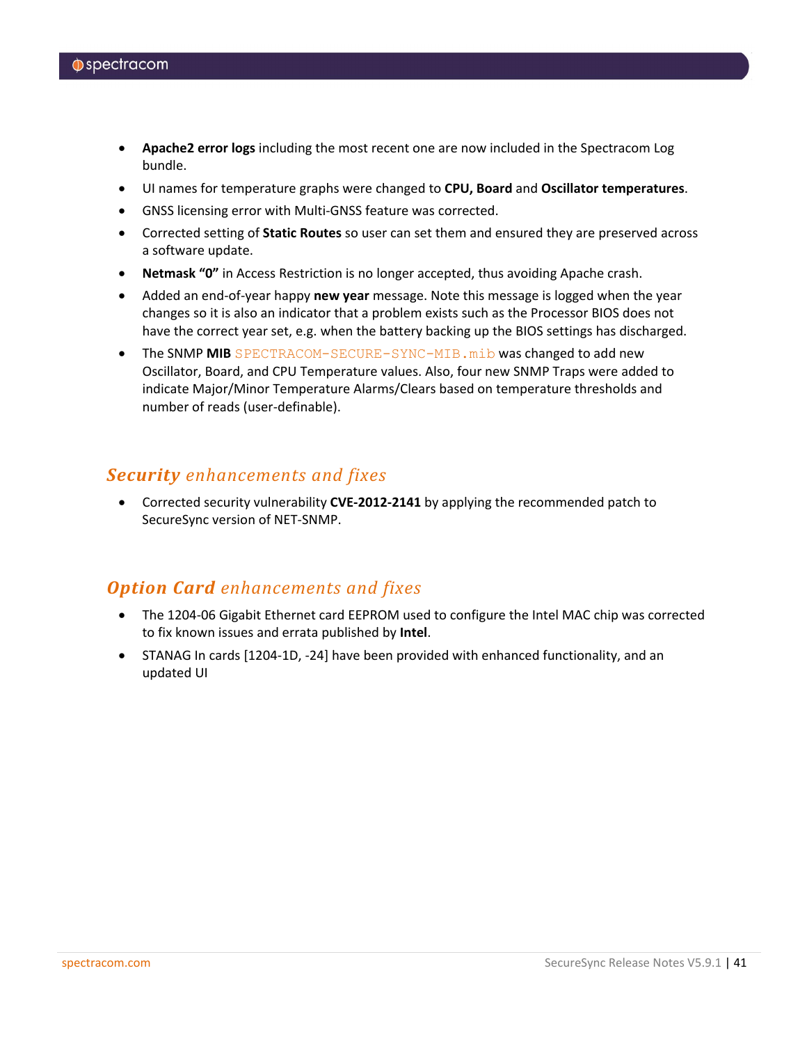- **Apache2 error logs** including the most recent one are now included in the Spectracom Log bundle.
- UI names for temperature graphs were changed to **CPU, Board** and **Oscillator temperatures**.
- GNSS licensing error with Multi-GNSS feature was corrected.
- Corrected setting of **Static Routes** so user can set them and ensured they are preserved across a software update.
- **Netmask "0"** in Access Restriction is no longer accepted, thus avoiding Apache crash.
- Added an end-of-year happy **new year** message. Note this message is logged when the year changes so it is also an indicator that a problem exists such as the Processor BIOS does not have the correct year set, e.g. when the battery backing up the BIOS settings has discharged.
- The SNMP **MIB** `SPECTRACOM-SECURE-SYNC-MIB.mib` was changed to add new Oscillator, Board, and CPU Temperature values. Also, four new SNMP Traps were added to indicate Major/Minor Temperature Alarms/Clears based on temperature thresholds and number of reads (user-definable).

## ***Security*** *enhancements and fixes*

- Corrected security vulnerability **CVE-2012-2141** by applying the recommended patch to SecureSync version of NET-SNMP.

## ***Option Card*** *enhancements and fixes*

- The 1204-06 Gigabit Ethernet card EEPROM used to configure the Intel MAC chip was corrected to fix known issues and errata published by **Intel**.
- STANAG In cards [1204-1D, -24] have been provided with enhanced functionality, and an updated UI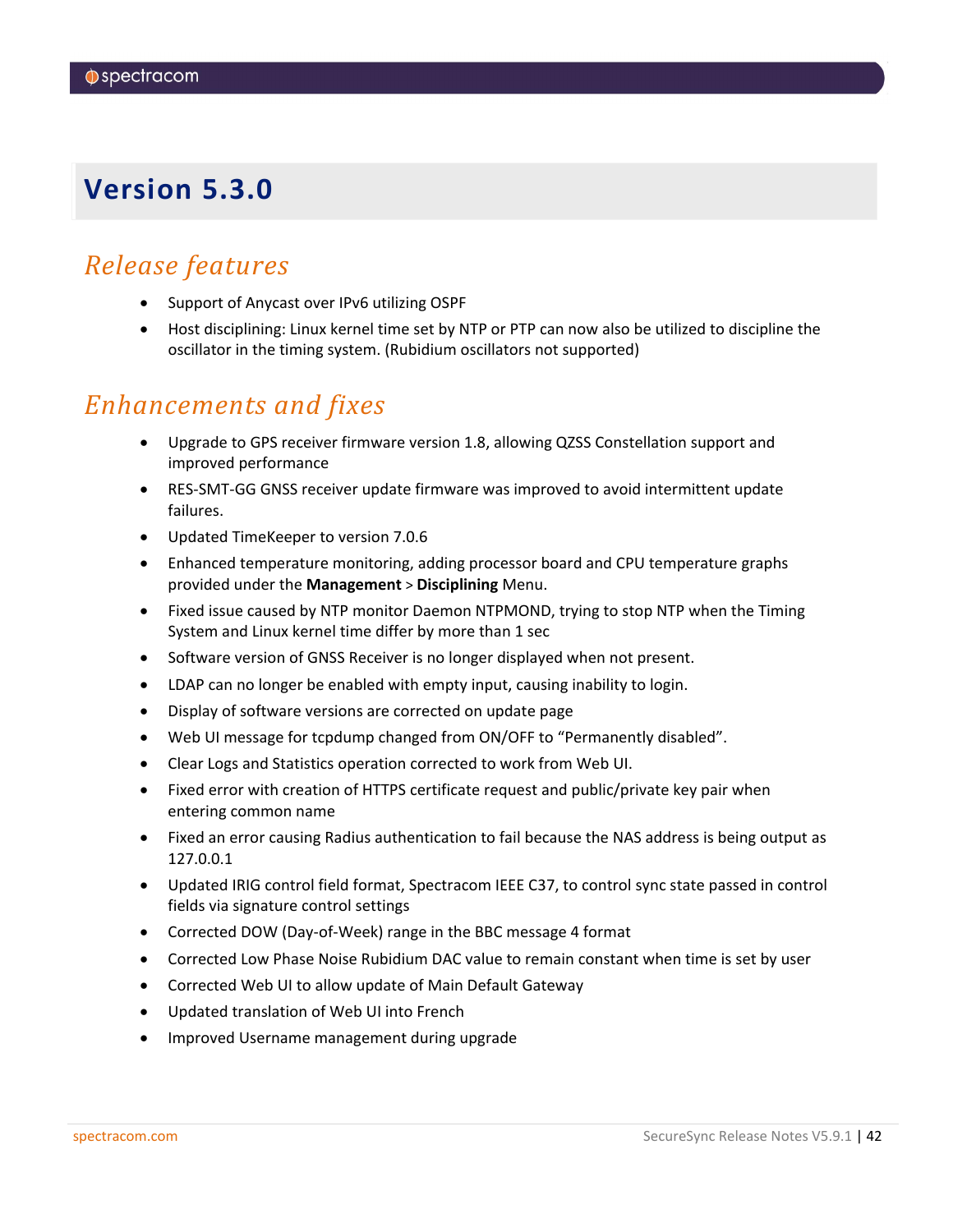# Version 5.3.0

## *Release features*

- Support of Anycast over IPv6 utilizing OSPF
- Host disciplining: Linux kernel time set by NTP or PTP can now also be utilized to discipline the oscillator in the timing system. (Rubidium oscillators not supported)

## *Enhancements and fixes*

- Upgrade to GPS receiver firmware version 1.8, allowing QZSS Constellation support and improved performance
- RES-SMT-GG GNSS receiver update firmware was improved to avoid intermittent update failures.
- Updated TimeKeeper to version 7.0.6
- Enhanced temperature monitoring, adding processor board and CPU temperature graphs provided under the **Management** > **Disciplining** Menu.
- Fixed issue caused by NTP monitor Daemon NTPMOND, trying to stop NTP when the Timing System and Linux kernel time differ by more than 1 sec
- Software version of GNSS Receiver is no longer displayed when not present.
- LDAP can no longer be enabled with empty input, causing inability to login.
- Display of software versions are corrected on update page
- Web UI message for tcpdump changed from ON/OFF to “Permanently disabled”.
- Clear Logs and Statistics operation corrected to work from Web UI.
- Fixed error with creation of HTTPS certificate request and public/private key pair when entering common name
- Fixed an error causing Radius authentication to fail because the NAS address is being output as 127.0.0.1
- Updated IRIG control field format, Spectracom IEEE C37, to control sync state passed in control fields via signature control settings
- Corrected DOW (Day-of-Week) range in the BBC message 4 format
- Corrected Low Phase Noise Rubidium DAC value to remain constant when time is set by user
- Corrected Web UI to allow update of Main Default Gateway
- Updated translation of Web UI into French
- Improved Username management during upgrade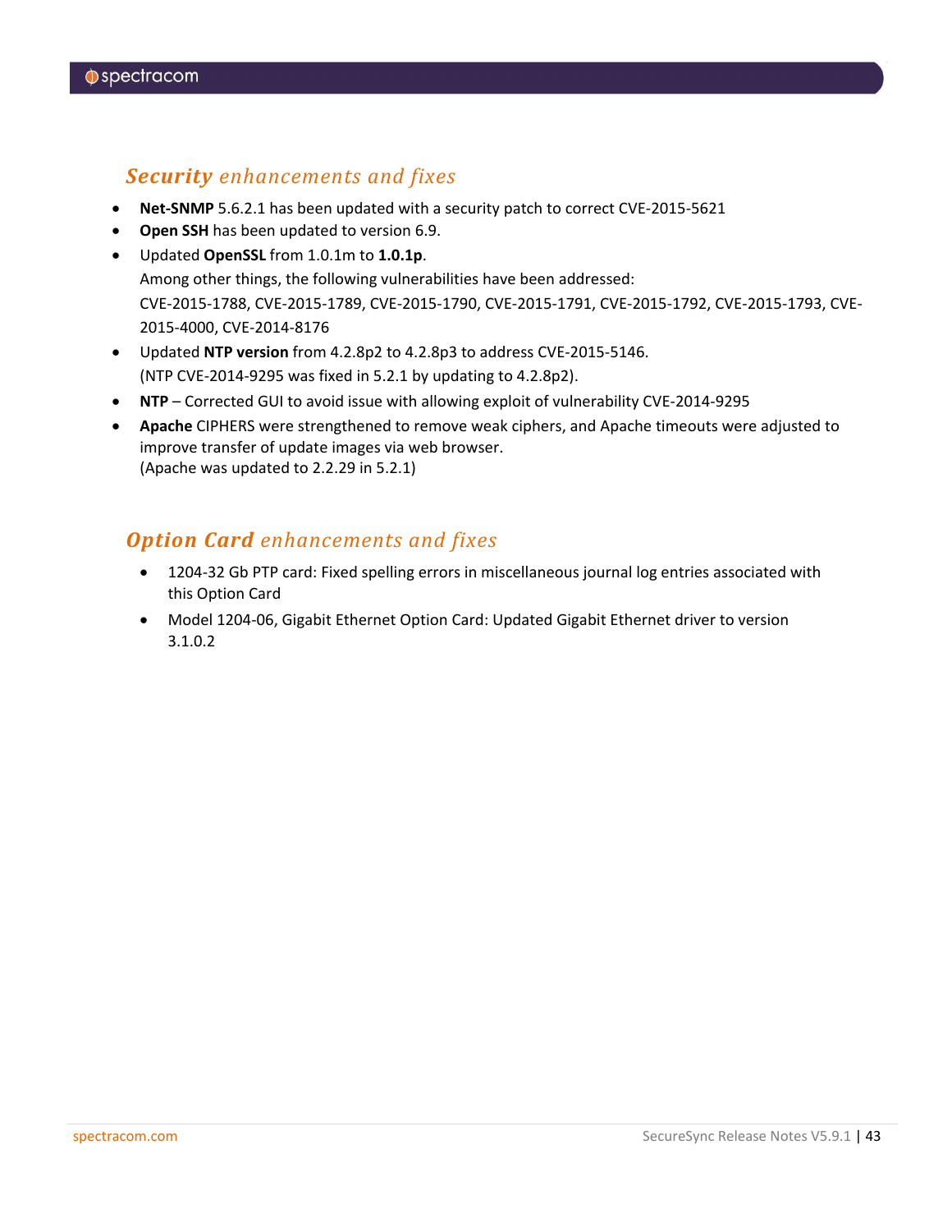## ***Security*** *enhancements and fixes*

- **Net-SNMP** 5.6.2.1 has been updated with a security patch to correct CVE-2015-5621
- **Open SSH** has been updated to version 6.9.
- Updated **OpenSSL** from 1.0.1m to **1.0.1p**.
  Among other things, the following vulnerabilities have been addressed:
  CVE-2015-1788, CVE-2015-1789, CVE-2015-1790, CVE-2015-1791, CVE-2015-1792, CVE-2015-1793, CVE-2015-4000, CVE-2014-8176
- Updated **NTP version** from 4.2.8p2 to 4.2.8p3 to address CVE-2015-5146.
  (NTP CVE-2014-9295 was fixed in 5.2.1 by updating to 4.2.8p2).
- **NTP** – Corrected GUI to avoid issue with allowing exploit of vulnerability CVE-2014-9295
- **Apache** CIPHERS were strengthened to remove weak ciphers, and Apache timeouts were adjusted to improve transfer of update images via web browser.
  (Apache was updated to 2.2.29 in 5.2.1)

## ***Option Card*** *enhancements and fixes*

- 1204-32 Gb PTP card: Fixed spelling errors in miscellaneous journal log entries associated with this Option Card
- Model 1204-06, Gigabit Ethernet Option Card: Updated Gigabit Ethernet driver to version 3.1.0.2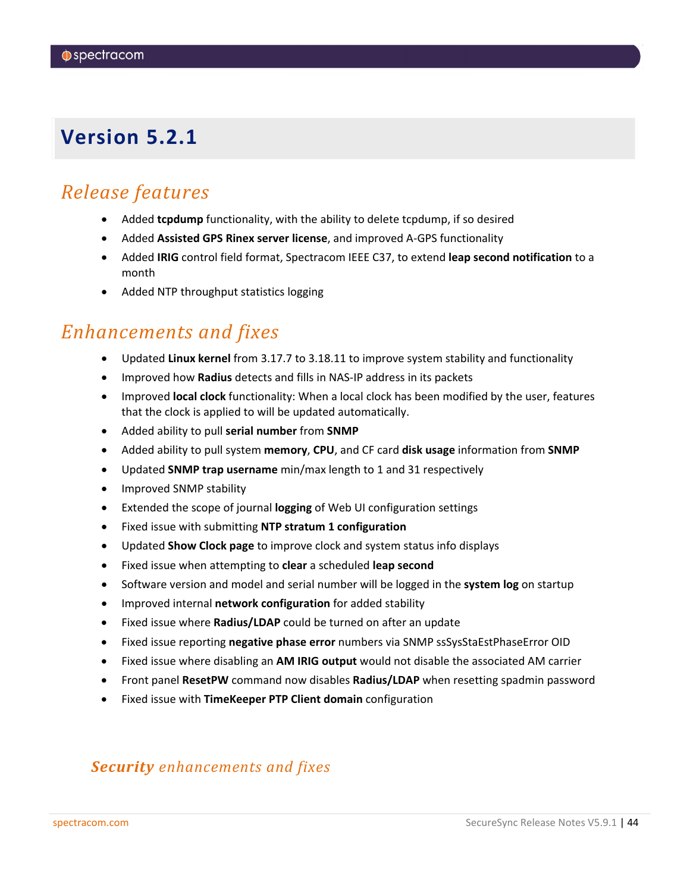# Version 5.2.1

## *Release features*

- Added **tcpdump** functionality, with the ability to delete tcpdump, if so desired
- Added **Assisted GPS Rinex server license**, and improved A-GPS functionality
- Added **IRIG** control field format, Spectracom IEEE C37, to extend **leap second notification** to a month
- Added NTP throughput statistics logging

## *Enhancements and fixes*

- Updated **Linux kernel** from 3.17.7 to 3.18.11 to improve system stability and functionality
- Improved how **Radius** detects and fills in NAS-IP address in its packets
- Improved **local clock** functionality: When a local clock has been modified by the user, features that the clock is applied to will be updated automatically.
- Added ability to pull **serial number** from **SNMP**
- Added ability to pull system **memory**, **CPU**, and CF card **disk usage** information from **SNMP**
- Updated **SNMP trap username** min/max length to 1 and 31 respectively
- Improved SNMP stability
- Extended the scope of journal **logging** of Web UI configuration settings
- Fixed issue with submitting **NTP stratum 1 configuration**
- Updated **Show Clock page** to improve clock and system status info displays
- Fixed issue when attempting to **clear** a scheduled **leap second**
- Software version and model and serial number will be logged in the **system log** on startup
- Improved internal **network configuration** for added stability
- Fixed issue where **Radius/LDAP** could be turned on after an update
- Fixed issue reporting **negative phase error** numbers via SNMP ssSysStaEstPhaseError OID
- Fixed issue where disabling an **AM IRIG output** would not disable the associated AM carrier
- Front panel **ResetPW** command now disables **Radius/LDAP** when resetting spadmin password
- Fixed issue with **TimeKeeper PTP Client domain** configuration

### ***Security** enhancements and fixes*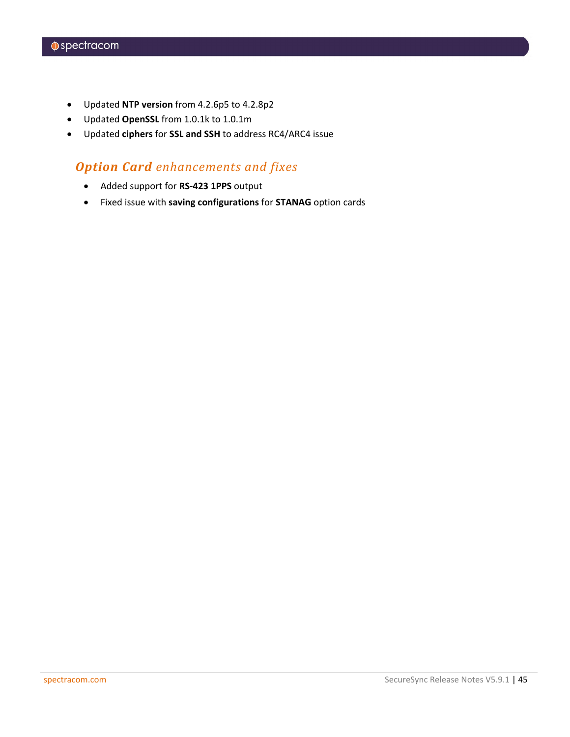- Updated **NTP version** from 4.2.6p5 to 4.2.8p2
- Updated **OpenSSL** from 1.0.1k to 1.0.1m
- Updated **ciphers** for **SSL and SSH** to address RC4/ARC4 issue

### ***Option Card** enhancements and fixes*

- Added support for **RS-423 1PPS** output
- Fixed issue with **saving configurations** for **STANAG** option cards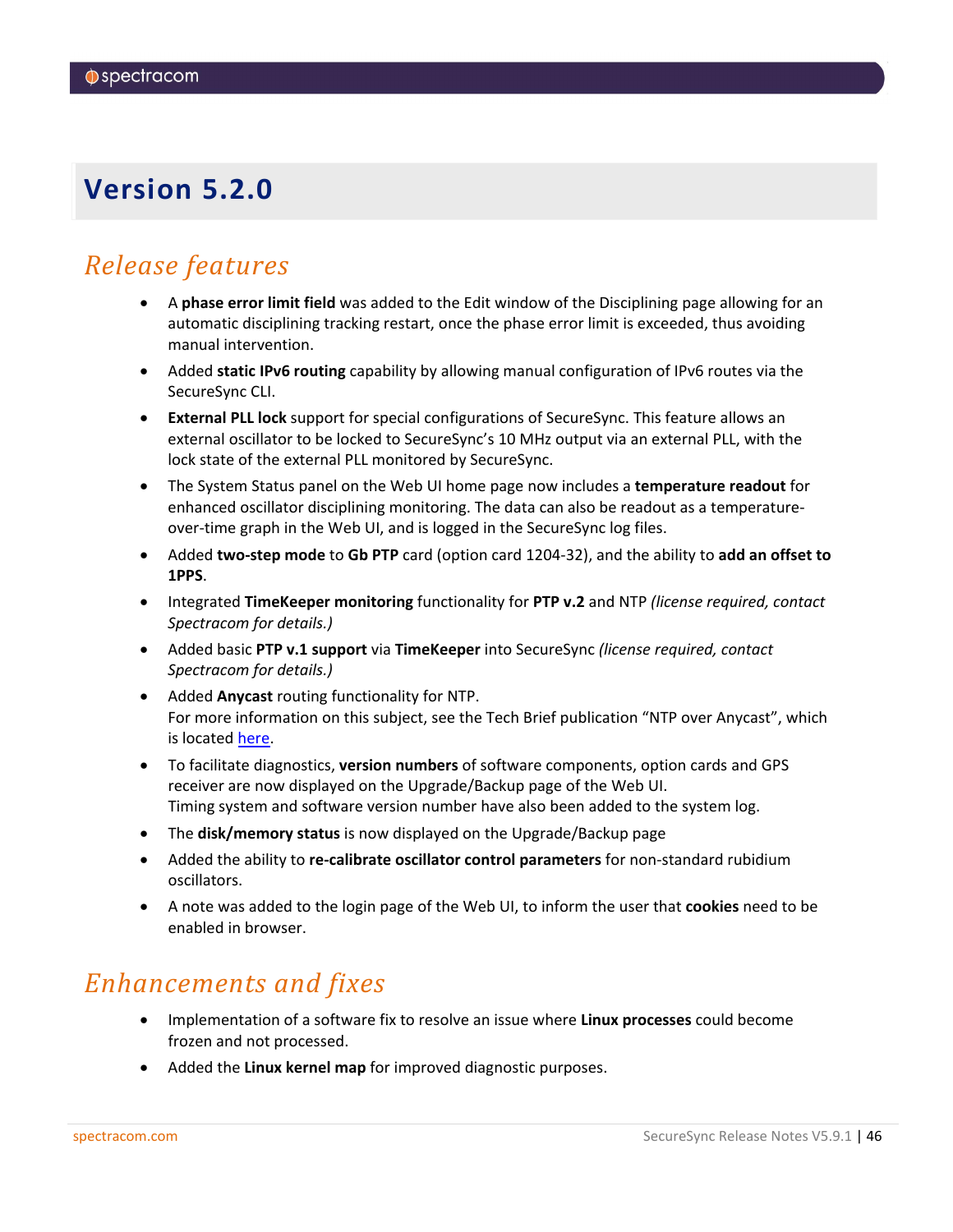# Version 5.2.0

## Release features

- A **phase error limit field** was added to the Edit window of the Disciplining page allowing for an automatic disciplining tracking restart, once the phase error limit is exceeded, thus avoiding manual intervention.
- Added **static IPv6 routing** capability by allowing manual configuration of IPv6 routes via the SecureSync CLI.
- **External PLL lock** support for special configurations of SecureSync. This feature allows an external oscillator to be locked to SecureSync's 10 MHz output via an external PLL, with the lock state of the external PLL monitored by SecureSync.
- The System Status panel on the Web UI home page now includes a **temperature readout** for enhanced oscillator disciplining monitoring. The data can also be readout as a temperature-over-time graph in the Web UI, and is logged in the SecureSync log files.
- Added **two-step mode** to **Gb PTP** card (option card 1204-32), and the ability to **add an offset to 1PPS**.
- Integrated **TimeKeeper monitoring** functionality for **PTP v.2** and NTP *(license required, contact Spectracom for details.)*
- Added basic **PTP v.1 support** via **TimeKeeper** into SecureSync *(license required, contact Spectracom for details.)*
- Added **Anycast** routing functionality for NTP.
  For more information on this subject, see the Tech Brief publication "NTP over Anycast", which is located here.
- To facilitate diagnostics, **version numbers** of software components, option cards and GPS receiver are now displayed on the Upgrade/Backup page of the Web UI.
  Timing system and software version number have also been added to the system log.
- The **disk/memory status** is now displayed on the Upgrade/Backup page
- Added the ability to **re-calibrate oscillator control parameters** for non-standard rubidium oscillators.
- A note was added to the login page of the Web UI, to inform the user that **cookies** need to be enabled in browser.

## Enhancements and fixes

- Implementation of a software fix to resolve an issue where **Linux processes** could become frozen and not processed.
- Added the **Linux kernel map** for improved diagnostic purposes.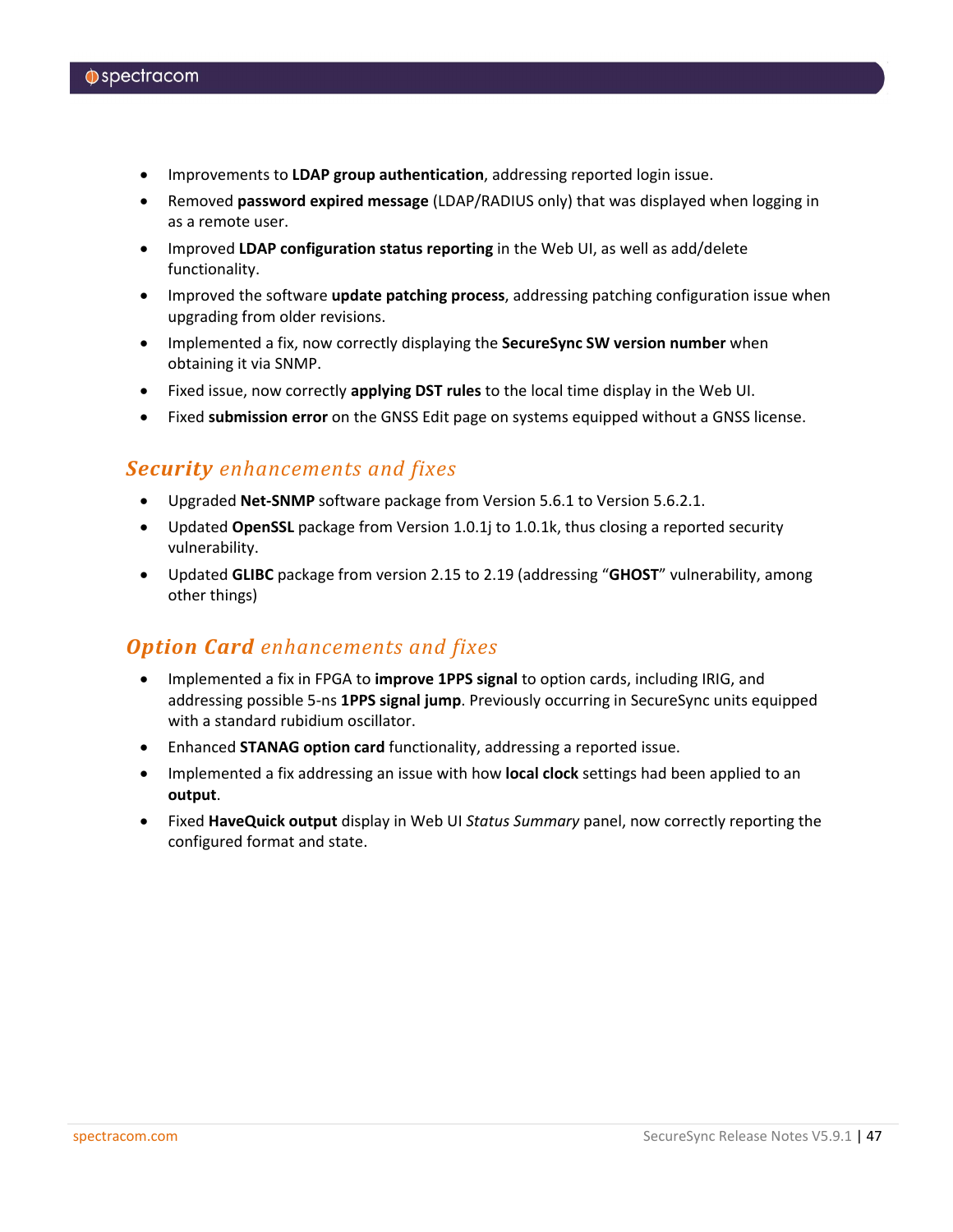- Improvements to **LDAP group authentication**, addressing reported login issue.
- Removed **password expired message** (LDAP/RADIUS only) that was displayed when logging in as a remote user.
- Improved **LDAP configuration status reporting** in the Web UI, as well as add/delete functionality.
- Improved the software **update patching process**, addressing patching configuration issue when upgrading from older revisions.
- Implemented a fix, now correctly displaying the **SecureSync SW version number** when obtaining it via SNMP.
- Fixed issue, now correctly **applying DST rules** to the local time display in the Web UI.
- Fixed **submission error** on the GNSS Edit page on systems equipped without a GNSS license.

## ***Security*** *enhancements and fixes*

- Upgraded **Net-SNMP** software package from Version 5.6.1 to Version 5.6.2.1.
- Updated **OpenSSL** package from Version 1.0.1j to 1.0.1k, thus closing a reported security vulnerability.
- Updated **GLIBC** package from version 2.15 to 2.19 (addressing "**GHOST**" vulnerability, among other things)

## ***Option Card*** *enhancements and fixes*

- Implemented a fix in FPGA to **improve 1PPS signal** to option cards, including IRIG, and addressing possible 5-ns **1PPS signal jump**. Previously occurring in SecureSync units equipped with a standard rubidium oscillator.
- Enhanced **STANAG option card** functionality, addressing a reported issue.
- Implemented a fix addressing an issue with how **local clock** settings had been applied to an **output**.
- Fixed **HaveQuick output** display in Web UI *Status Summary* panel, now correctly reporting the configured format and state.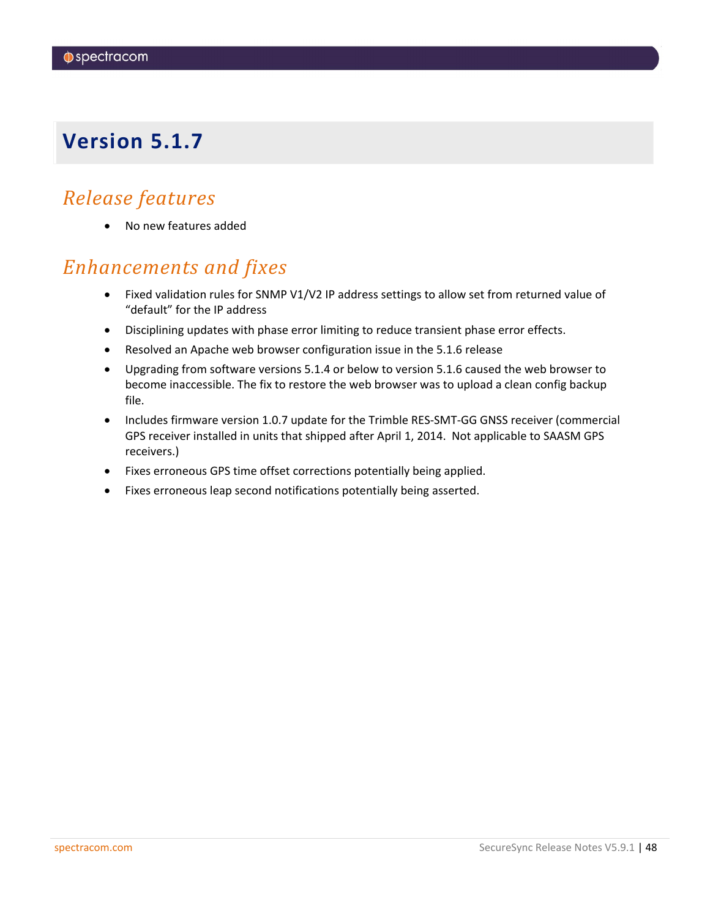# Version 5.1.7

## *Release features*

- No new features added

## *Enhancements and fixes*

- Fixed validation rules for SNMP V1/V2 IP address settings to allow set from returned value of "default" for the IP address
- Disciplining updates with phase error limiting to reduce transient phase error effects.
- Resolved an Apache web browser configuration issue in the 5.1.6 release
- Upgrading from software versions 5.1.4 or below to version 5.1.6 caused the web browser to become inaccessible. The fix to restore the web browser was to upload a clean config backup file.
- Includes firmware version 1.0.7 update for the Trimble RES-SMT-GG GNSS receiver (commercial GPS receiver installed in units that shipped after April 1, 2014. Not applicable to SAASM GPS receivers.)
- Fixes erroneous GPS time offset corrections potentially being applied.
- Fixes erroneous leap second notifications potentially being asserted.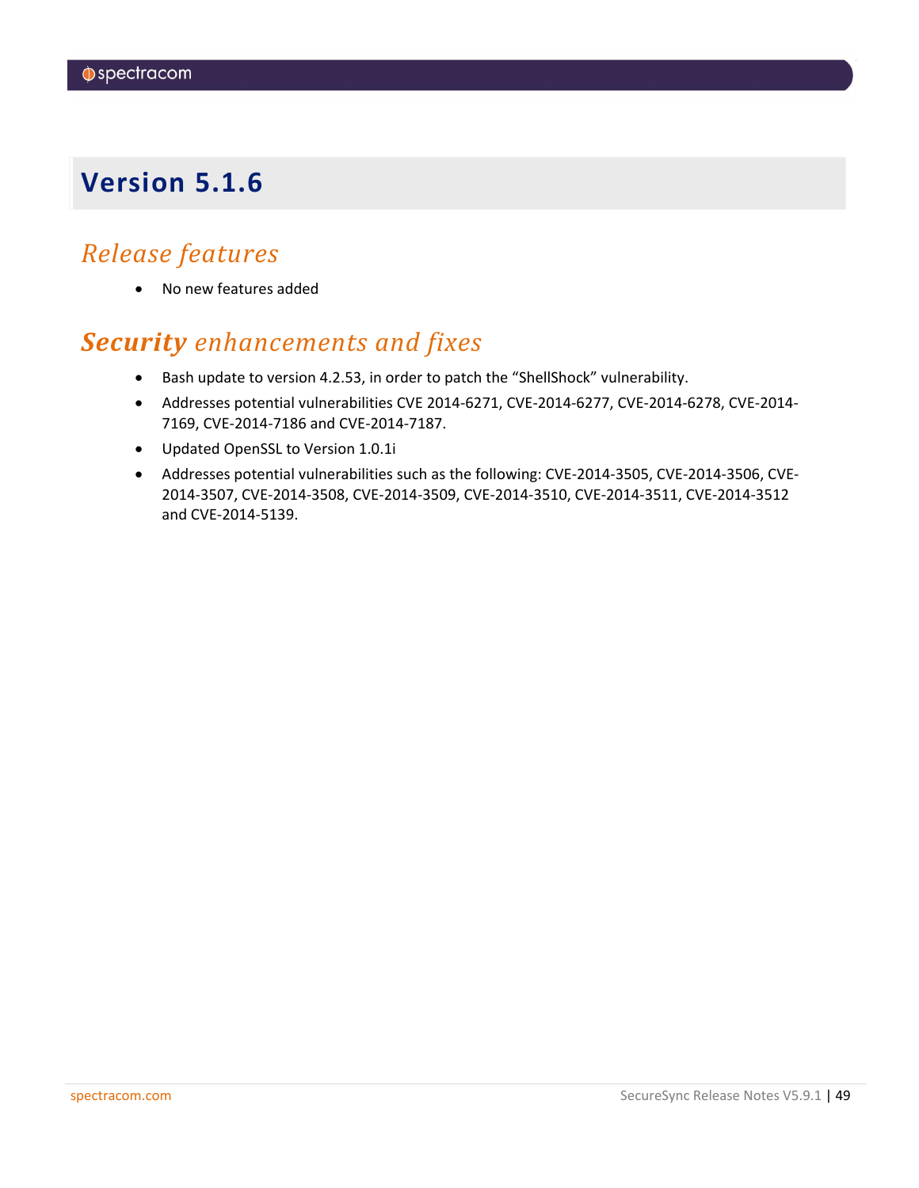# Version 5.1.6

## *Release features*

- No new features added

## ***Security** enhancements and fixes*

- Bash update to version 4.2.53, in order to patch the "ShellShock" vulnerability.
- Addresses potential vulnerabilities CVE 2014-6271, CVE-2014-6277, CVE-2014-6278, CVE-2014-7169, CVE-2014-7186 and CVE-2014-7187.
- Updated OpenSSL to Version 1.0.1i
- Addresses potential vulnerabilities such as the following: CVE-2014-3505, CVE-2014-3506, CVE-2014-3507, CVE-2014-3508, CVE-2014-3509, CVE-2014-3510, CVE-2014-3511, CVE-2014-3512 and CVE-2014-5139.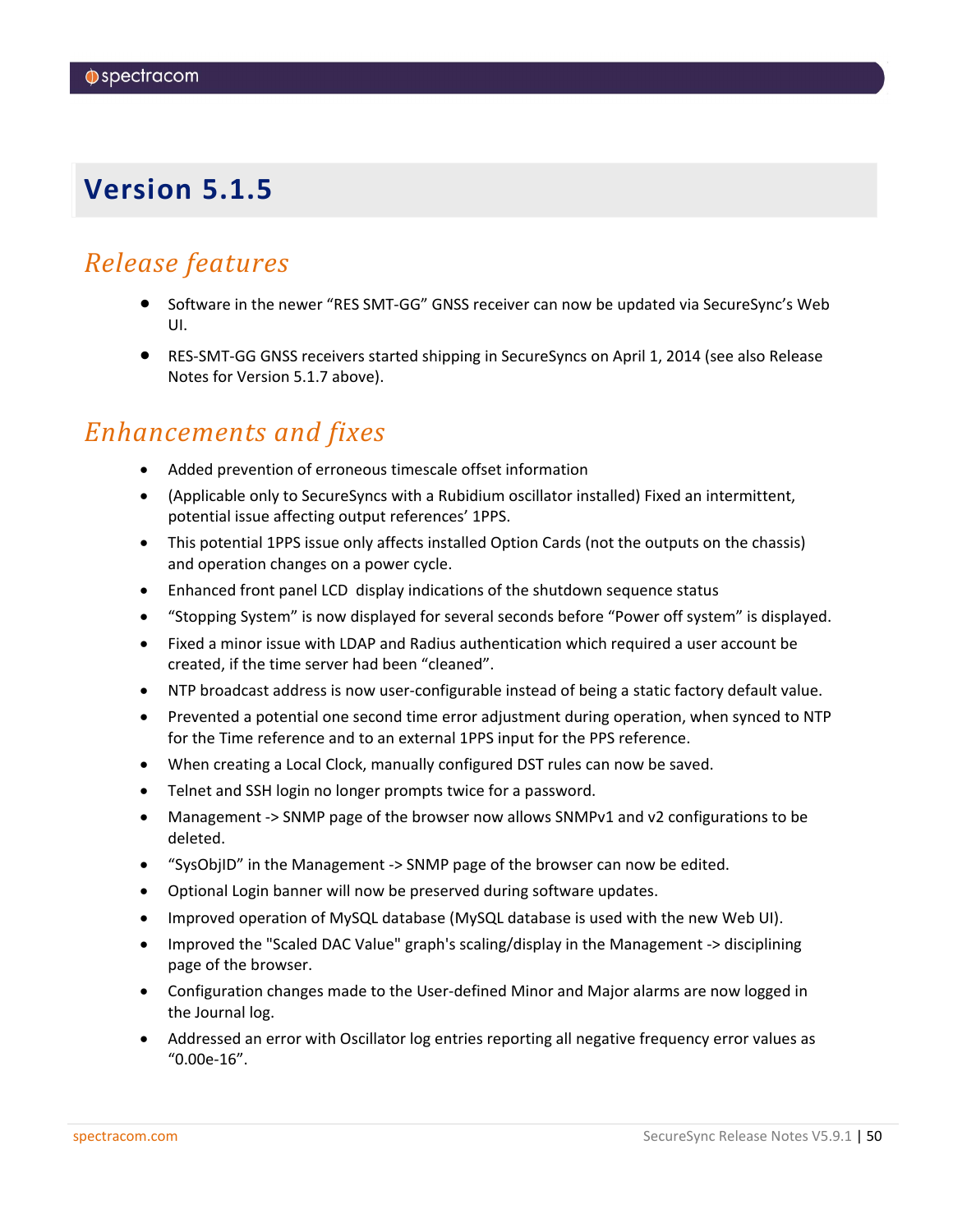# Version 5.1.5

## Release features

- Software in the newer “RES SMT-GG” GNSS receiver can now be updated via SecureSync’s Web UI.
- RES-SMT-GG GNSS receivers started shipping in SecureSyncs on April 1, 2014 (see also Release Notes for Version 5.1.7 above).

## Enhancements and fixes

- Added prevention of erroneous timescale offset information
- (Applicable only to SecureSyncs with a Rubidium oscillator installed) Fixed an intermittent, potential issue affecting output references’ 1PPS.
- This potential 1PPS issue only affects installed Option Cards (not the outputs on the chassis) and operation changes on a power cycle.
- Enhanced front panel LCD display indications of the shutdown sequence status
- “Stopping System” is now displayed for several seconds before “Power off system” is displayed.
- Fixed a minor issue with LDAP and Radius authentication which required a user account be created, if the time server had been “cleaned”.
- NTP broadcast address is now user-configurable instead of being a static factory default value.
- Prevented a potential one second time error adjustment during operation, when synced to NTP for the Time reference and to an external 1PPS input for the PPS reference.
- When creating a Local Clock, manually configured DST rules can now be saved.
- Telnet and SSH login no longer prompts twice for a password.
- Management -> SNMP page of the browser now allows SNMPv1 and v2 configurations to be deleted.
- “SysObjID” in the Management -> SNMP page of the browser can now be edited.
- Optional Login banner will now be preserved during software updates.
- Improved operation of MySQL database (MySQL database is used with the new Web UI).
- Improved the "Scaled DAC Value" graph's scaling/display in the Management -> disciplining page of the browser.
- Configuration changes made to the User-defined Minor and Major alarms are now logged in the Journal log.
- Addressed an error with Oscillator log entries reporting all negative frequency error values as “0.00e-16”.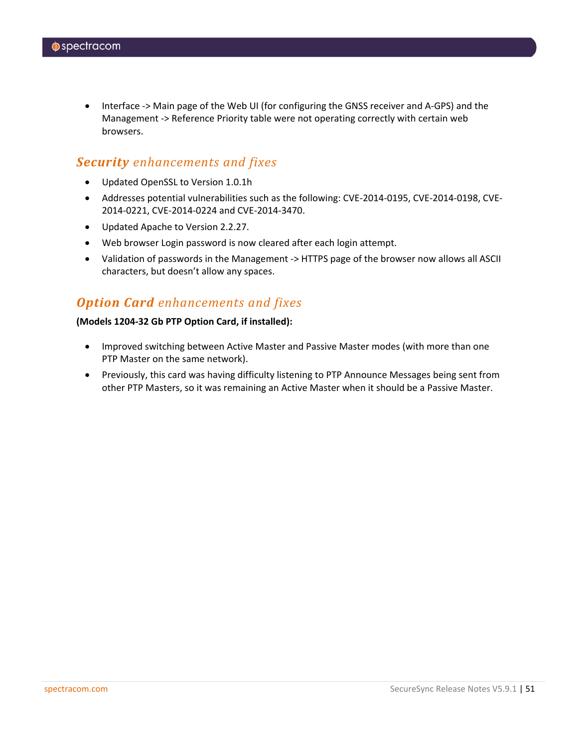- Interface -> Main page of the Web UI (for configuring the GNSS receiver and A-GPS) and the Management -> Reference Priority table were not operating correctly with certain web browsers.

## ***Security** enhancements and fixes*

- Updated OpenSSL to Version 1.0.1h
- Addresses potential vulnerabilities such as the following: CVE-2014-0195, CVE-2014-0198, CVE-2014-0221, CVE-2014-0224 and CVE-2014-3470.
- Updated Apache to Version 2.2.27.
- Web browser Login password is now cleared after each login attempt.
- Validation of passwords in the Management -> HTTPS page of the browser now allows all ASCII characters, but doesn't allow any spaces.

## ***Option Card** enhancements and fixes*

**(Models 1204-32 Gb PTP Option Card, if installed):**

- Improved switching between Active Master and Passive Master modes (with more than one PTP Master on the same network).
- Previously, this card was having difficulty listening to PTP Announce Messages being sent from other PTP Masters, so it was remaining an Active Master when it should be a Passive Master.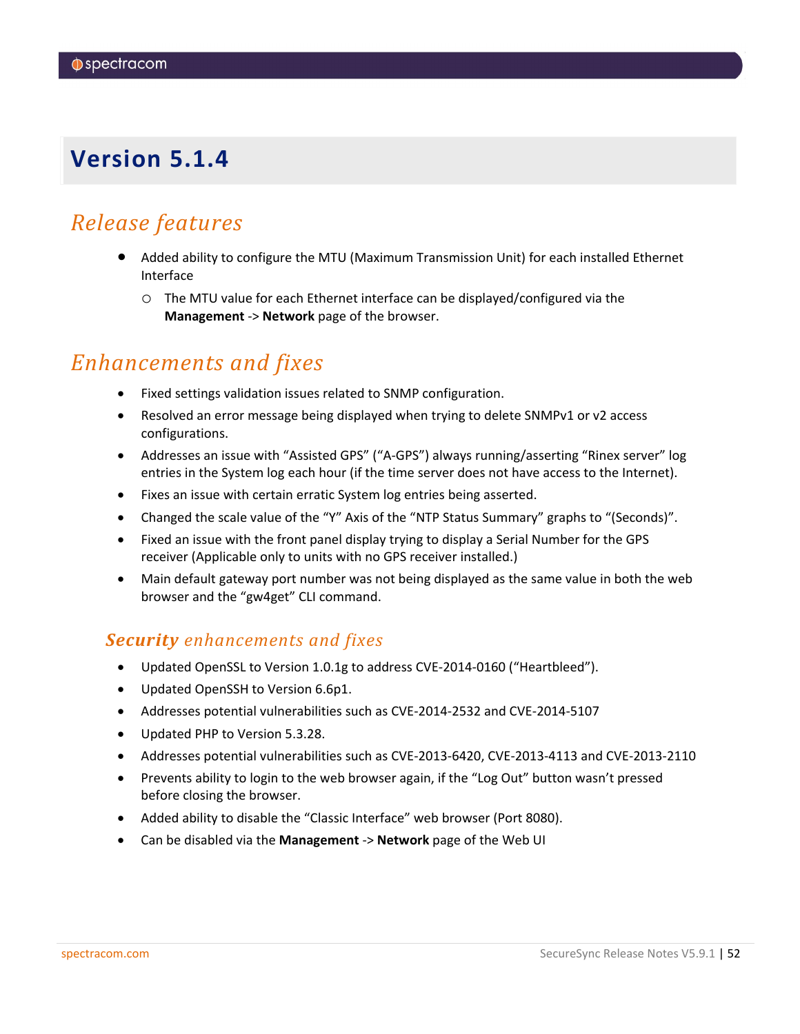# Version 5.1.4

## Release features

- Added ability to configure the MTU (Maximum Transmission Unit) for each installed Ethernet Interface
  - The MTU value for each Ethernet interface can be displayed/configured via the **Management** -> **Network** page of the browser.

## Enhancements and fixes

- Fixed settings validation issues related to SNMP configuration.
- Resolved an error message being displayed when trying to delete SNMPv1 or v2 access configurations.
- Addresses an issue with "Assisted GPS" ("A-GPS") always running/asserting "Rinex server" log entries in the System log each hour (if the time server does not have access to the Internet).
- Fixes an issue with certain erratic System log entries being asserted.
- Changed the scale value of the "Y" Axis of the "NTP Status Summary" graphs to "(Seconds)".
- Fixed an issue with the front panel display trying to display a Serial Number for the GPS receiver (Applicable only to units with no GPS receiver installed.)
- Main default gateway port number was not being displayed as the same value in both the web browser and the "gw4get" CLI command.

### Security enhancements and fixes

- Updated OpenSSL to Version 1.0.1g to address CVE-2014-0160 ("Heartbleed").
- Updated OpenSSH to Version 6.6p1.
- Addresses potential vulnerabilities such as CVE-2014-2532 and CVE-2014-5107
- Updated PHP to Version 5.3.28.
- Addresses potential vulnerabilities such as CVE-2013-6420, CVE-2013-4113 and CVE-2013-2110
- Prevents ability to login to the web browser again, if the "Log Out" button wasn't pressed before closing the browser.
- Added ability to disable the "Classic Interface" web browser (Port 8080).
- Can be disabled via the **Management** -> **Network** page of the Web UI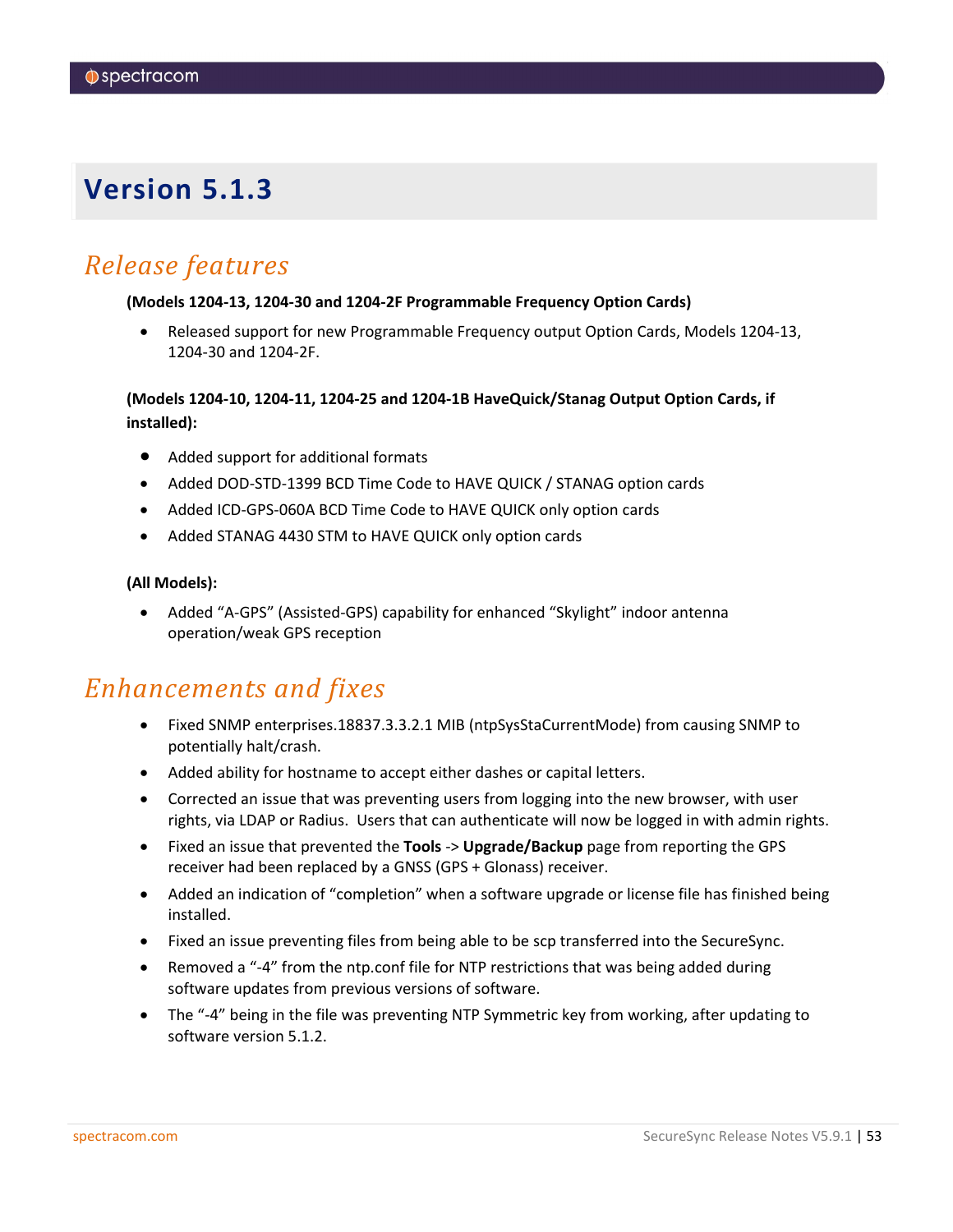# Version 5.1.3

## Release features

**(Models 1204-13, 1204-30 and 1204-2F Programmable Frequency Option Cards)**

- Released support for new Programmable Frequency output Option Cards, Models 1204-13, 1204-30 and 1204-2F.

**(Models 1204-10, 1204-11, 1204-25 and 1204-1B HaveQuick/Stanag Output Option Cards, if installed):**

- Added support for additional formats
- Added DOD-STD-1399 BCD Time Code to HAVE QUICK / STANAG option cards
- Added ICD-GPS-060A BCD Time Code to HAVE QUICK only option cards
- Added STANAG 4430 STM to HAVE QUICK only option cards

**(All Models):**

- Added "A-GPS" (Assisted-GPS) capability for enhanced "Skylight" indoor antenna operation/weak GPS reception

## Enhancements and fixes

- Fixed SNMP enterprises.18837.3.3.2.1 MIB (ntpSysStaCurrentMode) from causing SNMP to potentially halt/crash.
- Added ability for hostname to accept either dashes or capital letters.
- Corrected an issue that was preventing users from logging into the new browser, with user rights, via LDAP or Radius. Users that can authenticate will now be logged in with admin rights.
- Fixed an issue that prevented the **Tools** -> **Upgrade/Backup** page from reporting the GPS receiver had been replaced by a GNSS (GPS + Glonass) receiver.
- Added an indication of "completion" when a software upgrade or license file has finished being installed.
- Fixed an issue preventing files from being able to be scp transferred into the SecureSync.
- Removed a "-4" from the ntp.conf file for NTP restrictions that was being added during software updates from previous versions of software.
- The "-4" being in the file was preventing NTP Symmetric key from working, after updating to software version 5.1.2.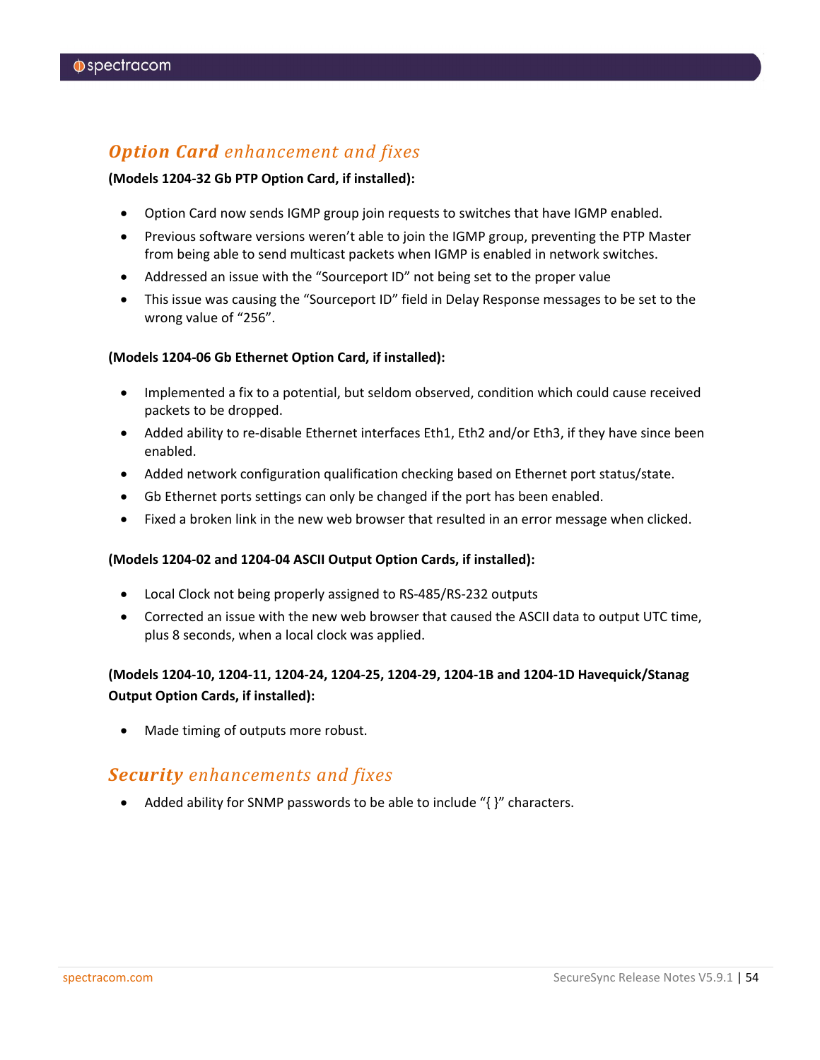## ***Option Card*** *enhancement and fixes*

**(Models 1204-32 Gb PTP Option Card, if installed):**

- Option Card now sends IGMP group join requests to switches that have IGMP enabled.
- Previous software versions weren't able to join the IGMP group, preventing the PTP Master from being able to send multicast packets when IGMP is enabled in network switches.
- Addressed an issue with the "Sourceport ID" not being set to the proper value
- This issue was causing the "Sourceport ID" field in Delay Response messages to be set to the wrong value of "256".

**(Models 1204-06 Gb Ethernet Option Card, if installed):**

- Implemented a fix to a potential, but seldom observed, condition which could cause received packets to be dropped.
- Added ability to re-disable Ethernet interfaces Eth1, Eth2 and/or Eth3, if they have since been enabled.
- Added network configuration qualification checking based on Ethernet port status/state.
- Gb Ethernet ports settings can only be changed if the port has been enabled.
- Fixed a broken link in the new web browser that resulted in an error message when clicked.

**(Models 1204-02 and 1204-04 ASCII Output Option Cards, if installed):**

- Local Clock not being properly assigned to RS-485/RS-232 outputs
- Corrected an issue with the new web browser that caused the ASCII data to output UTC time, plus 8 seconds, when a local clock was applied.

**(Models 1204-10, 1204-11, 1204-24, 1204-25, 1204-29, 1204-1B and 1204-1D Havequick/Stanag Output Option Cards, if installed):**

- Made timing of outputs more robust.

## ***Security*** *enhancements and fixes*

- Added ability for SNMP passwords to be able to include "{ }" characters.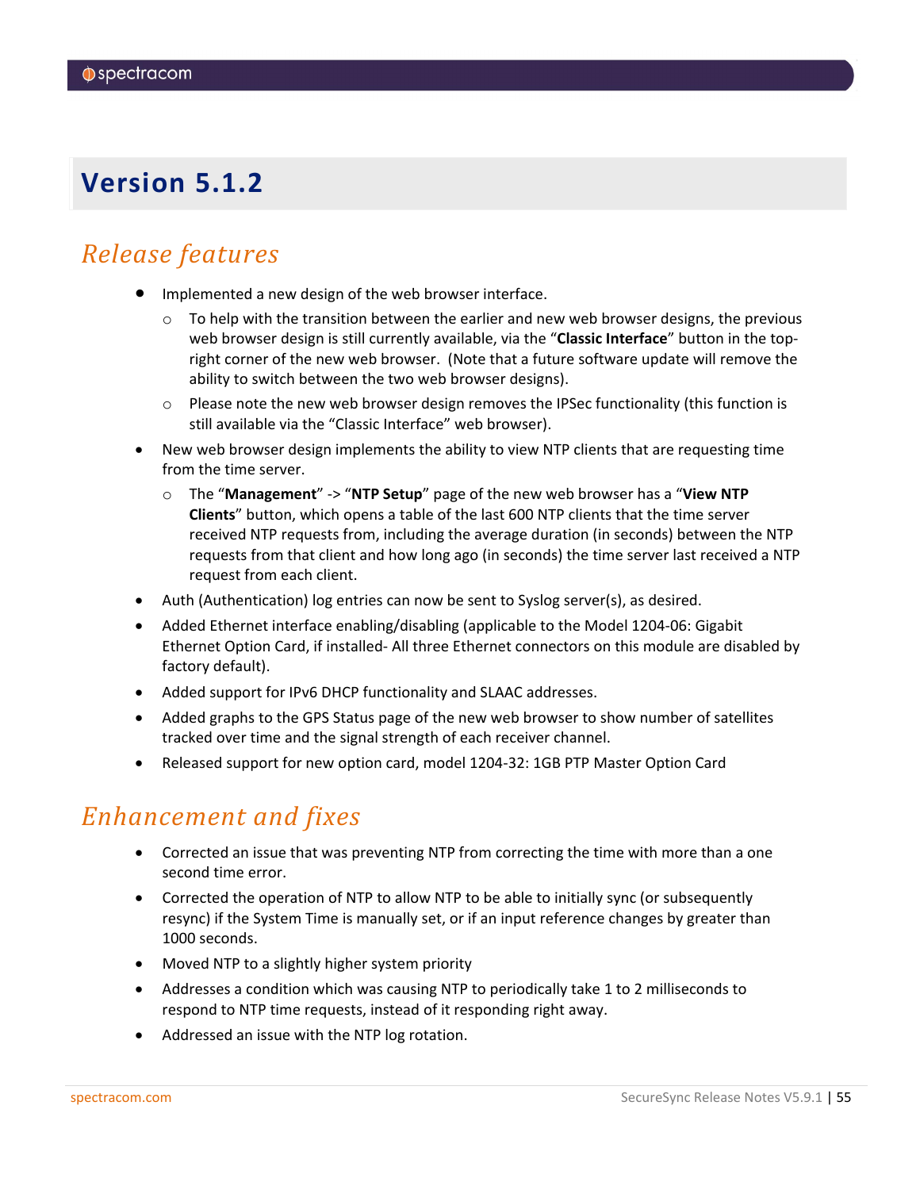# Version 5.1.2

## Release features

- Implemented a new design of the web browser interface.
  - To help with the transition between the earlier and new web browser designs, the previous web browser design is still currently available, via the "**Classic Interface**" button in the top-right corner of the new web browser. (Note that a future software update will remove the ability to switch between the two web browser designs).
  - Please note the new web browser design removes the IPSec functionality (this function is still available via the "Classic Interface" web browser).
- New web browser design implements the ability to view NTP clients that are requesting time from the time server.
  - The "**Management**" -> "**NTP Setup**" page of the new web browser has a "**View NTP Clients**" button, which opens a table of the last 600 NTP clients that the time server received NTP requests from, including the average duration (in seconds) between the NTP requests from that client and how long ago (in seconds) the time server last received a NTP request from each client.
- Auth (Authentication) log entries can now be sent to Syslog server(s), as desired.
- Added Ethernet interface enabling/disabling (applicable to the Model 1204-06: Gigabit Ethernet Option Card, if installed- All three Ethernet connectors on this module are disabled by factory default).
- Added support for IPv6 DHCP functionality and SLAAC addresses.
- Added graphs to the GPS Status page of the new web browser to show number of satellites tracked over time and the signal strength of each receiver channel.
- Released support for new option card, model 1204-32: 1GB PTP Master Option Card

## Enhancement and fixes

- Corrected an issue that was preventing NTP from correcting the time with more than a one second time error.
- Corrected the operation of NTP to allow NTP to be able to initially sync (or subsequently resync) if the System Time is manually set, or if an input reference changes by greater than 1000 seconds.
- Moved NTP to a slightly higher system priority
- Addresses a condition which was causing NTP to periodically take 1 to 2 milliseconds to respond to NTP time requests, instead of it responding right away.
- Addressed an issue with the NTP log rotation.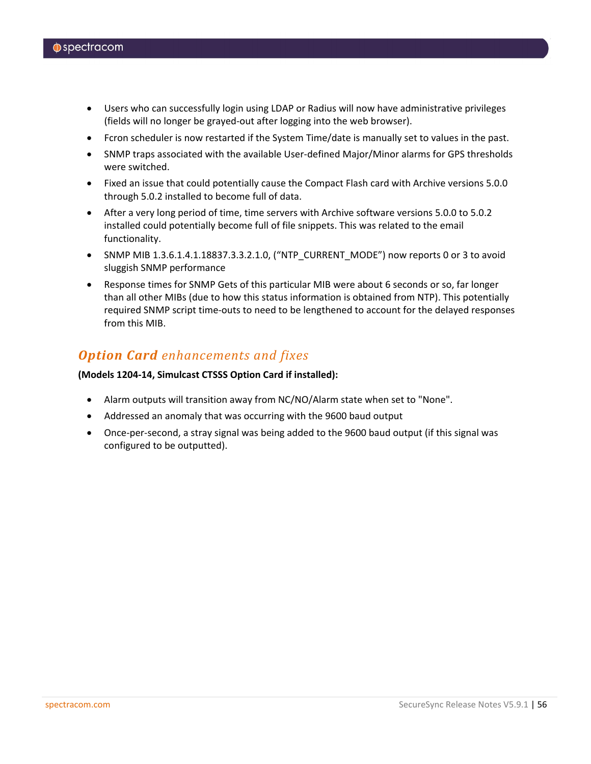- Users who can successfully login using LDAP or Radius will now have administrative privileges (fields will no longer be grayed-out after logging into the web browser).
- Fcron scheduler is now restarted if the System Time/date is manually set to values in the past.
- SNMP traps associated with the available User-defined Major/Minor alarms for GPS thresholds were switched.
- Fixed an issue that could potentially cause the Compact Flash card with Archive versions 5.0.0 through 5.0.2 installed to become full of data.
- After a very long period of time, time servers with Archive software versions 5.0.0 to 5.0.2 installed could potentially become full of file snippets. This was related to the email functionality.
- SNMP MIB 1.3.6.1.4.1.18837.3.3.2.1.0, ("NTP_CURRENT_MODE") now reports 0 or 3 to avoid sluggish SNMP performance
- Response times for SNMP Gets of this particular MIB were about 6 seconds or so, far longer than all other MIBs (due to how this status information is obtained from NTP). This potentially required SNMP script time-outs to need to be lengthened to account for the delayed responses from this MIB.

## *Option Card enhancements and fixes*

**(Models 1204-14, Simulcast CTSSS Option Card if installed):**

- Alarm outputs will transition away from NC/NO/Alarm state when set to "None".
- Addressed an anomaly that was occurring with the 9600 baud output
- Once-per-second, a stray signal was being added to the 9600 baud output (if this signal was configured to be outputted).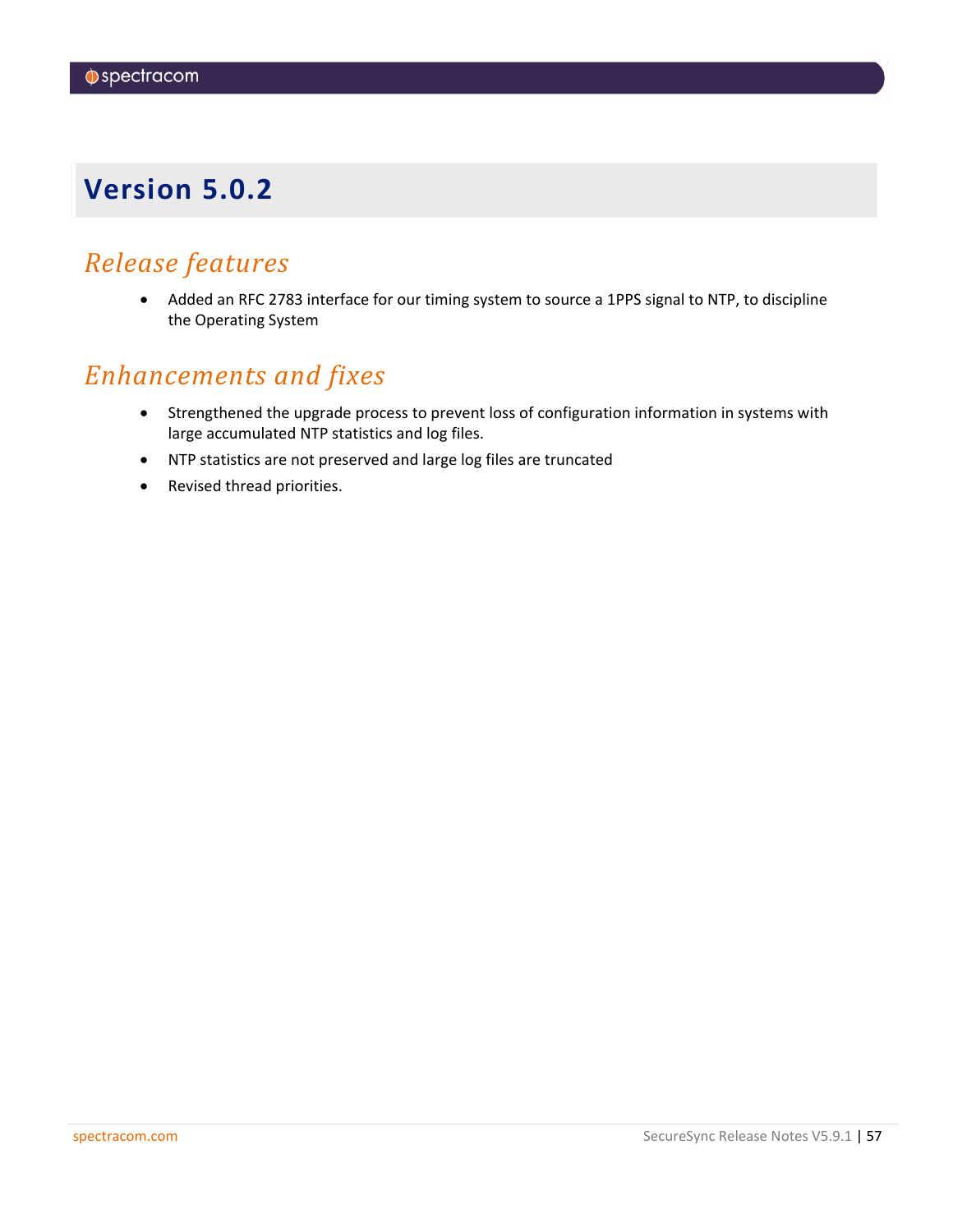# Version 5.0.2

## Release features

- Added an RFC 2783 interface for our timing system to source a 1PPS signal to NTP, to discipline the Operating System

## Enhancements and fixes

- Strengthened the upgrade process to prevent loss of configuration information in systems with large accumulated NTP statistics and log files.
- NTP statistics are not preserved and large log files are truncated
- Revised thread priorities.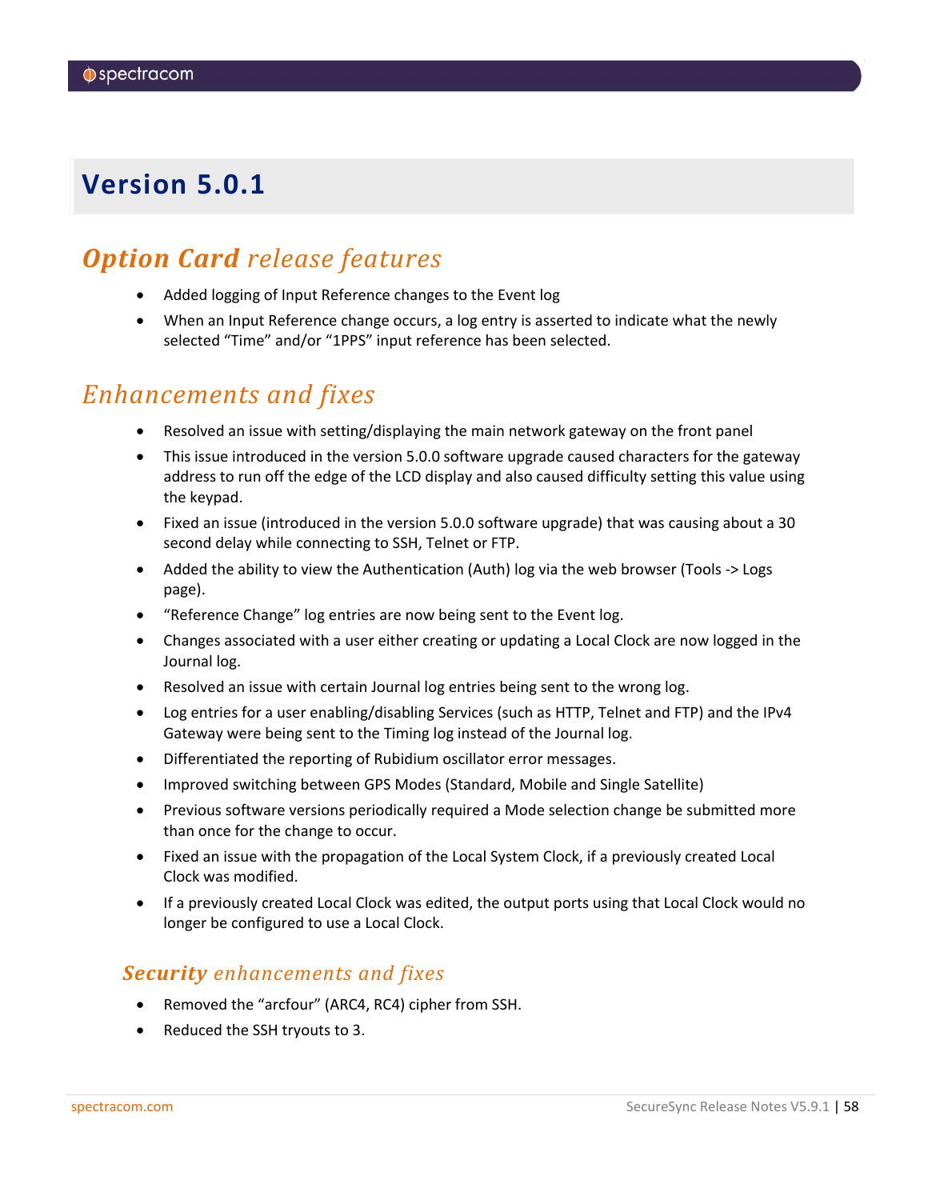# Version 5.0.1

## *Option Card release features*

- Added logging of Input Reference changes to the Event log
- When an Input Reference change occurs, a log entry is asserted to indicate what the newly selected “Time” and/or “1PPS” input reference has been selected.

## *Enhancements and fixes*

- Resolved an issue with setting/displaying the main network gateway on the front panel
- This issue introduced in the version 5.0.0 software upgrade caused characters for the gateway address to run off the edge of the LCD display and also caused difficulty setting this value using the keypad.
- Fixed an issue (introduced in the version 5.0.0 software upgrade) that was causing about a 30 second delay while connecting to SSH, Telnet or FTP.
- Added the ability to view the Authentication (Auth) log via the web browser (Tools -> Logs page).
- “Reference Change” log entries are now being sent to the Event log.
- Changes associated with a user either creating or updating a Local Clock are now logged in the Journal log.
- Resolved an issue with certain Journal log entries being sent to the wrong log.
- Log entries for a user enabling/disabling Services (such as HTTP, Telnet and FTP) and the IPv4 Gateway were being sent to the Timing log instead of the Journal log.
- Differentiated the reporting of Rubidium oscillator error messages.
- Improved switching between GPS Modes (Standard, Mobile and Single Satellite)
- Previous software versions periodically required a Mode selection change be submitted more than once for the change to occur.
- Fixed an issue with the propagation of the Local System Clock, if a previously created Local Clock was modified.
- If a previously created Local Clock was edited, the output ports using that Local Clock would no longer be configured to use a Local Clock.

### *Security enhancements and fixes*

- Removed the “arcfour” (ARC4, RC4) cipher from SSH.
- Reduced the SSH tryouts to 3.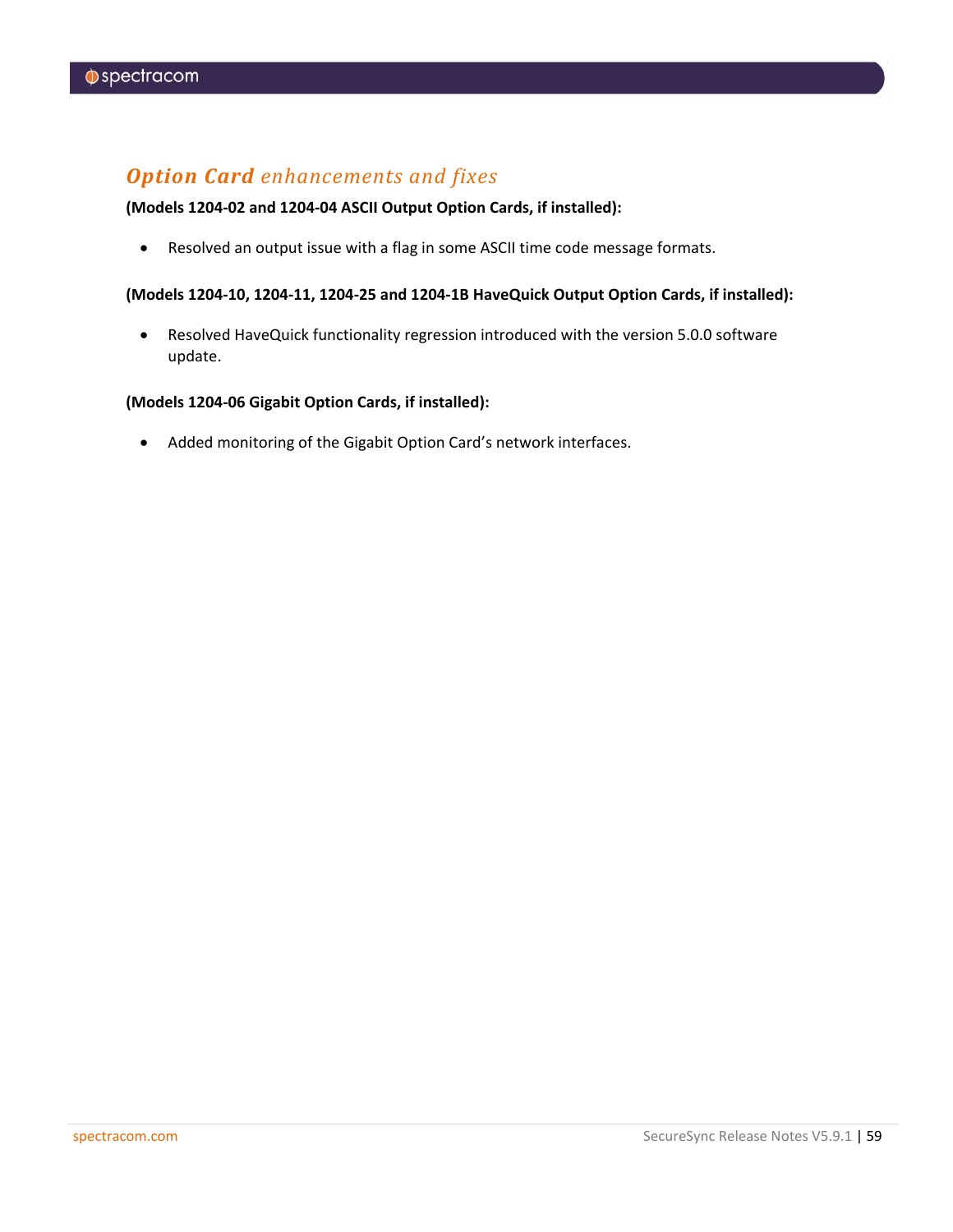## ***Option Card*** *enhancements and fixes*

**(Models 1204-02 and 1204-04 ASCII Output Option Cards, if installed):**

- Resolved an output issue with a flag in some ASCII time code message formats.

**(Models 1204-10, 1204-11, 1204-25 and 1204-1B HaveQuick Output Option Cards, if installed):**

- Resolved HaveQuick functionality regression introduced with the version 5.0.0 software update.

**(Models 1204-06 Gigabit Option Cards, if installed):**

- Added monitoring of the Gigabit Option Card's network interfaces.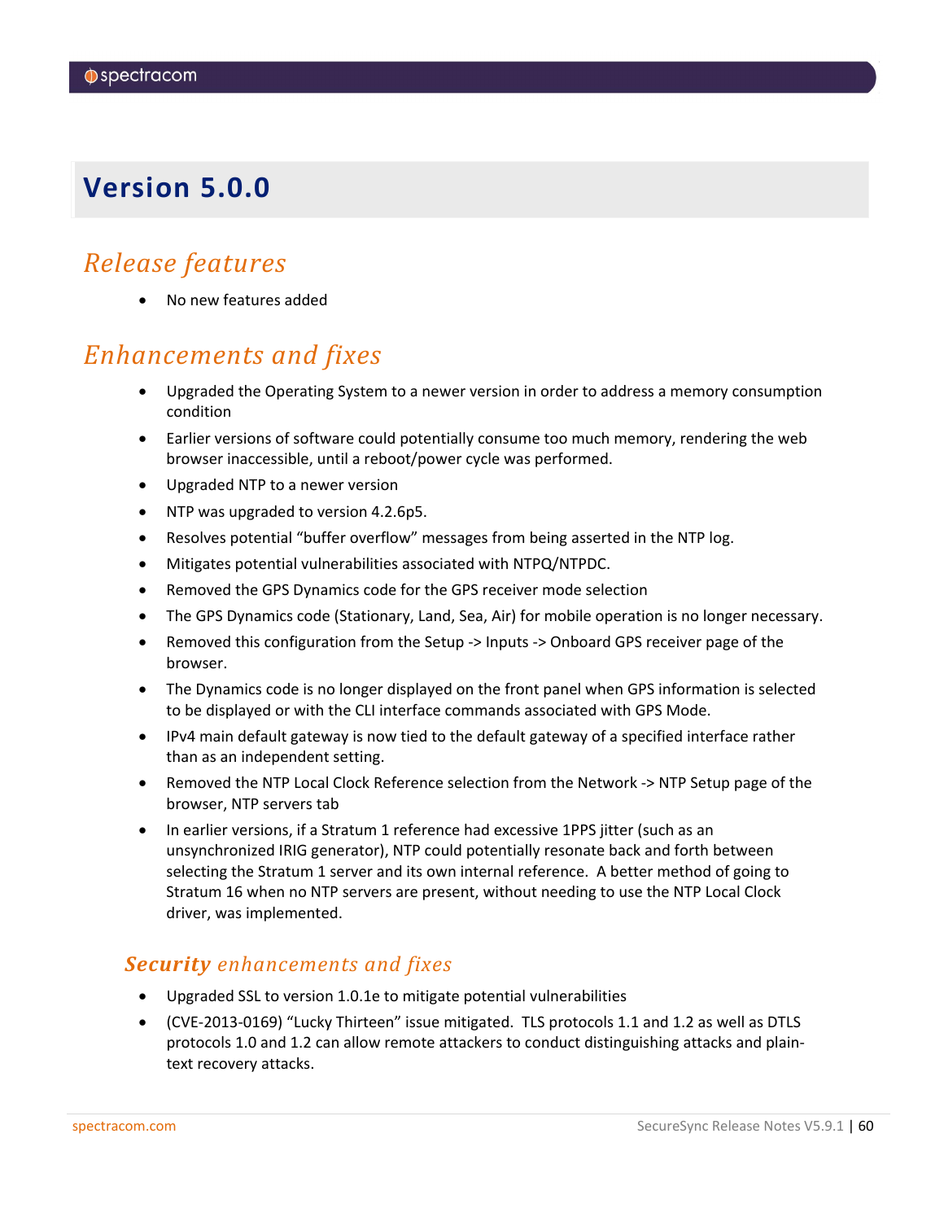# Version 5.0.0

## Release features

- No new features added

## Enhancements and fixes

- Upgraded the Operating System to a newer version in order to address a memory consumption condition
- Earlier versions of software could potentially consume too much memory, rendering the web browser inaccessible, until a reboot/power cycle was performed.
- Upgraded NTP to a newer version
- NTP was upgraded to version 4.2.6p5.
- Resolves potential "buffer overflow" messages from being asserted in the NTP log.
- Mitigates potential vulnerabilities associated with NTPQ/NTPDC.
- Removed the GPS Dynamics code for the GPS receiver mode selection
- The GPS Dynamics code (Stationary, Land, Sea, Air) for mobile operation is no longer necessary.
- Removed this configuration from the Setup -> Inputs -> Onboard GPS receiver page of the browser.
- The Dynamics code is no longer displayed on the front panel when GPS information is selected to be displayed or with the CLI interface commands associated with GPS Mode.
- IPv4 main default gateway is now tied to the default gateway of a specified interface rather than as an independent setting.
- Removed the NTP Local Clock Reference selection from the Network -> NTP Setup page of the browser, NTP servers tab
- In earlier versions, if a Stratum 1 reference had excessive 1PPS jitter (such as an unsynchronized IRIG generator), NTP could potentially resonate back and forth between selecting the Stratum 1 server and its own internal reference. A better method of going to Stratum 16 when no NTP servers are present, without needing to use the NTP Local Clock driver, was implemented.

### **Security** enhancements and fixes

- Upgraded SSL to version 1.0.1e to mitigate potential vulnerabilities
- (CVE-2013-0169) "Lucky Thirteen" issue mitigated. TLS protocols 1.1 and 1.2 as well as DTLS protocols 1.0 and 1.2 can allow remote attackers to conduct distinguishing attacks and plain-text recovery attacks.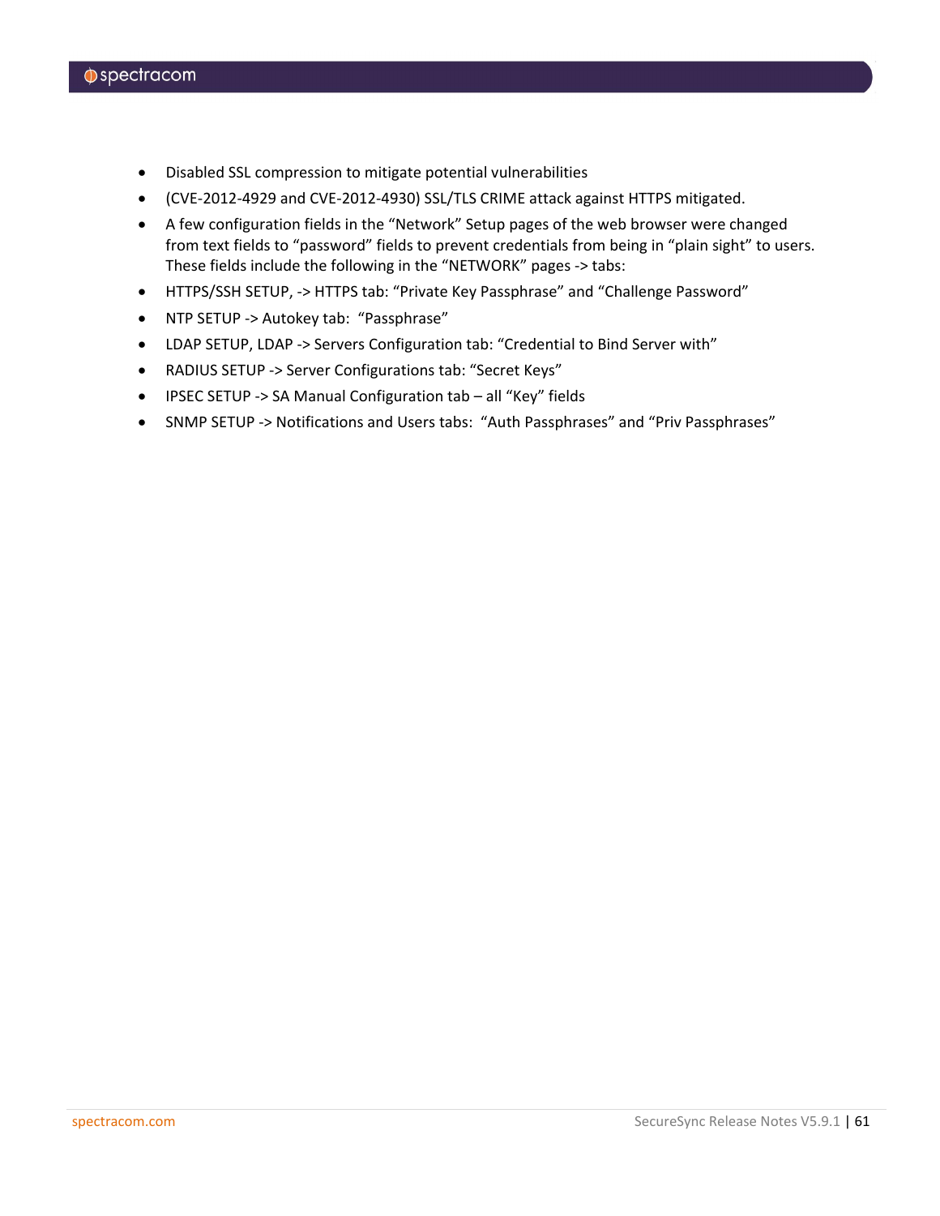- Disabled SSL compression to mitigate potential vulnerabilities
- (CVE-2012-4929 and CVE-2012-4930) SSL/TLS CRIME attack against HTTPS mitigated.
- A few configuration fields in the “Network” Setup pages of the web browser were changed from text fields to “password” fields to prevent credentials from being in “plain sight” to users. These fields include the following in the “NETWORK” pages -> tabs:
- HTTPS/SSH SETUP, -> HTTPS tab: “Private Key Passphrase” and “Challenge Password”
- NTP SETUP -> Autokey tab:  “Passphrase”
- LDAP SETUP, LDAP -> Servers Configuration tab: “Credential to Bind Server with”
- RADIUS SETUP -> Server Configurations tab: “Secret Keys”
- IPSEC SETUP -> SA Manual Configuration tab – all “Key” fields
- SNMP SETUP -> Notifications and Users tabs:  “Auth Passphrases” and “Priv Passphrases”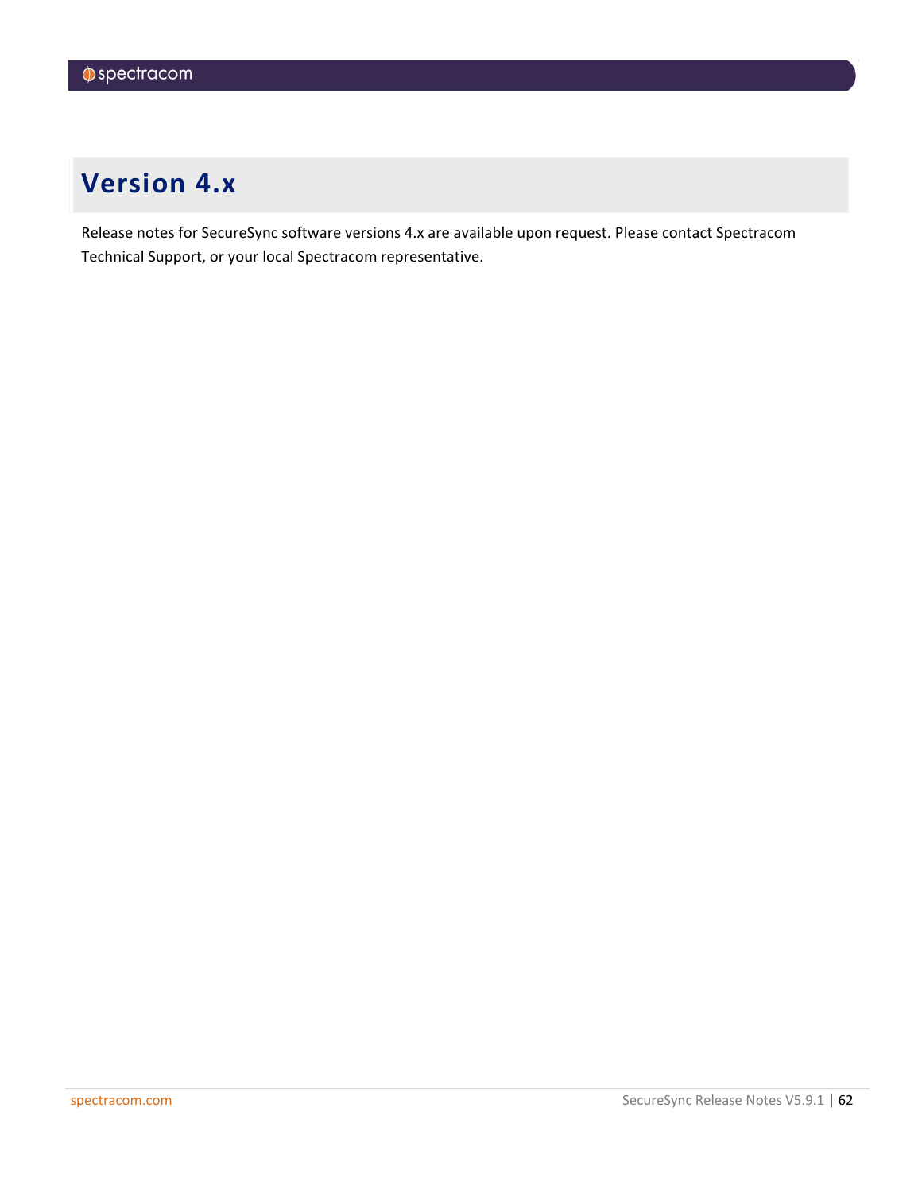# Version 4.x

Release notes for SecureSync software versions 4.x are available upon request. Please contact Spectracom Technical Support, or your local Spectracom representative.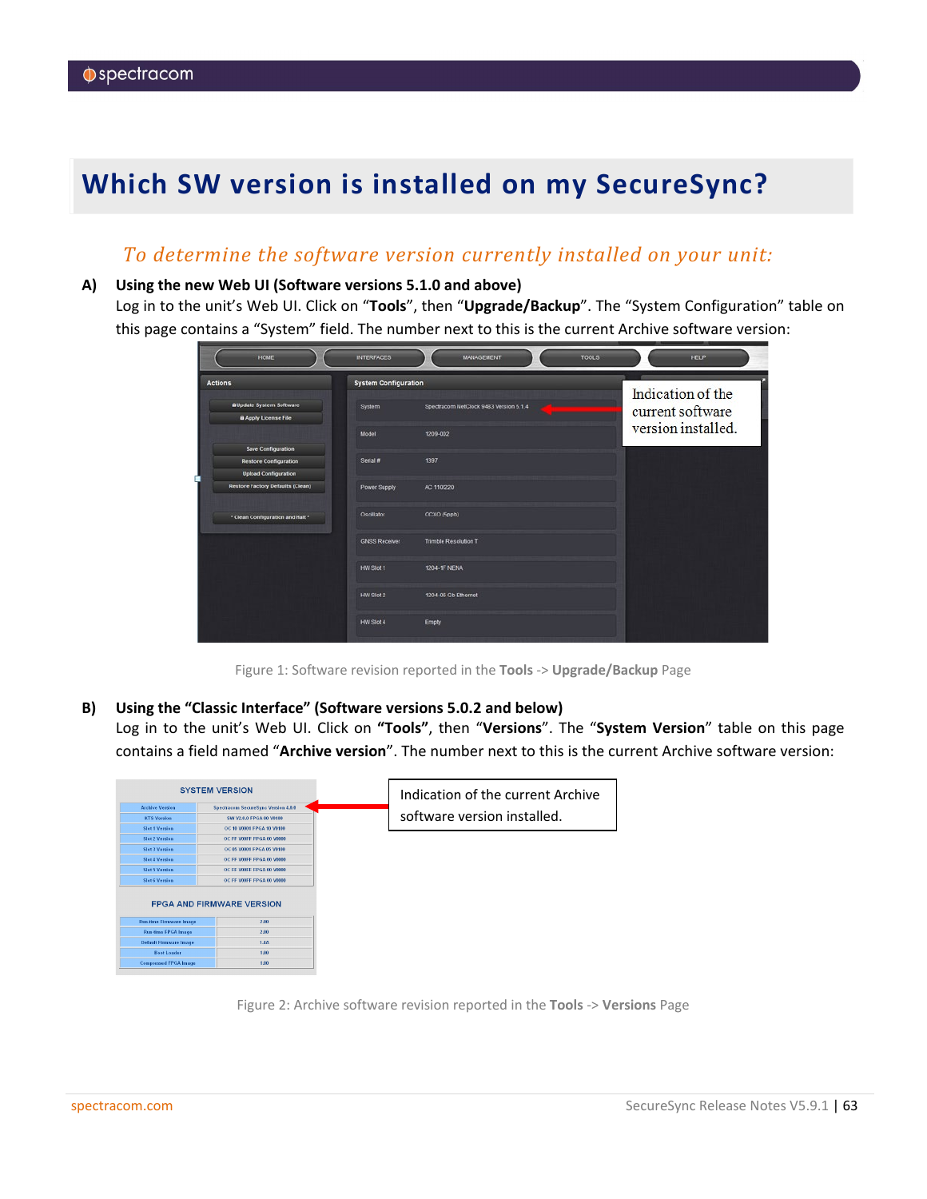# Which SW version is installed on my SecureSync?

*To determine the software version currently installed on your unit:*

**A) Using the new Web UI (Software versions 5.1.0 and above)**

Log in to the unit's Web UI. Click on "**Tools**", then "**Upgrade/Backup**". The "System Configuration" table on this page contains a "System" field. The number next to this is the current Archive software version:

Figure 1: Software revision reported in the **Tools** -> **Upgrade/Backup** Page

**B) Using the "Classic Interface" (Software versions 5.0.2 and below)**

Log in to the unit's Web UI. Click on **"Tools"**, then "**Versions**". The "**System Version**" table on this page contains a field named "**Archive version**". The number next to this is the current Archive software version:

Figure 2: Archive software revision reported in the **Tools** -> **Versions** Page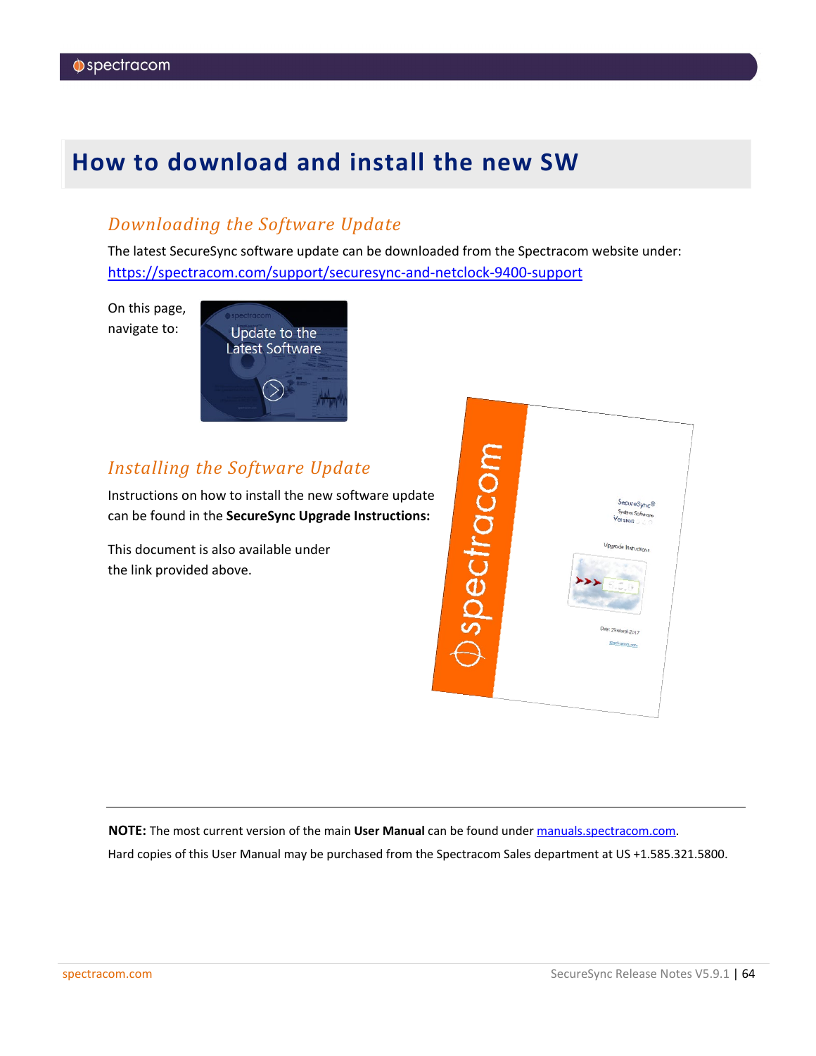# How to download and install the new SW

## *Downloading the Software Update*

The latest SecureSync software update can be downloaded from the Spectracom website under: https://spectracom.com/support/securesync-and-netclock-9400-support

On this page, navigate to:

## *Installing the Software Update*

Instructions on how to install the new software update can be found in the **SecureSync Upgrade Instructions:**

This document is also available under the link provided above.

---

**NOTE:** The most current version of the main **User Manual** can be found under manuals.spectracom.com.

Hard copies of this User Manual may be purchased from the Spectracom Sales department at US +1.585.321.5800.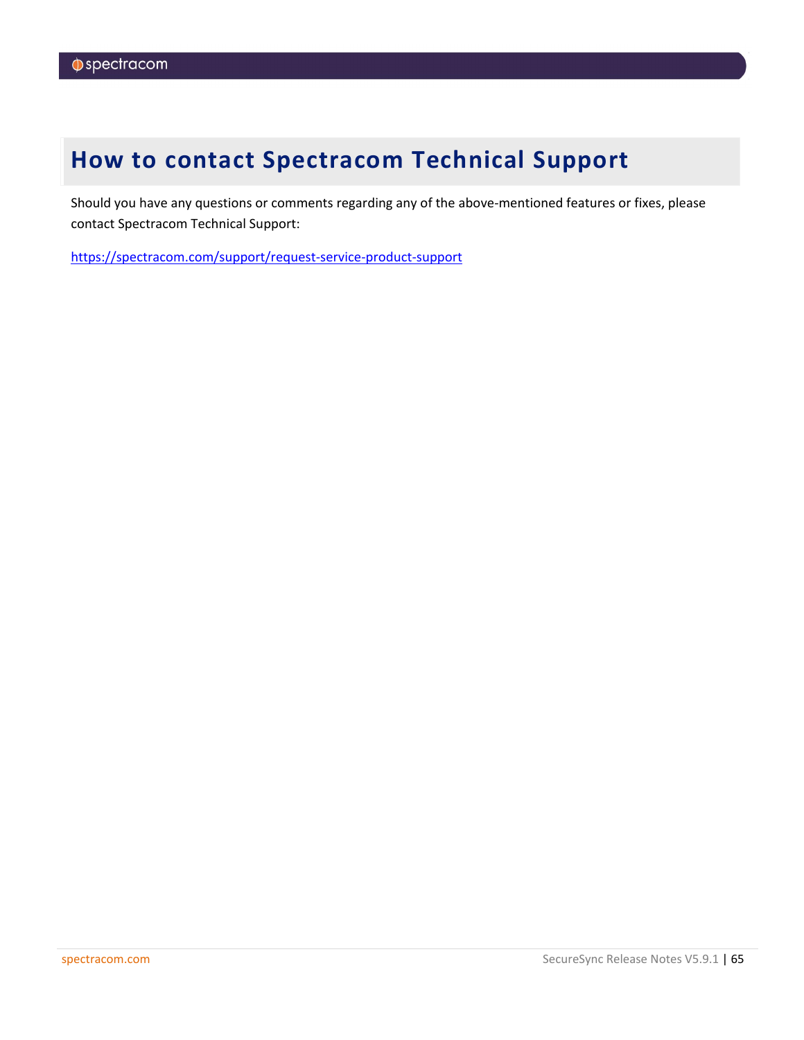# How to contact Spectracom Technical Support

Should you have any questions or comments regarding any of the above-mentioned features or fixes, please contact Spectracom Technical Support:

https://spectracom.com/support/request-service-product-support